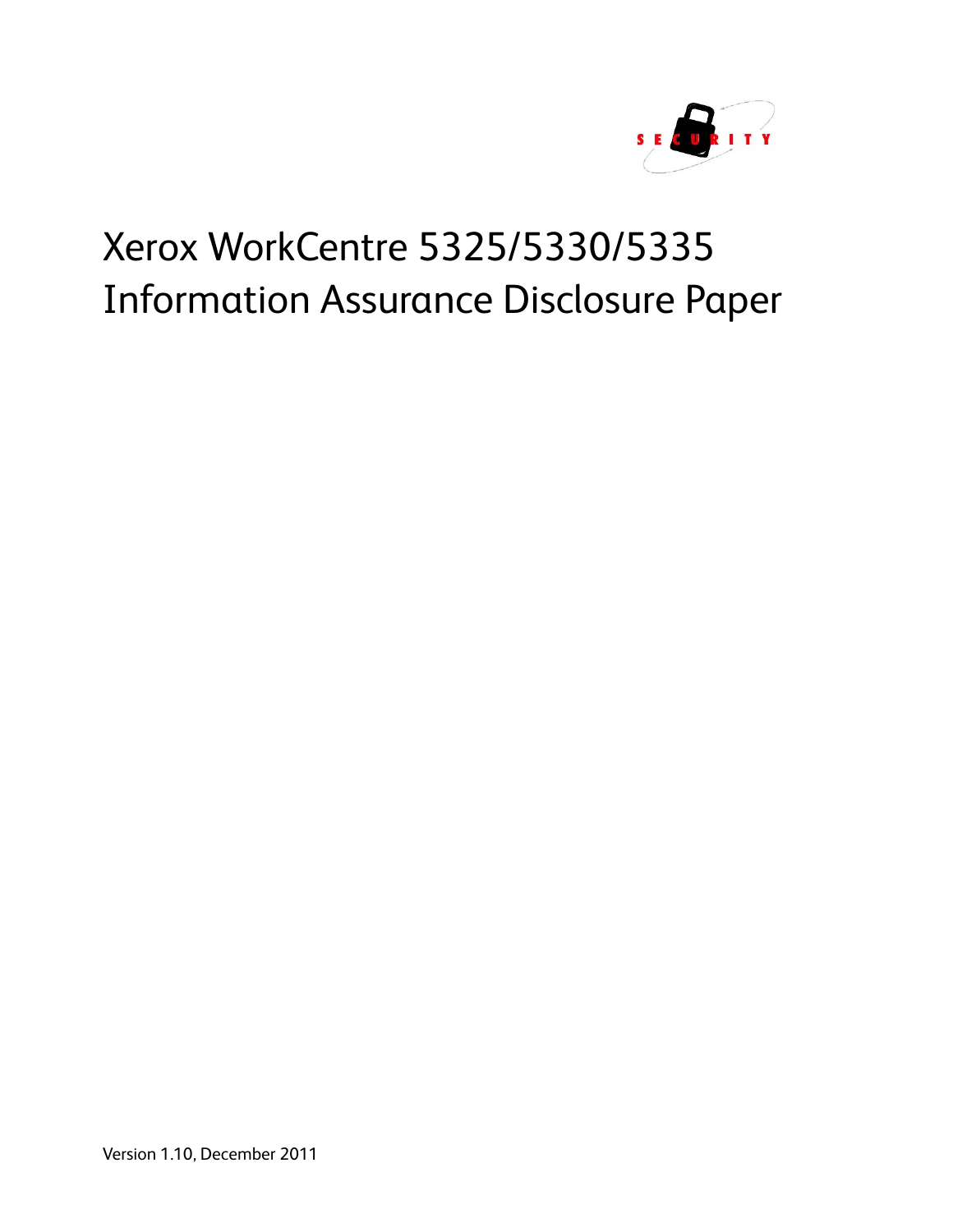# Xerox WorkCentre 5325/5330/5335 Information Assurance Disclosure Paper

Version 1.10, December 2011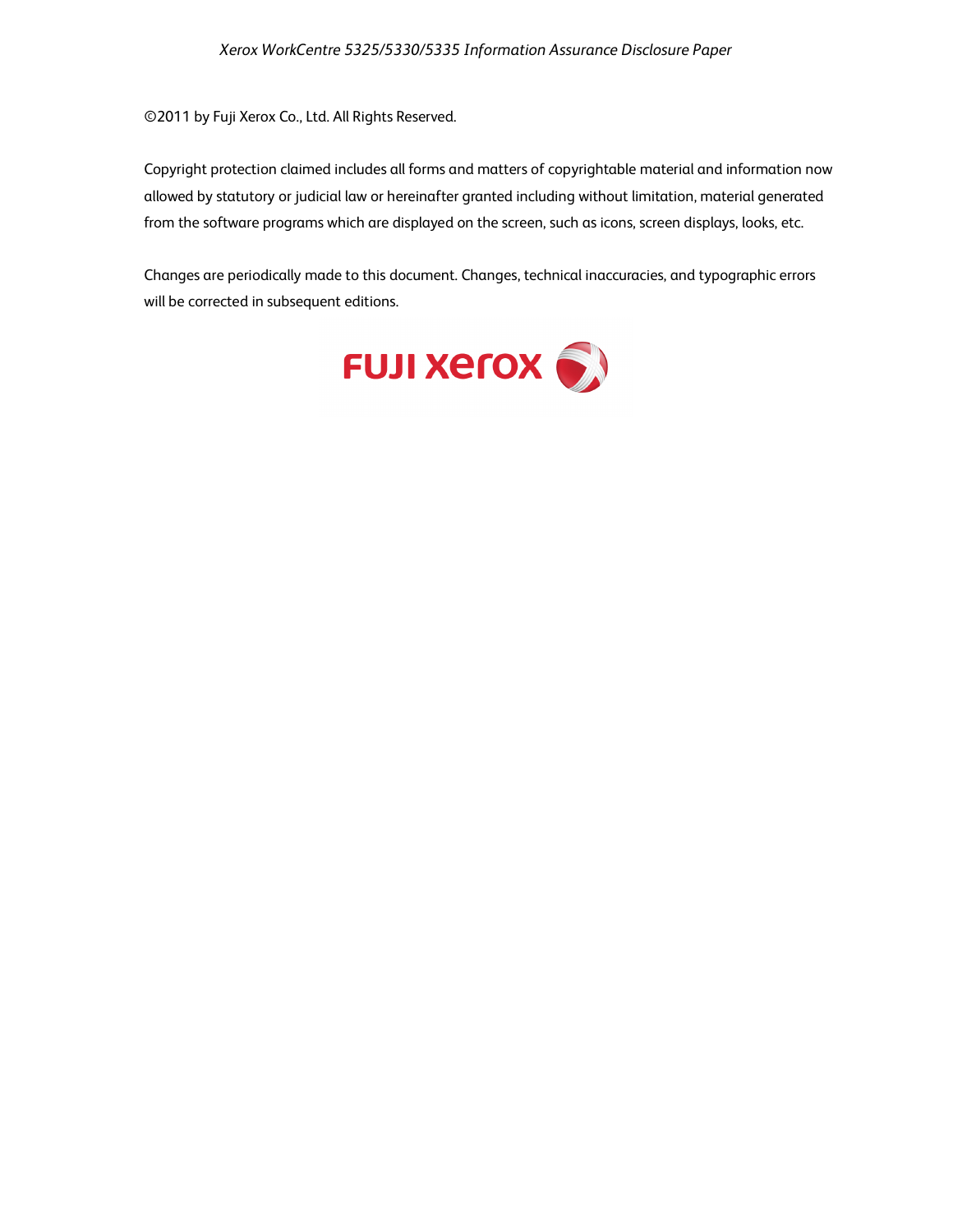©2011 by Fuji Xerox Co., Ltd. All Rights Reserved.

Copyright protection claimed includes all forms and matters of copyrightable material and information now allowed by statutory or judicial law or hereinafter granted including without limitation, material generated from the software programs which are displayed on the screen, such as icons, screen displays, looks, etc.

Changes are periodically made to this document. Changes, technical inaccuracies, and typographic errors will be corrected in subsequent editions.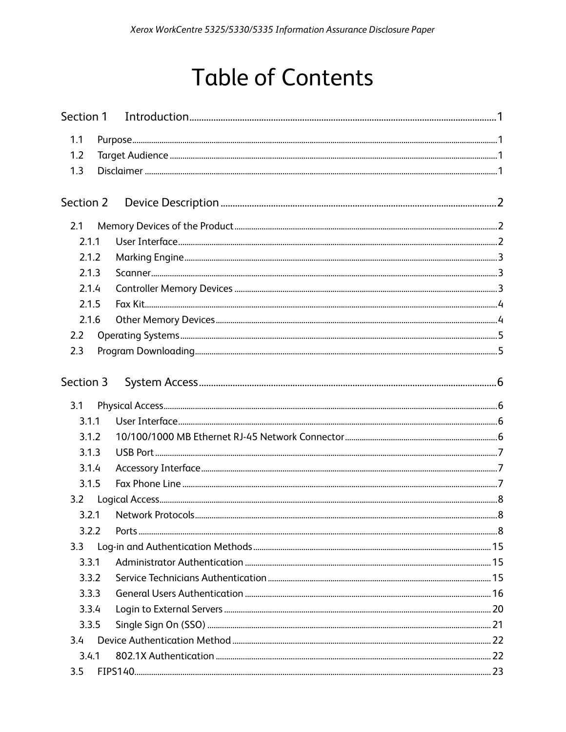# Table of Contents

Section 1 Introduction ........ 1

- 1.1 Purpose ........ 1
- 1.2 Target Audience ........ 1
- 1.3 Disclaimer ........ 1

Section 2 Device Description ........ 2

- 2.1 Memory Devices of the Product ........ 2
  - 2.1.1 User Interface ........ 2
  - 2.1.2 Marking Engine ........ 3
  - 2.1.3 Scanner ........ 3
  - 2.1.4 Controller Memory Devices ........ 3
  - 2.1.5 Fax Kit ........ 4
  - 2.1.6 Other Memory Devices ........ 4
- 2.2 Operating Systems ........ 5
- 2.3 Program Downloading ........ 5

Section 3 System Access ........ 6

- 3.1 Physical Access ........ 6
  - 3.1.1 User Interface ........ 6
  - 3.1.2 10/100/1000 MB Ethernet RJ-45 Network Connector ........ 6
  - 3.1.3 USB Port ........ 7
  - 3.1.4 Accessory Interface ........ 7
  - 3.1.5 Fax Phone Line ........ 7
- 3.2 Logical Access ........ 8
  - 3.2.1 Network Protocols ........ 8
  - 3.2.2 Ports ........ 8
- 3.3 Log-in and Authentication Methods ........ 15
  - 3.3.1 Administrator Authentication ........ 15
  - 3.3.2 Service Technicians Authentication ........ 15
  - 3.3.3 General Users Authentication ........ 16
  - 3.3.4 Login to External Servers ........ 20
  - 3.3.5 Single Sign On (SSO) ........ 21
- 3.4 Device Authentication Method ........ 22
  - 3.4.1 802.1X Authentication ........ 22
- 3.5 FIPS140 ........ 23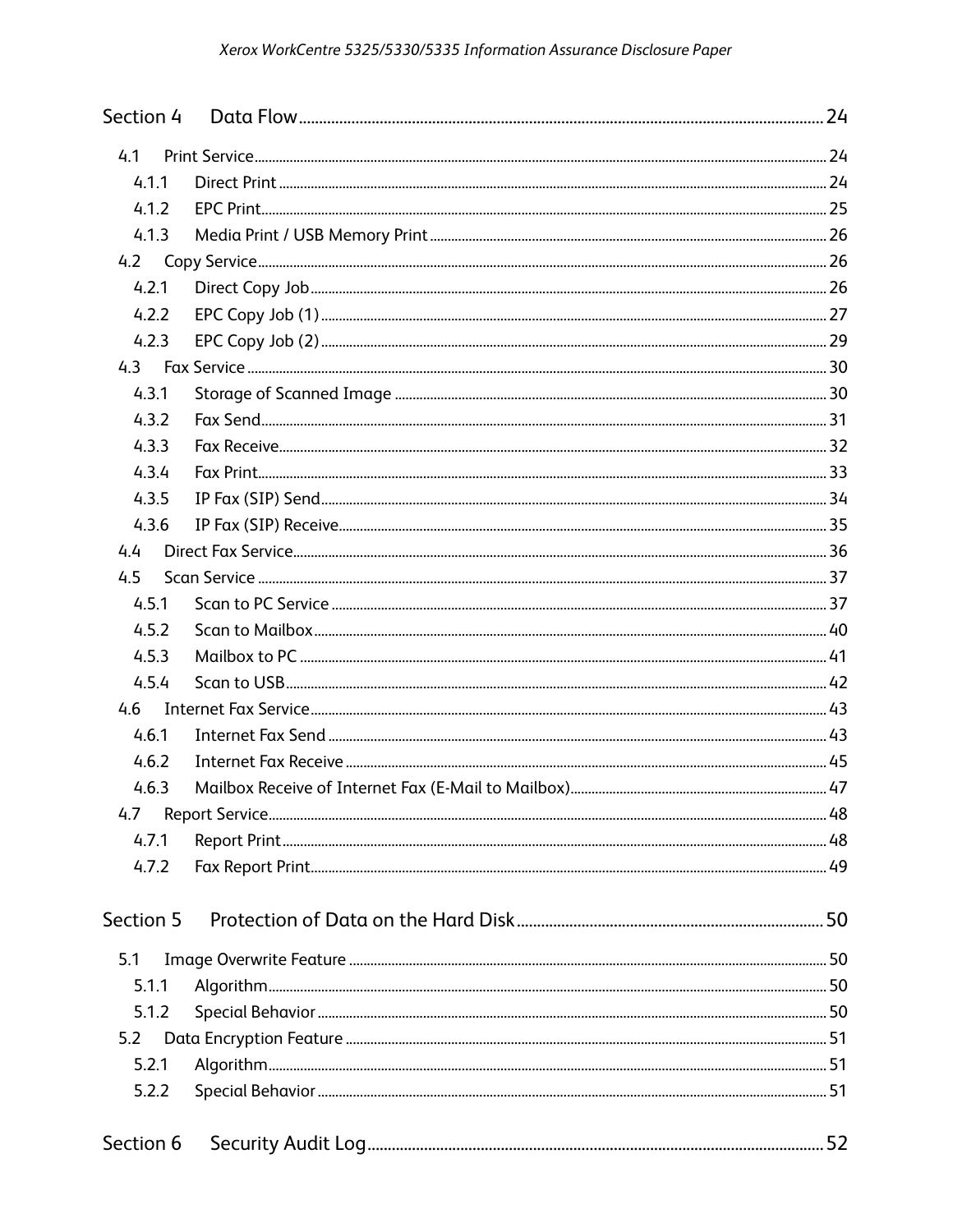Section 4 Data Flow ........ 24

- 4.1 Print Service ........ 24
  - 4.1.1 Direct Print ........ 24
  - 4.1.2 EPC Print ........ 25
  - 4.1.3 Media Print / USB Memory Print ........ 26
- 4.2 Copy Service ........ 26
  - 4.2.1 Direct Copy Job ........ 26
  - 4.2.2 EPC Copy Job (1) ........ 27
  - 4.2.3 EPC Copy Job (2) ........ 29
- 4.3 Fax Service ........ 30
  - 4.3.1 Storage of Scanned Image ........ 30
  - 4.3.2 Fax Send ........ 31
  - 4.3.3 Fax Receive ........ 32
  - 4.3.4 Fax Print ........ 33
  - 4.3.5 IP Fax (SIP) Send ........ 34
  - 4.3.6 IP Fax (SIP) Receive ........ 35
- 4.4 Direct Fax Service ........ 36
- 4.5 Scan Service ........ 37
  - 4.5.1 Scan to PC Service ........ 37
  - 4.5.2 Scan to Mailbox ........ 40
  - 4.5.3 Mailbox to PC ........ 41
  - 4.5.4 Scan to USB ........ 42
- 4.6 Internet Fax Service ........ 43
  - 4.6.1 Internet Fax Send ........ 43
  - 4.6.2 Internet Fax Receive ........ 45
  - 4.6.3 Mailbox Receive of Internet Fax (E-Mail to Mailbox) ........ 47
- 4.7 Report Service ........ 48
  - 4.7.1 Report Print ........ 48
  - 4.7.2 Fax Report Print ........ 49

Section 5 Protection of Data on the Hard Disk ........ 50

- 5.1 Image Overwrite Feature ........ 50
  - 5.1.1 Algorithm ........ 50
  - 5.1.2 Special Behavior ........ 50
- 5.2 Data Encryption Feature ........ 51
  - 5.2.1 Algorithm ........ 51
  - 5.2.2 Special Behavior ........ 51

Section 6 Security Audit Log ........ 52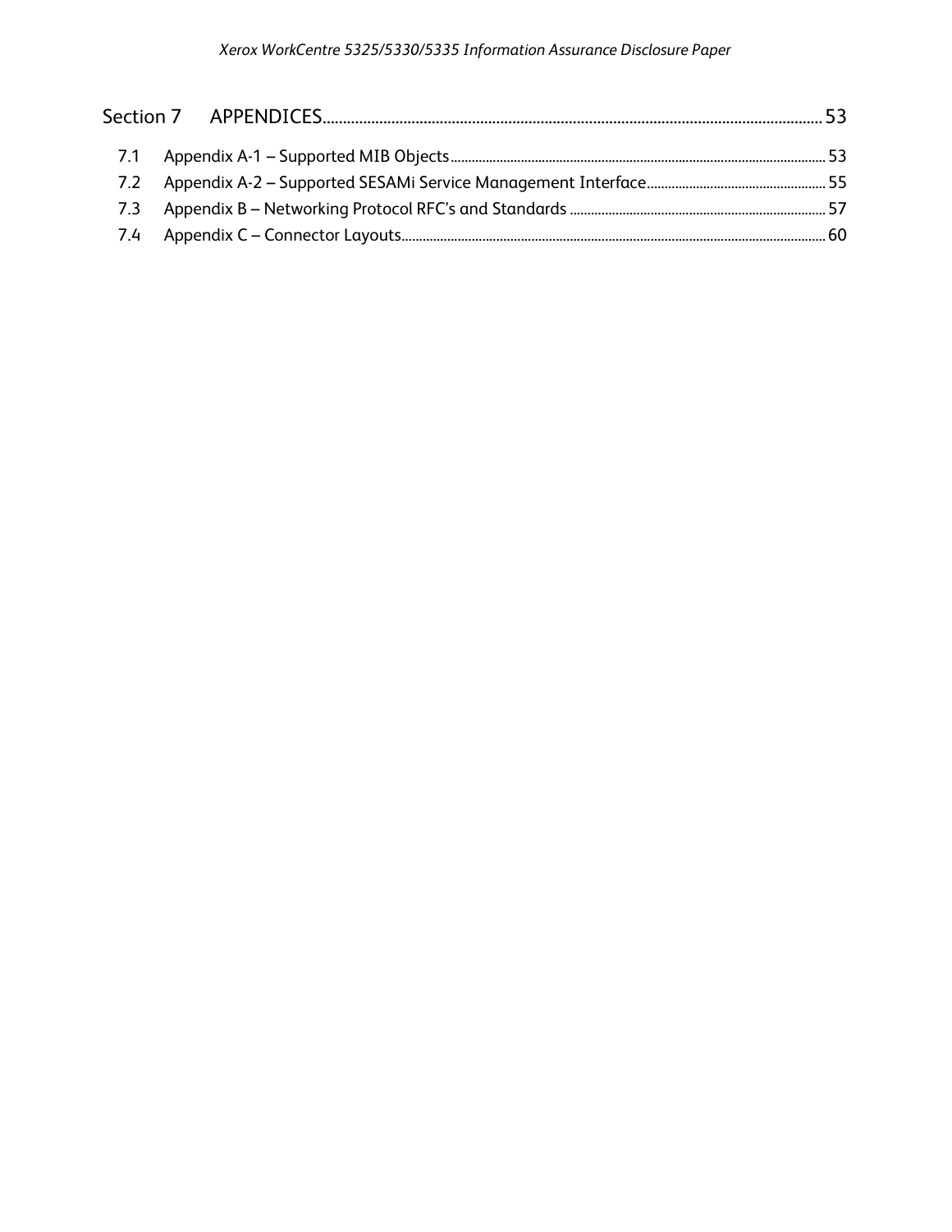Section 7 APPENDICES ........................................................................................................................ 53

7.1 Appendix A-1 – Supported MIB Objects ......................................................................................................... 53

7.2 Appendix A-2 – Supported SESAMi Service Management Interface ................................................... 55

7.3 Appendix B – Networking Protocol RFC's and Standards ......................................................................... 57

7.4 Appendix C – Connector Layouts ........................................................................................................................ 60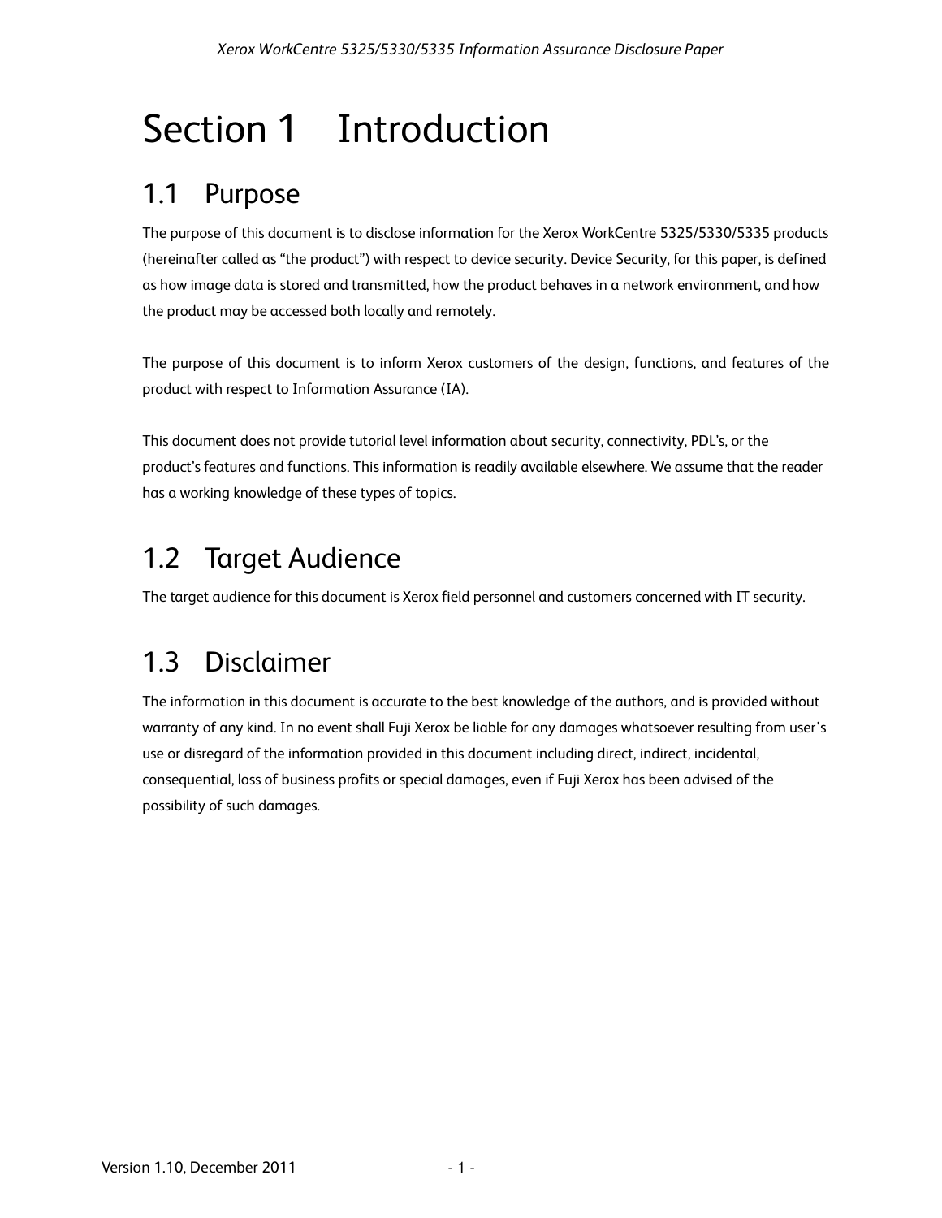# Section 1 Introduction

## 1.1 Purpose

The purpose of this document is to disclose information for the Xerox WorkCentre 5325/5330/5335 products (hereinafter called as "the product") with respect to device security. Device Security, for this paper, is defined as how image data is stored and transmitted, how the product behaves in a network environment, and how the product may be accessed both locally and remotely.

The purpose of this document is to inform Xerox customers of the design, functions, and features of the product with respect to Information Assurance (IA).

This document does not provide tutorial level information about security, connectivity, PDL's, or the product's features and functions. This information is readily available elsewhere. We assume that the reader has a working knowledge of these types of topics.

## 1.2 Target Audience

The target audience for this document is Xerox field personnel and customers concerned with IT security.

## 1.3 Disclaimer

The information in this document is accurate to the best knowledge of the authors, and is provided without warranty of any kind. In no event shall Fuji Xerox be liable for any damages whatsoever resulting from user's use or disregard of the information provided in this document including direct, indirect, incidental, consequential, loss of business profits or special damages, even if Fuji Xerox has been advised of the possibility of such damages.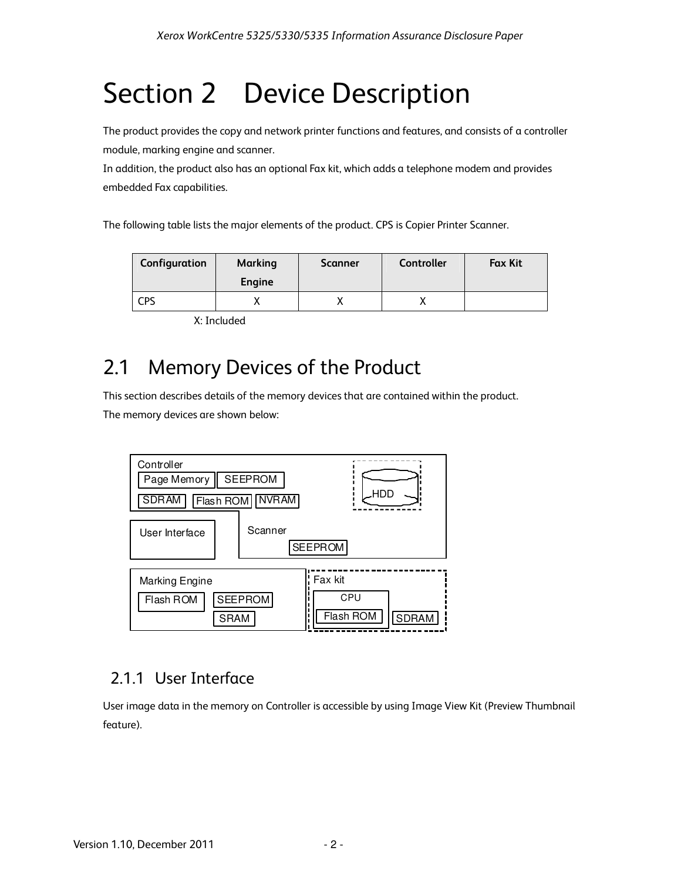# Section 2 Device Description

The product provides the copy and network printer functions and features, and consists of a controller module, marking engine and scanner.
In addition, the product also has an optional Fax kit, which adds a telephone modem and provides embedded Fax capabilities.

The following table lists the major elements of the product. CPS is Copier Printer Scanner.

| Configuration | Marking Engine | Scanner | Controller | Fax Kit |
|---|---|---|---|---|
| CPS | X | X | X | |

X: Included

## 2.1 Memory Devices of the Product

This section describes details of the memory devices that are contained within the product.
The memory devices are shown below:

Controller: Page Memory, SEEPROM, SDRAM, Flash ROM, NVRAM, HDD

User Interface

Scanner: SEEPROM

Marking Engine: Flash ROM, SEEPROM, SRAM

Fax kit: CPU, Flash ROM, SDRAM

### 2.1.1 User Interface

User image data in the memory on Controller is accessible by using Image View Kit (Preview Thumbnail feature).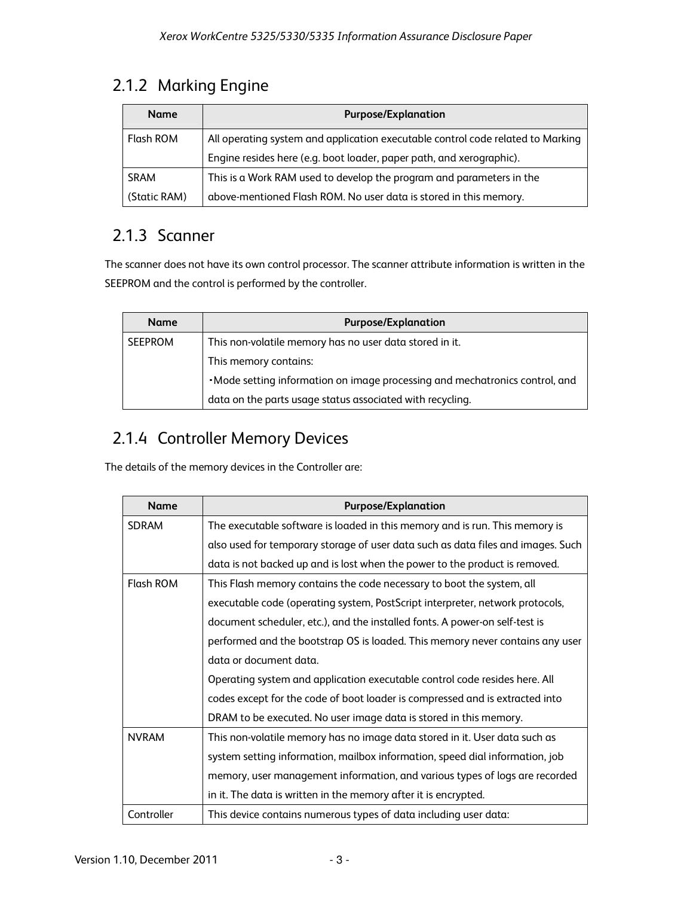### 2.1.2 Marking Engine

| Name | Purpose/Explanation |
|---|---|
| Flash ROM | All operating system and application executable control code related to Marking Engine resides here (e.g. boot loader, paper path, and xerographic). |
| SRAM (Static RAM) | This is a Work RAM used to develop the program and parameters in the above-mentioned Flash ROM. No user data is stored in this memory. |

### 2.1.3 Scanner

The scanner does not have its own control processor. The scanner attribute information is written in the SEEPROM and the control is performed by the controller.

| Name | Purpose/Explanation |
|---|---|
| SEEPROM | This non-volatile memory has no user data stored in it.<br>This memory contains:<br>・Mode setting information on image processing and mechatronics control, and data on the parts usage status associated with recycling. |

### 2.1.4 Controller Memory Devices

The details of the memory devices in the Controller are:

| Name | Purpose/Explanation |
|---|---|
| SDRAM | The executable software is loaded in this memory and is run. This memory is also used for temporary storage of user data such as data files and images. Such data is not backed up and is lost when the power to the product is removed. |
| Flash ROM | This Flash memory contains the code necessary to boot the system, all executable code (operating system, PostScript interpreter, network protocols, document scheduler, etc.), and the installed fonts. A power-on self-test is performed and the bootstrap OS is loaded. This memory never contains any user data or document data.<br>Operating system and application executable control code resides here. All codes except for the code of boot loader is compressed and is extracted into DRAM to be executed. No user image data is stored in this memory. |
| NVRAM | This non-volatile memory has no image data stored in it. User data such as system setting information, mailbox information, speed dial information, job memory, user management information, and various types of logs are recorded in it. The data is written in the memory after it is encrypted. |
| Controller | This device contains numerous types of data including user data: |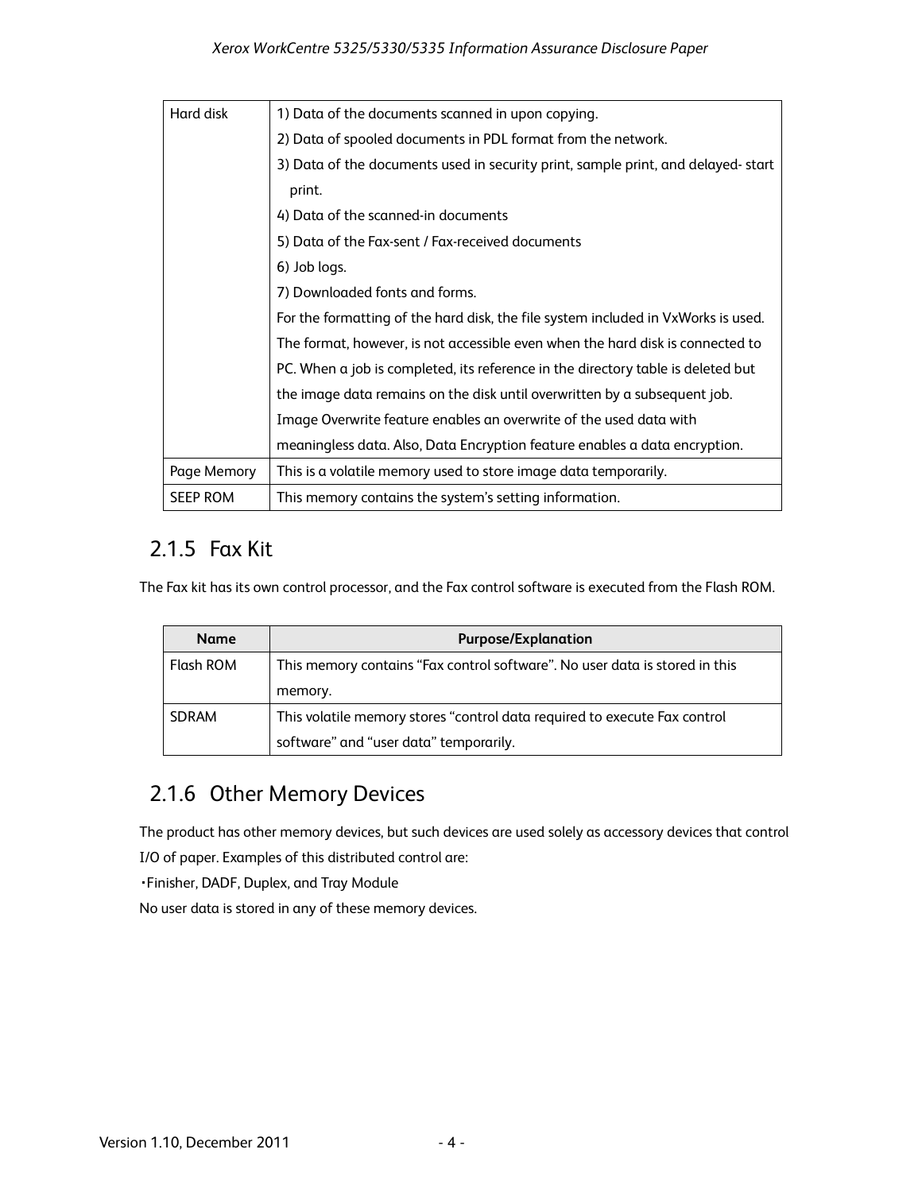| | |
|---|---|
| Hard disk | 1) Data of the documents scanned in upon copying.<br>2) Data of spooled documents in PDL format from the network.<br>3) Data of the documents used in security print, sample print, and delayed- start print.<br>4) Data of the scanned-in documents<br>5) Data of the Fax-sent / Fax-received documents<br>6) Job logs.<br>7) Downloaded fonts and forms.<br>For the formatting of the hard disk, the file system included in VxWorks is used. The format, however, is not accessible even when the hard disk is connected to PC. When a job is completed, its reference in the directory table is deleted but the image data remains on the disk until overwritten by a subsequent job. Image Overwrite feature enables an overwrite of the used data with meaningless data. Also, Data Encryption feature enables a data encryption. |
| Page Memory | This is a volatile memory used to store image data temporarily. |
| SEEP ROM | This memory contains the system's setting information. |

### 2.1.5 Fax Kit

The Fax kit has its own control processor, and the Fax control software is executed from the Flash ROM.

| Name | Purpose/Explanation |
|---|---|
| Flash ROM | This memory contains "Fax control software". No user data is stored in this memory. |
| SDRAM | This volatile memory stores "control data required to execute Fax control software" and "user data" temporarily. |

### 2.1.6 Other Memory Devices

The product has other memory devices, but such devices are used solely as accessory devices that control I/O of paper. Examples of this distributed control are:

・Finisher, DADF, Duplex, and Tray Module

No user data is stored in any of these memory devices.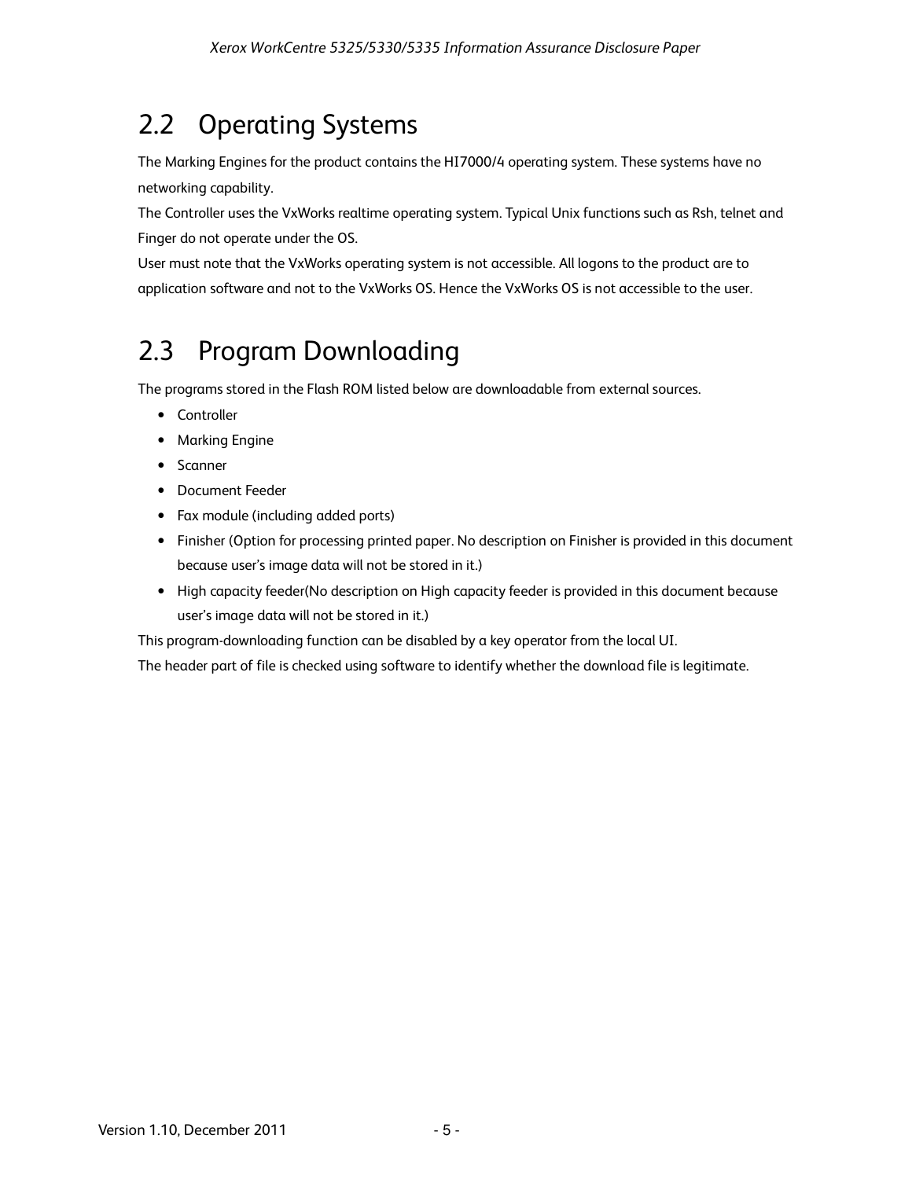## 2.2 Operating Systems

The Marking Engines for the product contains the HI7000/4 operating system. These systems have no networking capability.

The Controller uses the VxWorks realtime operating system. Typical Unix functions such as Rsh, telnet and Finger do not operate under the OS.

User must note that the VxWorks operating system is not accessible. All logons to the product are to application software and not to the VxWorks OS. Hence the VxWorks OS is not accessible to the user.

## 2.3 Program Downloading

The programs stored in the Flash ROM listed below are downloadable from external sources.

- Controller
- Marking Engine
- Scanner
- Document Feeder
- Fax module (including added ports)
- Finisher (Option for processing printed paper. No description on Finisher is provided in this document because user's image data will not be stored in it.)
- High capacity feeder(No description on High capacity feeder is provided in this document because user's image data will not be stored in it.)

This program-downloading function can be disabled by a key operator from the local UI.

The header part of file is checked using software to identify whether the download file is legitimate.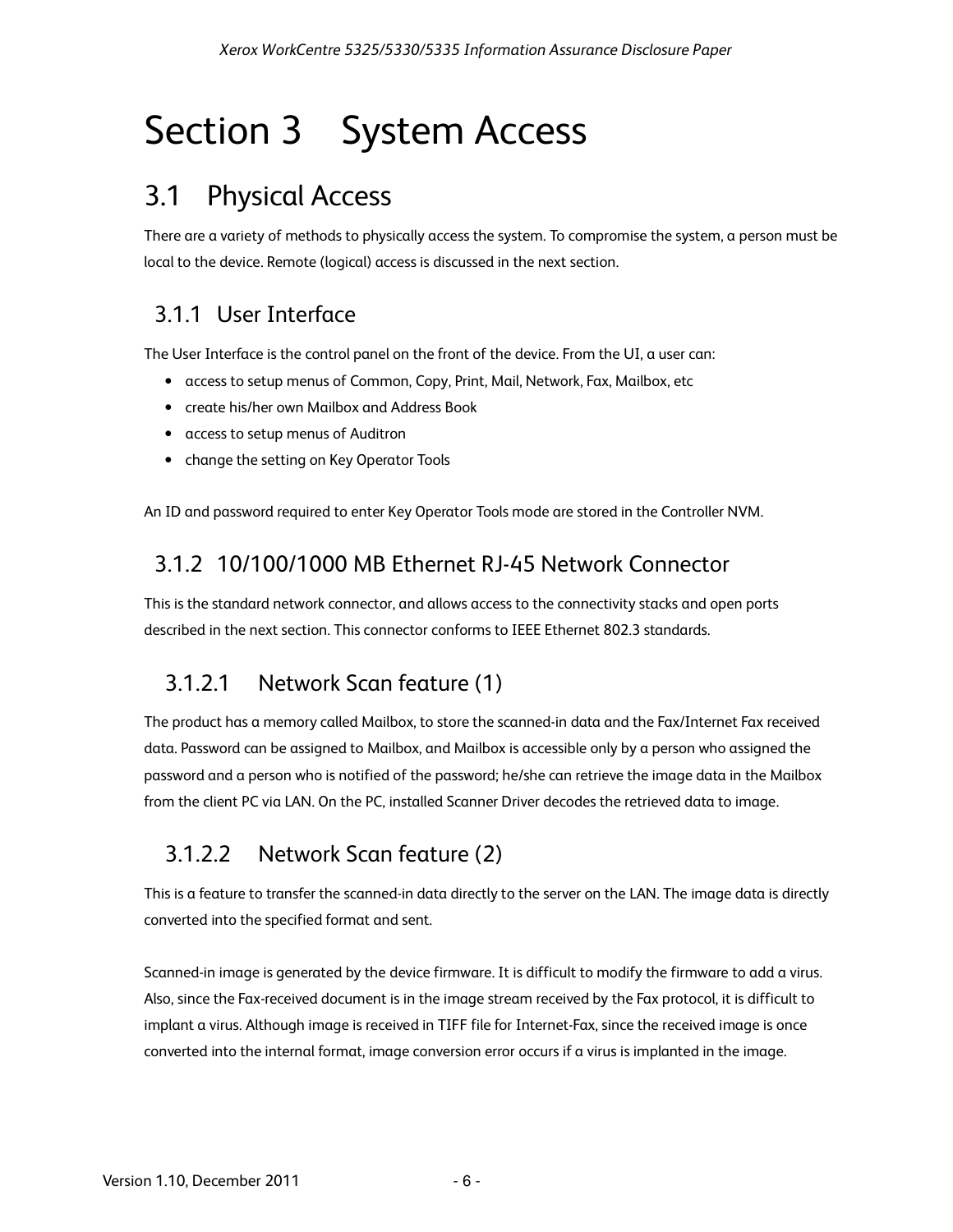# Section 3 System Access

## 3.1 Physical Access

There are a variety of methods to physically access the system. To compromise the system, a person must be local to the device. Remote (logical) access is discussed in the next section.

### 3.1.1 User Interface

The User Interface is the control panel on the front of the device. From the UI, a user can:

- access to setup menus of Common, Copy, Print, Mail, Network, Fax, Mailbox, etc
- create his/her own Mailbox and Address Book
- access to setup menus of Auditron
- change the setting on Key Operator Tools

An ID and password required to enter Key Operator Tools mode are stored in the Controller NVM.

### 3.1.2 10/100/1000 MB Ethernet RJ-45 Network Connector

This is the standard network connector, and allows access to the connectivity stacks and open ports described in the next section. This connector conforms to IEEE Ethernet 802.3 standards.

#### 3.1.2.1 Network Scan feature (1)

The product has a memory called Mailbox, to store the scanned-in data and the Fax/Internet Fax received data. Password can be assigned to Mailbox, and Mailbox is accessible only by a person who assigned the password and a person who is notified of the password; he/she can retrieve the image data in the Mailbox from the client PC via LAN. On the PC, installed Scanner Driver decodes the retrieved data to image.

#### 3.1.2.2 Network Scan feature (2)

This is a feature to transfer the scanned-in data directly to the server on the LAN. The image data is directly converted into the specified format and sent.

Scanned-in image is generated by the device firmware. It is difficult to modify the firmware to add a virus. Also, since the Fax-received document is in the image stream received by the Fax protocol, it is difficult to implant a virus. Although image is received in TIFF file for Internet-Fax, since the received image is once converted into the internal format, image conversion error occurs if a virus is implanted in the image.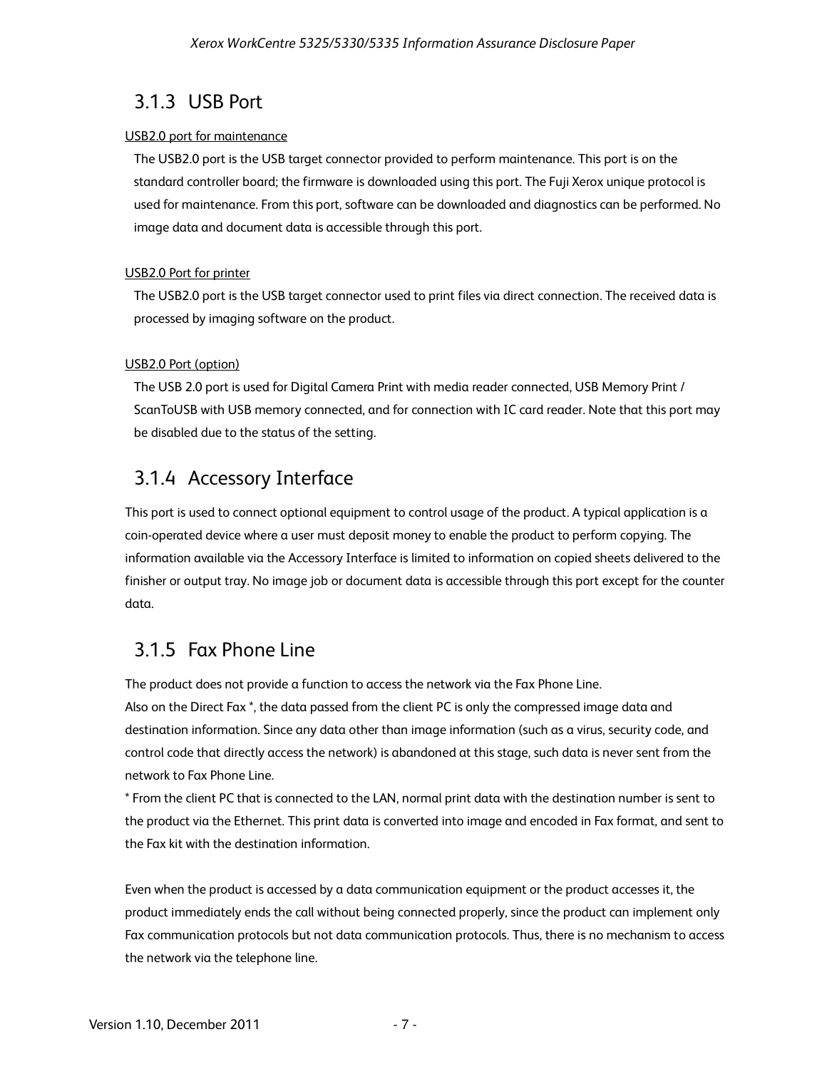### 3.1.3 USB Port

USB2.0 port for maintenance

The USB2.0 port is the USB target connector provided to perform maintenance. This port is on the standard controller board; the firmware is downloaded using this port. The Fuji Xerox unique protocol is used for maintenance. From this port, software can be downloaded and diagnostics can be performed. No image data and document data is accessible through this port.

USB2.0 Port for printer

The USB2.0 port is the USB target connector used to print files via direct connection. The received data is processed by imaging software on the product.

USB2.0 Port (option)

The USB 2.0 port is used for Digital Camera Print with media reader connected, USB Memory Print / ScanToUSB with USB memory connected, and for connection with IC card reader. Note that this port may be disabled due to the status of the setting.

### 3.1.4 Accessory Interface

This port is used to connect optional equipment to control usage of the product. A typical application is a coin-operated device where a user must deposit money to enable the product to perform copying. The information available via the Accessory Interface is limited to information on copied sheets delivered to the finisher or output tray. No image job or document data is accessible through this port except for the counter data.

### 3.1.5 Fax Phone Line

The product does not provide a function to access the network via the Fax Phone Line.
Also on the Direct Fax *, the data passed from the client PC is only the compressed image data and destination information. Since any data other than image information (such as a virus, security code, and control code that directly access the network) is abandoned at this stage, such data is never sent from the network to Fax Phone Line.
* From the client PC that is connected to the LAN, normal print data with the destination number is sent to the product via the Ethernet. This print data is converted into image and encoded in Fax format, and sent to the Fax kit with the destination information.

Even when the product is accessed by a data communication equipment or the product accesses it, the product immediately ends the call without being connected properly, since the product can implement only Fax communication protocols but not data communication protocols. Thus, there is no mechanism to access the network via the telephone line.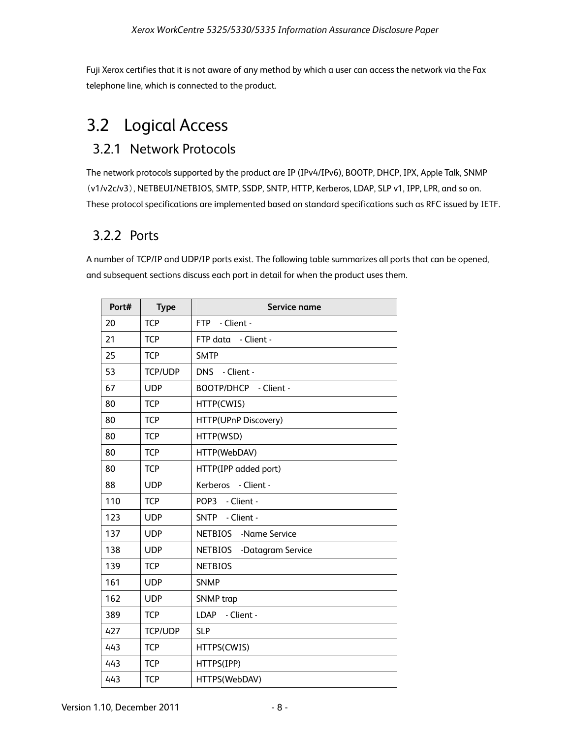Fuji Xerox certifies that it is not aware of any method by which a user can access the network via the Fax telephone line, which is connected to the product.

## 3.2 Logical Access

### 3.2.1 Network Protocols

The network protocols supported by the product are IP (IPv4/IPv6), BOOTP, DHCP, IPX, Apple Talk, SNMP （v1/v2c/v3）, NETBEUI/NETBIOS, SMTP, SSDP, SNTP, HTTP, Kerberos, LDAP, SLP v1, IPP, LPR, and so on. These protocol specifications are implemented based on standard specifications such as RFC issued by IETF.

### 3.2.2 Ports

A number of TCP/IP and UDP/IP ports exist. The following table summarizes all ports that can be opened, and subsequent sections discuss each port in detail for when the product uses them.

| Port# | Type | Service name |
|---|---|---|
| 20 | TCP | FTP - Client - |
| 21 | TCP | FTP data - Client - |
| 25 | TCP | SMTP |
| 53 | TCP/UDP | DNS - Client - |
| 67 | UDP | BOOTP/DHCP - Client - |
| 80 | TCP | HTTP(CWIS) |
| 80 | TCP | HTTP(UPnP Discovery) |
| 80 | TCP | HTTP(WSD) |
| 80 | TCP | HTTP(WebDAV) |
| 80 | TCP | HTTP(IPP added port) |
| 88 | UDP | Kerberos - Client - |
| 110 | TCP | POP3 - Client - |
| 123 | UDP | SNTP - Client - |
| 137 | UDP | NETBIOS -Name Service |
| 138 | UDP | NETBIOS -Datagram Service |
| 139 | TCP | NETBIOS |
| 161 | UDP | SNMP |
| 162 | UDP | SNMP trap |
| 389 | TCP | LDAP - Client - |
| 427 | TCP/UDP | SLP |
| 443 | TCP | HTTPS(CWIS) |
| 443 | TCP | HTTPS(IPP) |
| 443 | TCP | HTTPS(WebDAV) |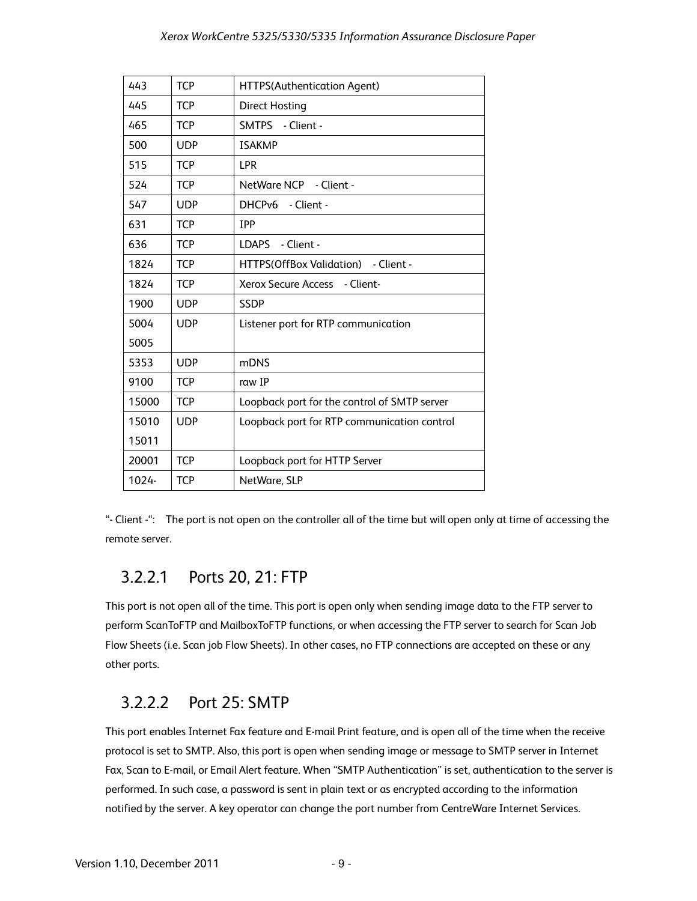| 443 | TCP | HTTPS(Authentication Agent) |
|---|---|---|
| 445 | TCP | Direct Hosting |
| 465 | TCP | SMTPS - Client - |
| 500 | UDP | ISAKMP |
| 515 | TCP | LPR |
| 524 | TCP | NetWare NCP - Client - |
| 547 | UDP | DHCPv6 - Client - |
| 631 | TCP | IPP |
| 636 | TCP | LDAPS - Client - |
| 1824 | TCP | HTTPS(OffBox Validation) - Client - |
| 1824 | TCP | Xerox Secure Access - Client- |
| 1900 | UDP | SSDP |
| 5004 5005 | UDP | Listener port for RTP communication |
| 5353 | UDP | mDNS |
| 9100 | TCP | raw IP |
| 15000 | TCP | Loopback port for the control of SMTP server |
| 15010 15011 | UDP | Loopback port for RTP communication control |
| 20001 | TCP | Loopback port for HTTP Server |
| 1024- | TCP | NetWare, SLP |

"- Client -": The port is not open on the controller all of the time but will open only at time of accessing the remote server.

### 3.2.2.1 Ports 20, 21: FTP

This port is not open all of the time. This port is open only when sending image data to the FTP server to perform ScanToFTP and MailboxToFTP functions, or when accessing the FTP server to search for Scan Job Flow Sheets (i.e. Scan job Flow Sheets). In other cases, no FTP connections are accepted on these or any other ports.

### 3.2.2.2 Port 25: SMTP

This port enables Internet Fax feature and E-mail Print feature, and is open all of the time when the receive protocol is set to SMTP. Also, this port is open when sending image or message to SMTP server in Internet Fax, Scan to E-mail, or Email Alert feature. When "SMTP Authentication" is set, authentication to the server is performed. In such case, a password is sent in plain text or as encrypted according to the information notified by the server. A key operator can change the port number from CentreWare Internet Services.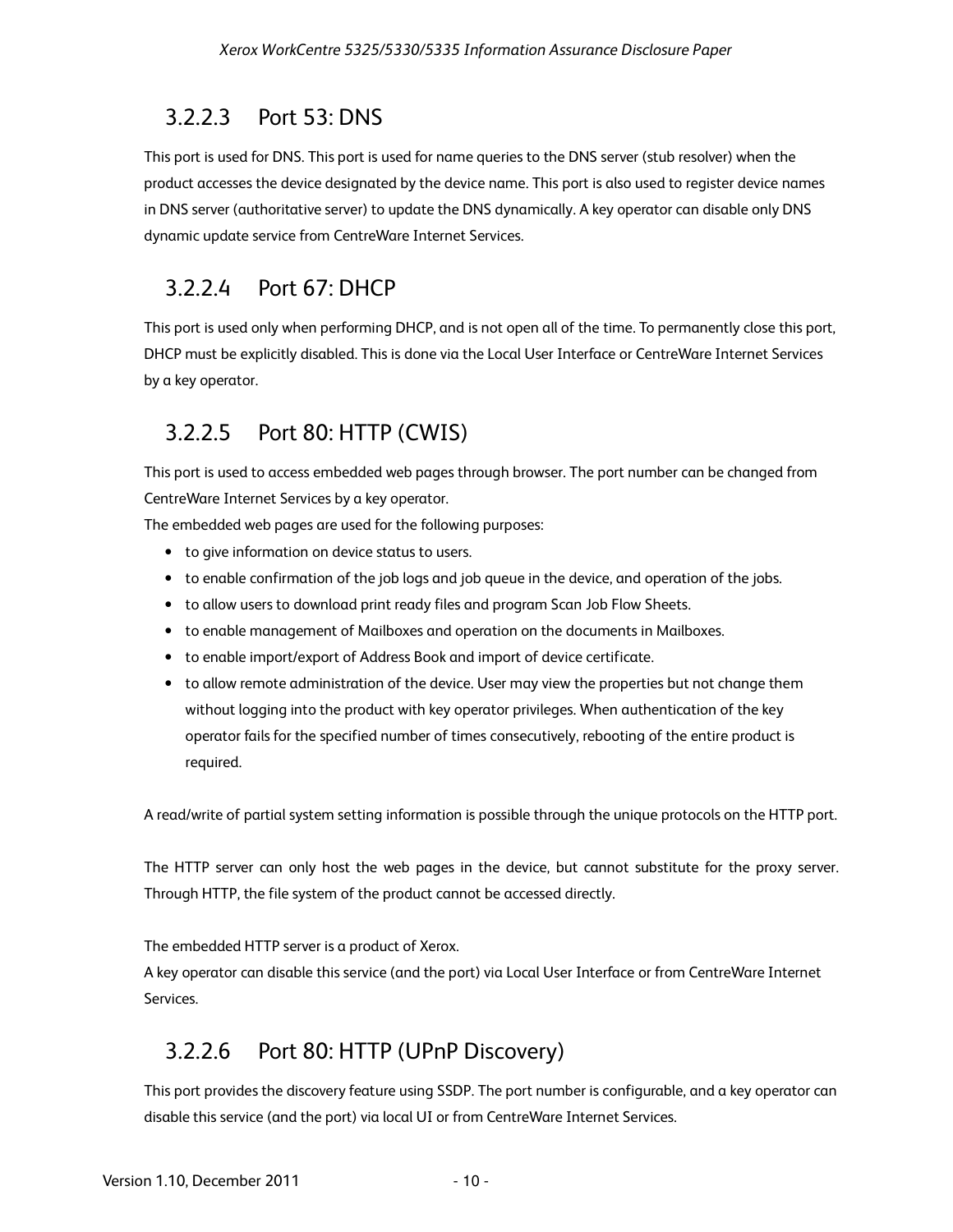#### 3.2.2.3 Port 53: DNS

This port is used for DNS. This port is used for name queries to the DNS server (stub resolver) when the product accesses the device designated by the device name. This port is also used to register device names in DNS server (authoritative server) to update the DNS dynamically. A key operator can disable only DNS dynamic update service from CentreWare Internet Services.

#### 3.2.2.4 Port 67: DHCP

This port is used only when performing DHCP, and is not open all of the time. To permanently close this port, DHCP must be explicitly disabled. This is done via the Local User Interface or CentreWare Internet Services by a key operator.

#### 3.2.2.5 Port 80: HTTP (CWIS)

This port is used to access embedded web pages through browser. The port number can be changed from CentreWare Internet Services by a key operator.
The embedded web pages are used for the following purposes:

- to give information on device status to users.
- to enable confirmation of the job logs and job queue in the device, and operation of the jobs.
- to allow users to download print ready files and program Scan Job Flow Sheets.
- to enable management of Mailboxes and operation on the documents in Mailboxes.
- to enable import/export of Address Book and import of device certificate.
- to allow remote administration of the device. User may view the properties but not change them without logging into the product with key operator privileges. When authentication of the key operator fails for the specified number of times consecutively, rebooting of the entire product is required.

A read/write of partial system setting information is possible through the unique protocols on the HTTP port.

The HTTP server can only host the web pages in the device, but cannot substitute for the proxy server. Through HTTP, the file system of the product cannot be accessed directly.

The embedded HTTP server is a product of Xerox.
A key operator can disable this service (and the port) via Local User Interface or from CentreWare Internet Services.

#### 3.2.2.6 Port 80: HTTP (UPnP Discovery)

This port provides the discovery feature using SSDP. The port number is configurable, and a key operator can disable this service (and the port) via local UI or from CentreWare Internet Services.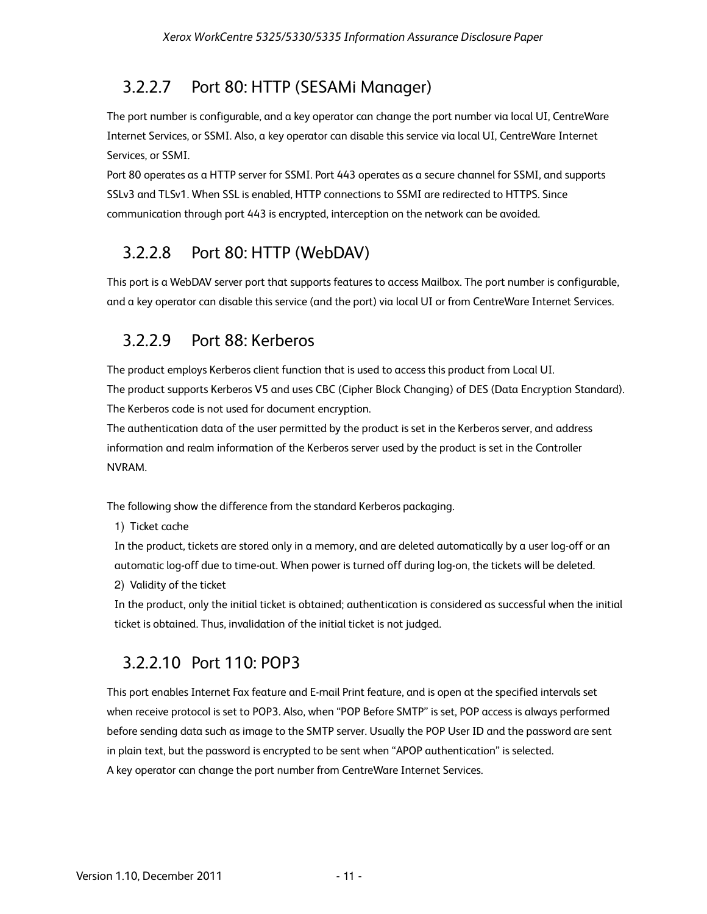### 3.2.2.7 Port 80: HTTP (SESAMi Manager)

The port number is configurable, and a key operator can change the port number via local UI, CentreWare Internet Services, or SSMI. Also, a key operator can disable this service via local UI, CentreWare Internet Services, or SSMI.

Port 80 operates as a HTTP server for SSMI. Port 443 operates as a secure channel for SSMI, and supports SSLv3 and TLSv1. When SSL is enabled, HTTP connections to SSMI are redirected to HTTPS. Since communication through port 443 is encrypted, interception on the network can be avoided.

### 3.2.2.8 Port 80: HTTP (WebDAV)

This port is a WebDAV server port that supports features to access Mailbox. The port number is configurable, and a key operator can disable this service (and the port) via local UI or from CentreWare Internet Services.

### 3.2.2.9 Port 88: Kerberos

The product employs Kerberos client function that is used to access this product from Local UI.

The product supports Kerberos V5 and uses CBC (Cipher Block Changing) of DES (Data Encryption Standard).

The Kerberos code is not used for document encryption.

The authentication data of the user permitted by the product is set in the Kerberos server, and address information and realm information of the Kerberos server used by the product is set in the Controller NVRAM.

The following show the difference from the standard Kerberos packaging.

1) Ticket cache

In the product, tickets are stored only in a memory, and are deleted automatically by a user log-off or an automatic log-off due to time-out. When power is turned off during log-on, the tickets will be deleted.

2) Validity of the ticket

In the product, only the initial ticket is obtained; authentication is considered as successful when the initial ticket is obtained. Thus, invalidation of the initial ticket is not judged.

### 3.2.2.10 Port 110: POP3

This port enables Internet Fax feature and E-mail Print feature, and is open at the specified intervals set when receive protocol is set to POP3. Also, when "POP Before SMTP" is set, POP access is always performed before sending data such as image to the SMTP server. Usually the POP User ID and the password are sent in plain text, but the password is encrypted to be sent when "APOP authentication" is selected.

A key operator can change the port number from CentreWare Internet Services.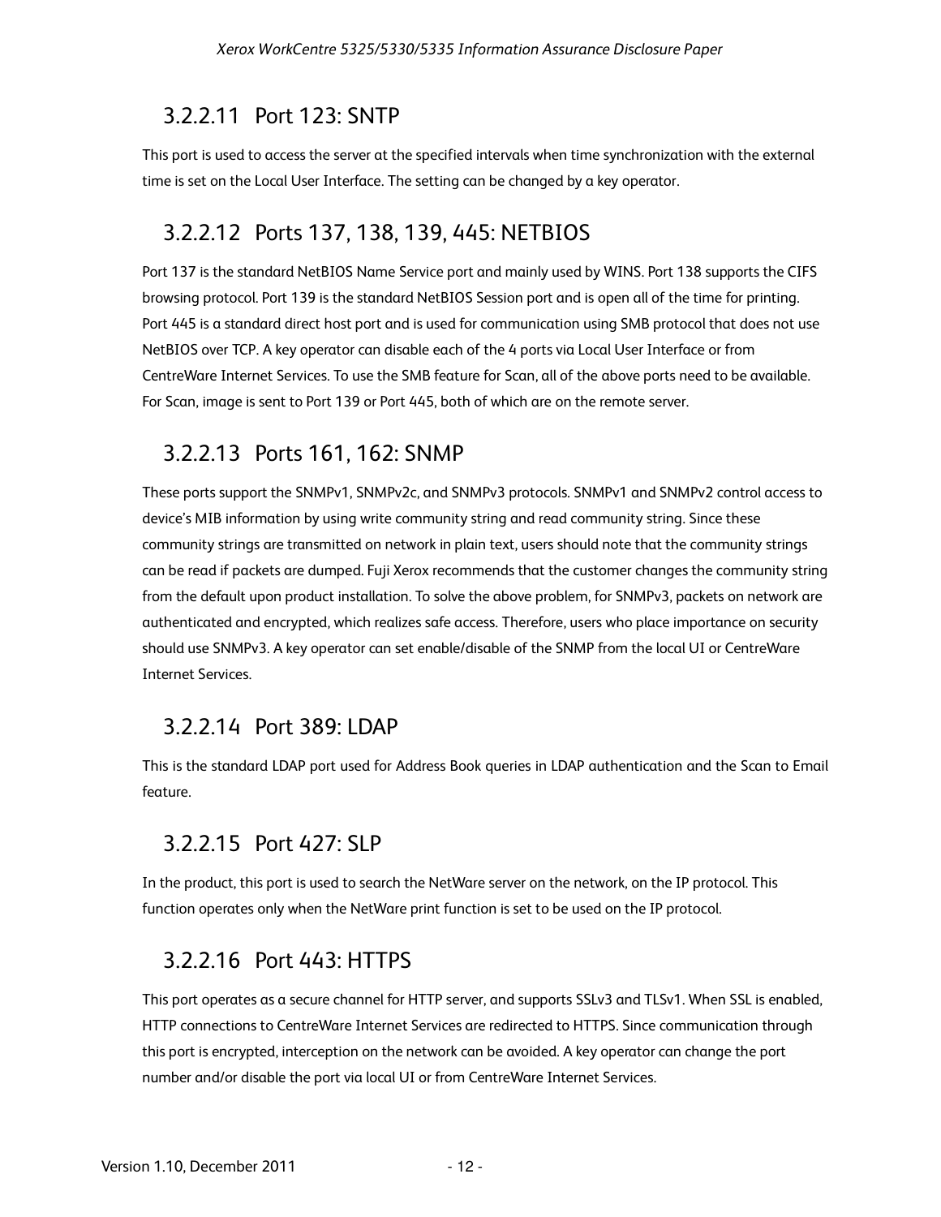### 3.2.2.11 Port 123: SNTP

This port is used to access the server at the specified intervals when time synchronization with the external time is set on the Local User Interface. The setting can be changed by a key operator.

### 3.2.2.12 Ports 137, 138, 139, 445: NETBIOS

Port 137 is the standard NetBIOS Name Service port and mainly used by WINS. Port 138 supports the CIFS browsing protocol. Port 139 is the standard NetBIOS Session port and is open all of the time for printing. Port 445 is a standard direct host port and is used for communication using SMB protocol that does not use NetBIOS over TCP. A key operator can disable each of the 4 ports via Local User Interface or from CentreWare Internet Services. To use the SMB feature for Scan, all of the above ports need to be available. For Scan, image is sent to Port 139 or Port 445, both of which are on the remote server.

### 3.2.2.13 Ports 161, 162: SNMP

These ports support the SNMPv1, SNMPv2c, and SNMPv3 protocols. SNMPv1 and SNMPv2 control access to device's MIB information by using write community string and read community string. Since these community strings are transmitted on network in plain text, users should note that the community strings can be read if packets are dumped. Fuji Xerox recommends that the customer changes the community string from the default upon product installation. To solve the above problem, for SNMPv3, packets on network are authenticated and encrypted, which realizes safe access. Therefore, users who place importance on security should use SNMPv3. A key operator can set enable/disable of the SNMP from the local UI or CentreWare Internet Services.

### 3.2.2.14 Port 389: LDAP

This is the standard LDAP port used for Address Book queries in LDAP authentication and the Scan to Email feature.

### 3.2.2.15 Port 427: SLP

In the product, this port is used to search the NetWare server on the network, on the IP protocol. This function operates only when the NetWare print function is set to be used on the IP protocol.

### 3.2.2.16 Port 443: HTTPS

This port operates as a secure channel for HTTP server, and supports SSLv3 and TLSv1. When SSL is enabled, HTTP connections to CentreWare Internet Services are redirected to HTTPS. Since communication through this port is encrypted, interception on the network can be avoided. A key operator can change the port number and/or disable the port via local UI or from CentreWare Internet Services.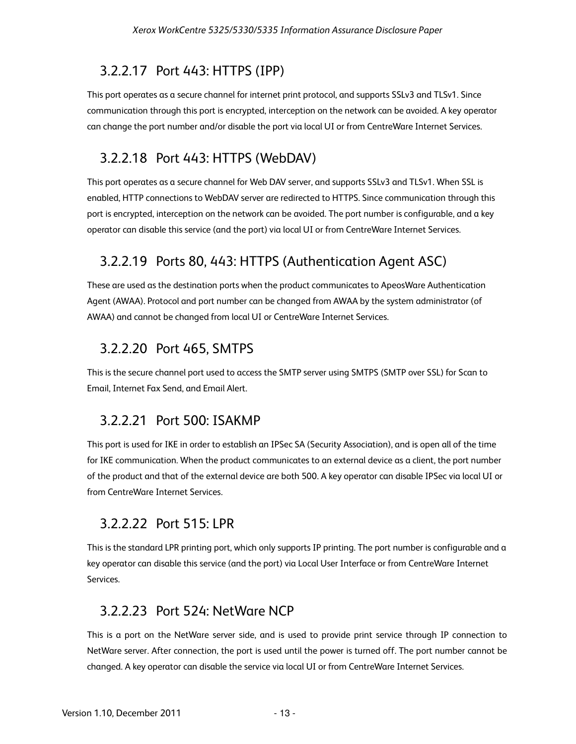### 3.2.2.17 Port 443: HTTPS (IPP)

This port operates as a secure channel for internet print protocol, and supports SSLv3 and TLSv1. Since communication through this port is encrypted, interception on the network can be avoided. A key operator can change the port number and/or disable the port via local UI or from CentreWare Internet Services.

### 3.2.2.18 Port 443: HTTPS (WebDAV)

This port operates as a secure channel for Web DAV server, and supports SSLv3 and TLSv1. When SSL is enabled, HTTP connections to WebDAV server are redirected to HTTPS. Since communication through this port is encrypted, interception on the network can be avoided. The port number is configurable, and a key operator can disable this service (and the port) via local UI or from CentreWare Internet Services.

### 3.2.2.19 Ports 80, 443: HTTPS (Authentication Agent ASC)

These are used as the destination ports when the product communicates to ApeosWare Authentication Agent (AWAA). Protocol and port number can be changed from AWAA by the system administrator (of AWAA) and cannot be changed from local UI or CentreWare Internet Services.

### 3.2.2.20 Port 465, SMTPS

This is the secure channel port used to access the SMTP server using SMTPS (SMTP over SSL) for Scan to Email, Internet Fax Send, and Email Alert.

### 3.2.2.21 Port 500: ISAKMP

This port is used for IKE in order to establish an IPSec SA (Security Association), and is open all of the time for IKE communication. When the product communicates to an external device as a client, the port number of the product and that of the external device are both 500. A key operator can disable IPSec via local UI or from CentreWare Internet Services.

### 3.2.2.22 Port 515: LPR

This is the standard LPR printing port, which only supports IP printing. The port number is configurable and a key operator can disable this service (and the port) via Local User Interface or from CentreWare Internet Services.

### 3.2.2.23 Port 524: NetWare NCP

This is a port on the NetWare server side, and is used to provide print service through IP connection to NetWare server. After connection, the port is used until the power is turned off. The port number cannot be changed. A key operator can disable the service via local UI or from CentreWare Internet Services.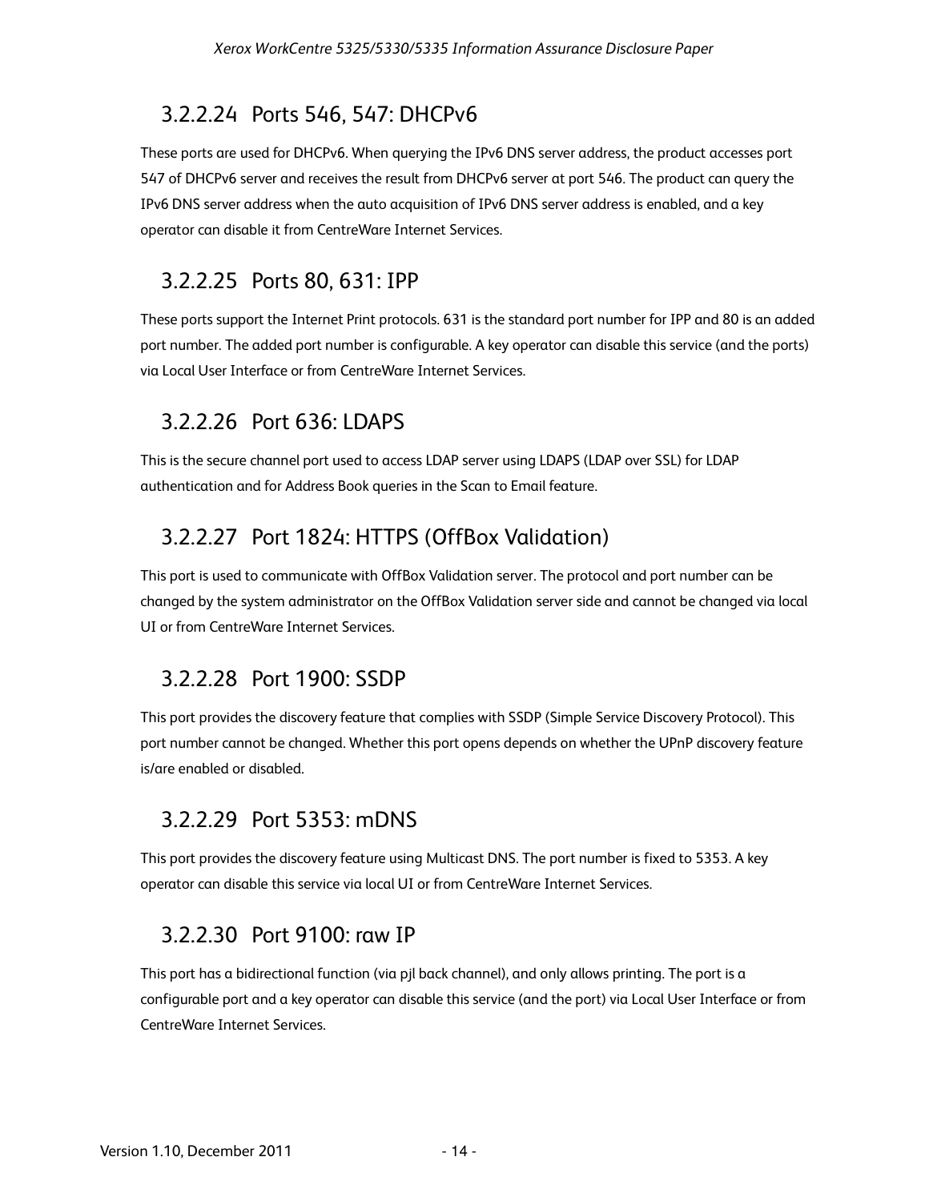### 3.2.2.24 Ports 546, 547: DHCPv6

These ports are used for DHCPv6. When querying the IPv6 DNS server address, the product accesses port 547 of DHCPv6 server and receives the result from DHCPv6 server at port 546. The product can query the IPv6 DNS server address when the auto acquisition of IPv6 DNS server address is enabled, and a key operator can disable it from CentreWare Internet Services.

### 3.2.2.25 Ports 80, 631: IPP

These ports support the Internet Print protocols. 631 is the standard port number for IPP and 80 is an added port number. The added port number is configurable. A key operator can disable this service (and the ports) via Local User Interface or from CentreWare Internet Services.

### 3.2.2.26 Port 636: LDAPS

This is the secure channel port used to access LDAP server using LDAPS (LDAP over SSL) for LDAP authentication and for Address Book queries in the Scan to Email feature.

### 3.2.2.27 Port 1824: HTTPS (OffBox Validation)

This port is used to communicate with OffBox Validation server. The protocol and port number can be changed by the system administrator on the OffBox Validation server side and cannot be changed via local UI or from CentreWare Internet Services.

### 3.2.2.28 Port 1900: SSDP

This port provides the discovery feature that complies with SSDP (Simple Service Discovery Protocol). This port number cannot be changed. Whether this port opens depends on whether the UPnP discovery feature is/are enabled or disabled.

### 3.2.2.29 Port 5353: mDNS

This port provides the discovery feature using Multicast DNS. The port number is fixed to 5353. A key operator can disable this service via local UI or from CentreWare Internet Services.

### 3.2.2.30 Port 9100: raw IP

This port has a bidirectional function (via pjl back channel), and only allows printing. The port is a configurable port and a key operator can disable this service (and the port) via Local User Interface or from CentreWare Internet Services.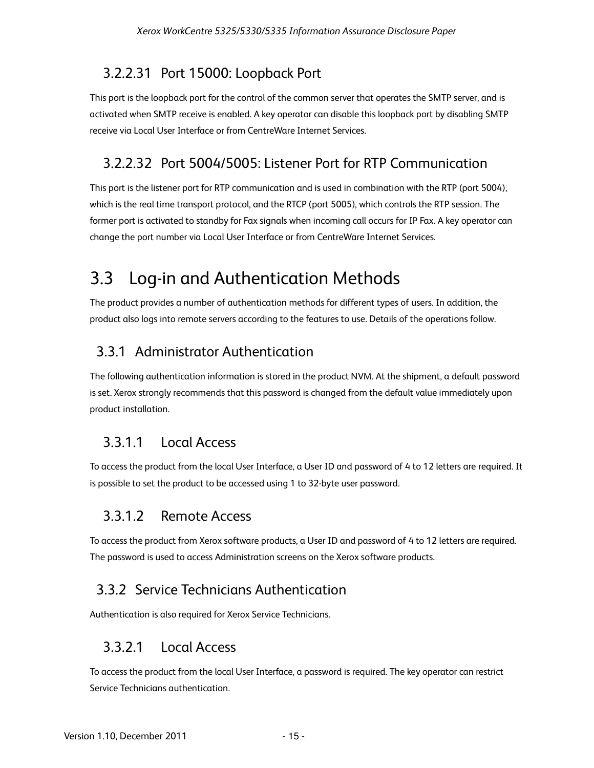#### 3.2.2.31 Port 15000: Loopback Port

This port is the loopback port for the control of the common server that operates the SMTP server, and is activated when SMTP receive is enabled. A key operator can disable this loopback port by disabling SMTP receive via Local User Interface or from CentreWare Internet Services.

#### 3.2.2.32 Port 5004/5005: Listener Port for RTP Communication

This port is the listener port for RTP communication and is used in combination with the RTP (port 5004), which is the real time transport protocol, and the RTCP (port 5005), which controls the RTP session. The former port is activated to standby for Fax signals when incoming call occurs for IP Fax. A key operator can change the port number via Local User Interface or from CentreWare Internet Services.

## 3.3 Log-in and Authentication Methods

The product provides a number of authentication methods for different types of users. In addition, the product also logs into remote servers according to the features to use. Details of the operations follow.

### 3.3.1 Administrator Authentication

The following authentication information is stored in the product NVM. At the shipment, a default password is set. Xerox strongly recommends that this password is changed from the default value immediately upon product installation.

#### 3.3.1.1 Local Access

To access the product from the local User Interface, a User ID and password of 4 to 12 letters are required. It is possible to set the product to be accessed using 1 to 32-byte user password.

#### 3.3.1.2 Remote Access

To access the product from Xerox software products, a User ID and password of 4 to 12 letters are required. The password is used to access Administration screens on the Xerox software products.

### 3.3.2 Service Technicians Authentication

Authentication is also required for Xerox Service Technicians.

#### 3.3.2.1 Local Access

To access the product from the local User Interface, a password is required. The key operator can restrict Service Technicians authentication.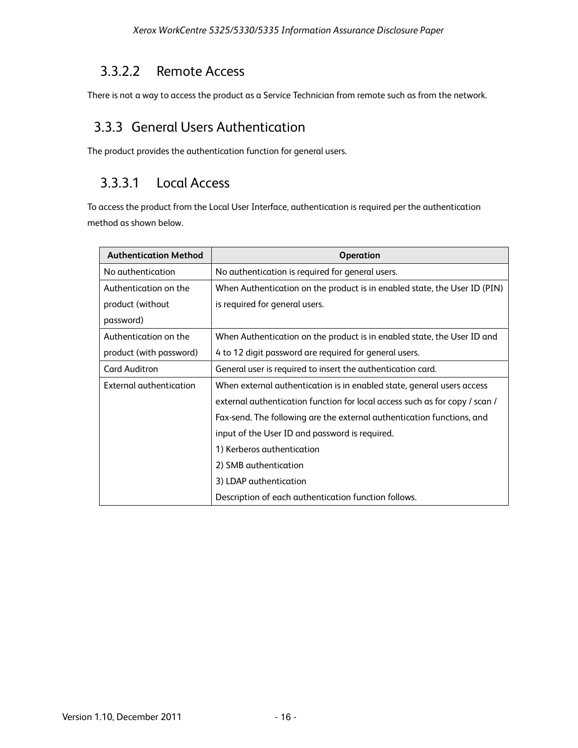#### 3.3.2.2 Remote Access

There is not a way to access the product as a Service Technician from remote such as from the network.

### 3.3.3 General Users Authentication

The product provides the authentication function for general users.

#### 3.3.3.1 Local Access

To access the product from the Local User Interface, authentication is required per the authentication method as shown below.

| Authentication Method | Operation |
| --- | --- |
| No authentication | No authentication is required for general users. |
| Authentication on the product (without password) | When Authentication on the product is in enabled state, the User ID (PIN) is required for general users. |
| Authentication on the product (with password) | When Authentication on the product is in enabled state, the User ID and 4 to 12 digit password are required for general users. |
| Card Auditron | General user is required to insert the authentication card. |
| External authentication | When external authentication is in enabled state, general users access external authentication function for local access such as for copy / scan / Fax-send. The following are the external authentication functions, and input of the User ID and password is required.<br>1) Kerberos authentication<br>2) SMB authentication<br>3) LDAP authentication<br>Description of each authentication function follows. |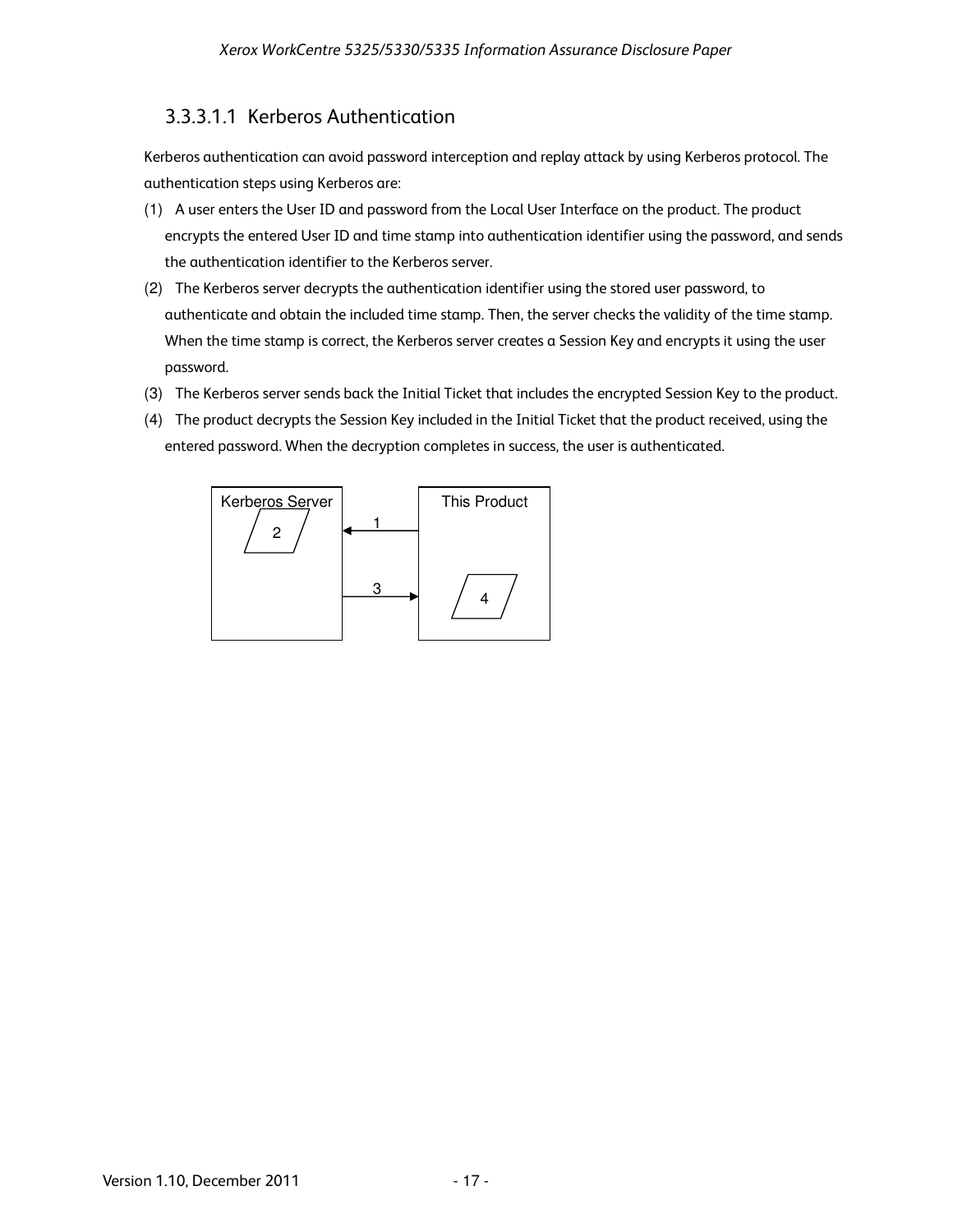### 3.3.3.1.1 Kerberos Authentication

Kerberos authentication can avoid password interception and replay attack by using Kerberos protocol. The authentication steps using Kerberos are:

(1) A user enters the User ID and password from the Local User Interface on the product. The product encrypts the entered User ID and time stamp into authentication identifier using the password, and sends the authentication identifier to the Kerberos server.

(2) The Kerberos server decrypts the authentication identifier using the stored user password, to authenticate and obtain the included time stamp. Then, the server checks the validity of the time stamp. When the time stamp is correct, the Kerberos server creates a Session Key and encrypts it using the user password.

(3) The Kerberos server sends back the Initial Ticket that includes the encrypted Session Key to the product.

(4) The product decrypts the Session Key included in the Initial Ticket that the product received, using the entered password. When the decryption completes in success, the user is authenticated.

Kerberos Server 2 ← 1 — This Product

Kerberos Server — 3 → This Product 4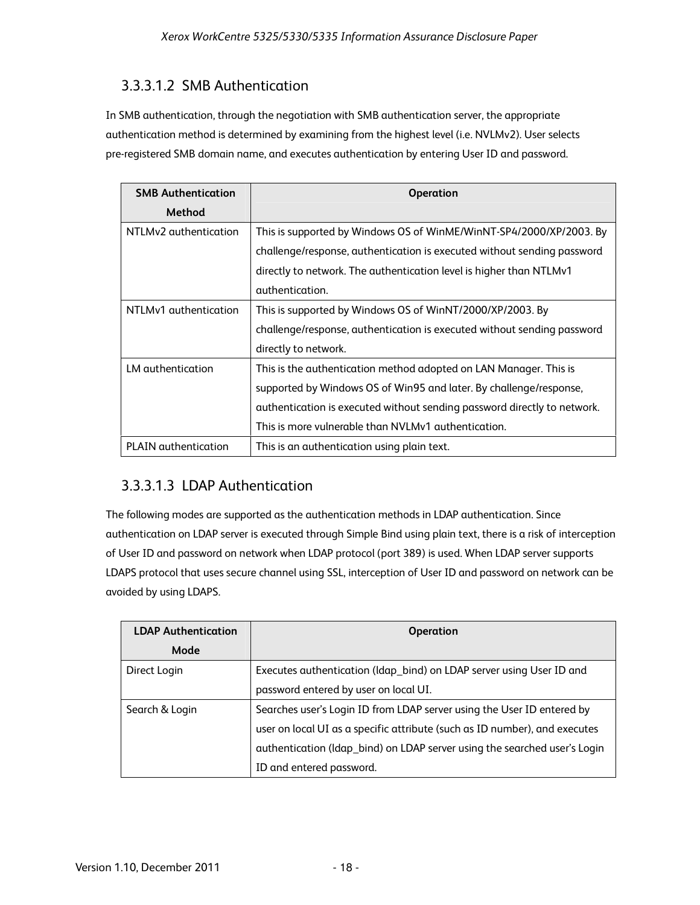#### 3.3.3.1.2 SMB Authentication

In SMB authentication, through the negotiation with SMB authentication server, the appropriate authentication method is determined by examining from the highest level (i.e. NVLMv2). User selects pre-registered SMB domain name, and executes authentication by entering User ID and password.

| SMB Authentication Method | Operation |
|---|---|
| NTLMv2 authentication | This is supported by Windows OS of WinME/WinNT-SP4/2000/XP/2003. By challenge/response, authentication is executed without sending password directly to network. The authentication level is higher than NTLMv1 authentication. |
| NTLMv1 authentication | This is supported by Windows OS of WinNT/2000/XP/2003. By challenge/response, authentication is executed without sending password directly to network. |
| LM authentication | This is the authentication method adopted on LAN Manager. This is supported by Windows OS of Win95 and later. By challenge/response, authentication is executed without sending password directly to network. This is more vulnerable than NVLMv1 authentication. |
| PLAIN authentication | This is an authentication using plain text. |

#### 3.3.3.1.3 LDAP Authentication

The following modes are supported as the authentication methods in LDAP authentication. Since authentication on LDAP server is executed through Simple Bind using plain text, there is a risk of interception of User ID and password on network when LDAP protocol (port 389) is used. When LDAP server supports LDAPS protocol that uses secure channel using SSL, interception of User ID and password on network can be avoided by using LDAPS.

| LDAP Authentication Mode | Operation |
|---|---|
| Direct Login | Executes authentication (ldap_bind) on LDAP server using User ID and password entered by user on local UI. |
| Search & Login | Searches user's Login ID from LDAP server using the User ID entered by user on local UI as a specific attribute (such as ID number), and executes authentication (ldap_bind) on LDAP server using the searched user's Login ID and entered password. |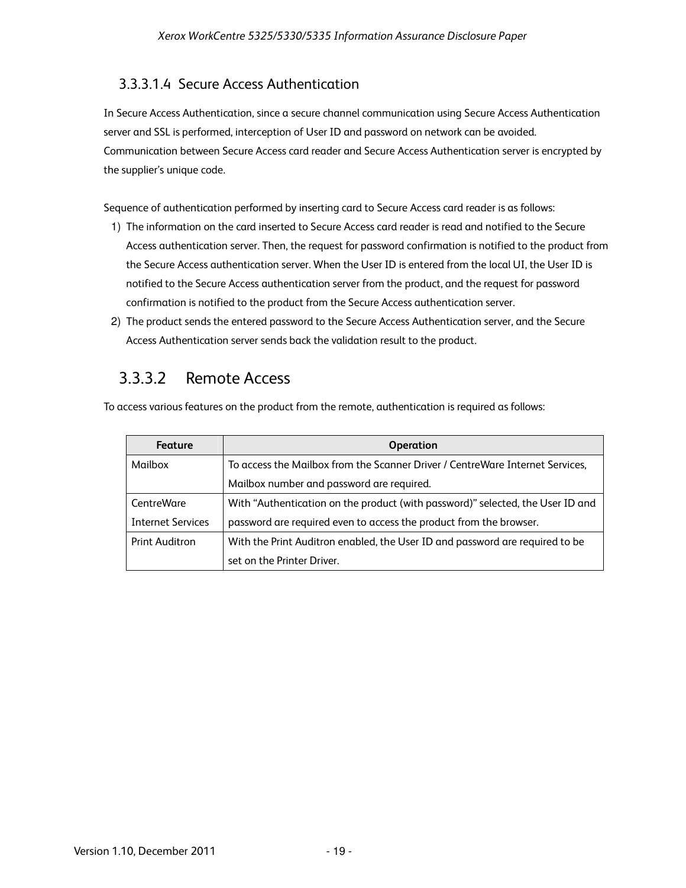#### 3.3.3.1.4 Secure Access Authentication

In Secure Access Authentication, since a secure channel communication using Secure Access Authentication server and SSL is performed, interception of User ID and password on network can be avoided. Communication between Secure Access card reader and Secure Access Authentication server is encrypted by the supplier's unique code.

Sequence of authentication performed by inserting card to Secure Access card reader is as follows:

1) The information on the card inserted to Secure Access card reader is read and notified to the Secure Access authentication server. Then, the request for password confirmation is notified to the product from the Secure Access authentication server. When the User ID is entered from the local UI, the User ID is notified to the Secure Access authentication server from the product, and the request for password confirmation is notified to the product from the Secure Access authentication server.
2) The product sends the entered password to the Secure Access Authentication server, and the Secure Access Authentication server sends back the validation result to the product.

### 3.3.3.2 Remote Access

To access various features on the product from the remote, authentication is required as follows:

| Feature | Operation |
| --- | --- |
| Mailbox | To access the Mailbox from the Scanner Driver / CentreWare Internet Services, Mailbox number and password are required. |
| CentreWare Internet Services | With "Authentication on the product (with password)" selected, the User ID and password are required even to access the product from the browser. |
| Print Auditron | With the Print Auditron enabled, the User ID and password are required to be set on the Printer Driver. |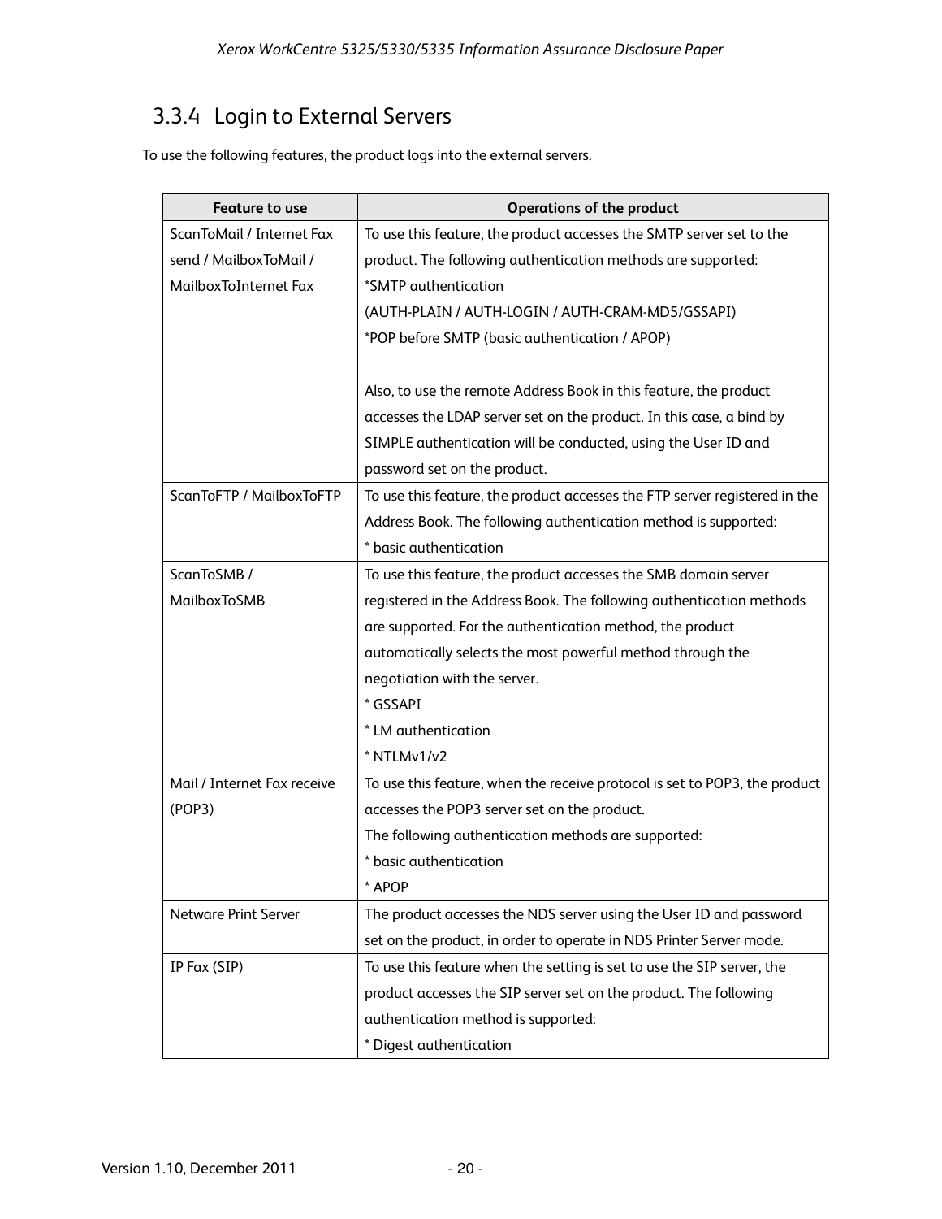### 3.3.4 Login to External Servers

To use the following features, the product logs into the external servers.

| Feature to use | Operations of the product |
| --- | --- |
| ScanToMail / Internet Fax send / MailboxToMail / MailboxToInternet Fax | To use this feature, the product accesses the SMTP server set to the product. The following authentication methods are supported:<br>*SMTP authentication<br>(AUTH-PLAIN / AUTH-LOGIN / AUTH-CRAM-MD5/GSSAPI)<br>*POP before SMTP (basic authentication / APOP)<br><br>Also, to use the remote Address Book in this feature, the product accesses the LDAP server set on the product. In this case, a bind by SIMPLE authentication will be conducted, using the User ID and password set on the product. |
| ScanToFTP / MailboxToFTP | To use this feature, the product accesses the FTP server registered in the Address Book. The following authentication method is supported:<br>* basic authentication |
| ScanToSMB / MailboxToSMB | To use this feature, the product accesses the SMB domain server registered in the Address Book. The following authentication methods are supported. For the authentication method, the product automatically selects the most powerful method through the negotiation with the server.<br>* GSSAPI<br>* LM authentication<br>* NTLMv1/v2 |
| Mail / Internet Fax receive (POP3) | To use this feature, when the receive protocol is set to POP3, the product accesses the POP3 server set on the product.<br>The following authentication methods are supported:<br>* basic authentication<br>* APOP |
| Netware Print Server | The product accesses the NDS server using the User ID and password set on the product, in order to operate in NDS Printer Server mode. |
| IP Fax (SIP) | To use this feature when the setting is set to use the SIP server, the product accesses the SIP server set on the product. The following authentication method is supported:<br>* Digest authentication |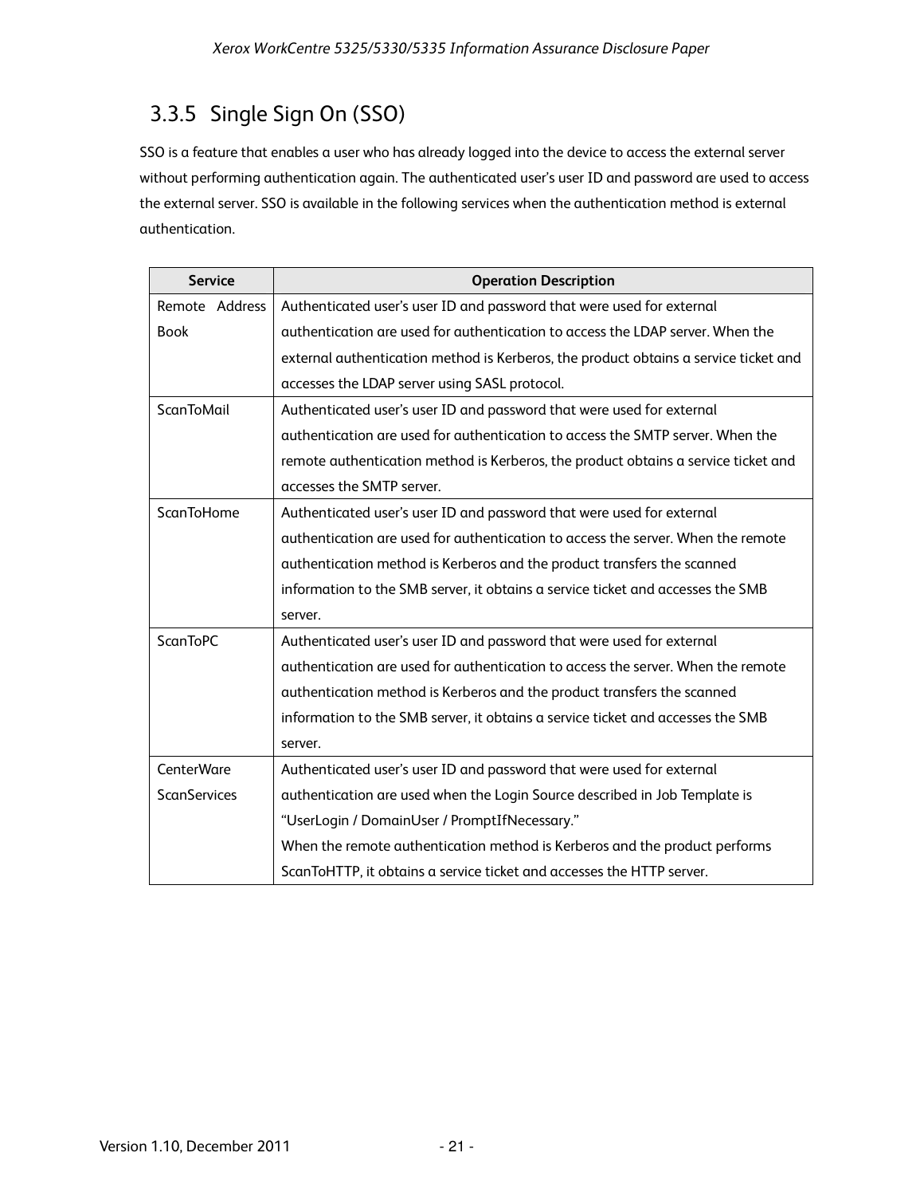### 3.3.5 Single Sign On (SSO)

SSO is a feature that enables a user who has already logged into the device to access the external server without performing authentication again. The authenticated user's user ID and password are used to access the external server. SSO is available in the following services when the authentication method is external authentication.

| Service | Operation Description |
|---|---|
| Remote Address Book | Authenticated user's user ID and password that were used for external authentication are used for authentication to access the LDAP server. When the external authentication method is Kerberos, the product obtains a service ticket and accesses the LDAP server using SASL protocol. |
| ScanToMail | Authenticated user's user ID and password that were used for external authentication are used for authentication to access the SMTP server. When the remote authentication method is Kerberos, the product obtains a service ticket and accesses the SMTP server. |
| ScanToHome | Authenticated user's user ID and password that were used for external authentication are used for authentication to access the server. When the remote authentication method is Kerberos and the product transfers the scanned information to the SMB server, it obtains a service ticket and accesses the SMB server. |
| ScanToPC | Authenticated user's user ID and password that were used for external authentication are used for authentication to access the server. When the remote authentication method is Kerberos and the product transfers the scanned information to the SMB server, it obtains a service ticket and accesses the SMB server. |
| CenterWare ScanServices | Authenticated user's user ID and password that were used for external authentication are used when the Login Source described in Job Template is "UserLogin / DomainUser / PromptIfNecessary." When the remote authentication method is Kerberos and the product performs ScanToHTTP, it obtains a service ticket and accesses the HTTP server. |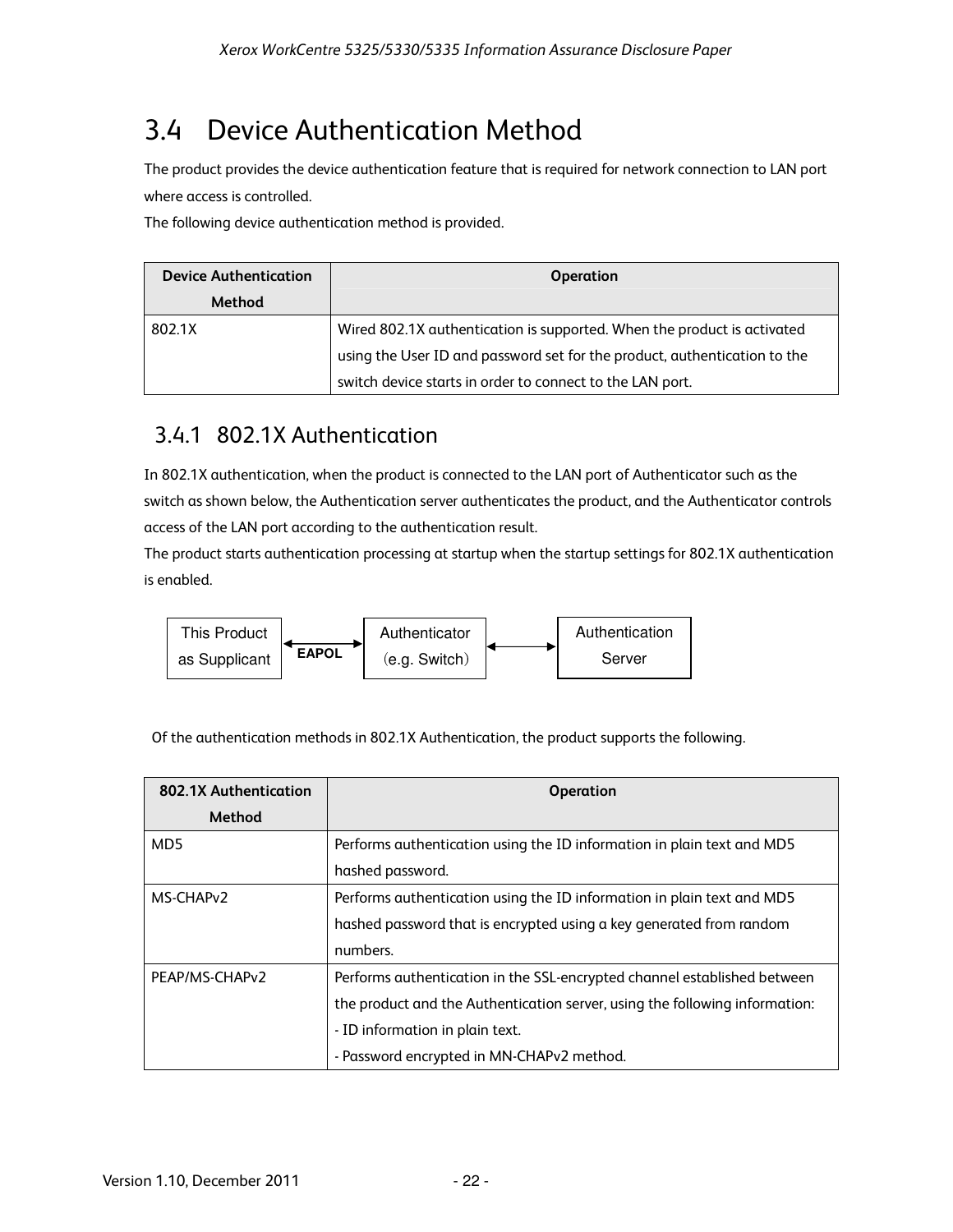## 3.4 Device Authentication Method

The product provides the device authentication feature that is required for network connection to LAN port where access is controlled.
The following device authentication method is provided.

| Device Authentication Method | Operation |
|---|---|
| 802.1X | Wired 802.1X authentication is supported. When the product is activated using the User ID and password set for the product, authentication to the switch device starts in order to connect to the LAN port. |

### 3.4.1 802.1X Authentication

In 802.1X authentication, when the product is connected to the LAN port of Authenticator such as the switch as shown below, the Authentication server authenticates the product, and the Authenticator controls access of the LAN port according to the authentication result.
The product starts authentication processing at startup when the startup settings for 802.1X authentication is enabled.

This Product as Supplicant ←EAPOL→ Authenticator (e.g. Switch) ←→ Authentication Server

Of the authentication methods in 802.1X Authentication, the product supports the following.

| 802.1X Authentication Method | Operation |
|---|---|
| MD5 | Performs authentication using the ID information in plain text and MD5 hashed password. |
| MS-CHAPv2 | Performs authentication using the ID information in plain text and MD5 hashed password that is encrypted using a key generated from random numbers. |
| PEAP/MS-CHAPv2 | Performs authentication in the SSL-encrypted channel established between the product and the Authentication server, using the following information:<br>- ID information in plain text.<br>- Password encrypted in MN-CHAPv2 method. |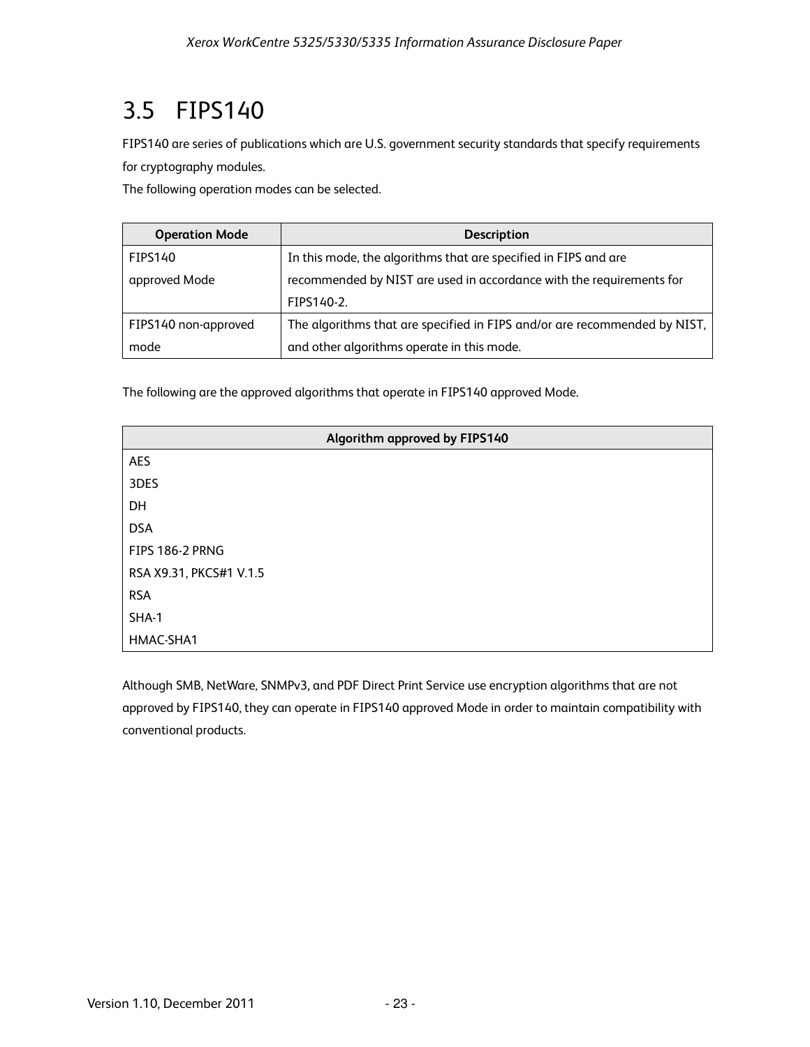## 3.5 FIPS140

FIPS140 are series of publications which are U.S. government security standards that specify requirements for cryptography modules.

The following operation modes can be selected.

| Operation Mode | Description |
| --- | --- |
| FIPS140 approved Mode | In this mode, the algorithms that are specified in FIPS and are recommended by NIST are used in accordance with the requirements for FIPS140-2. |
| FIPS140 non-approved mode | The algorithms that are specified in FIPS and/or are recommended by NIST, and other algorithms operate in this mode. |

The following are the approved algorithms that operate in FIPS140 approved Mode.

| Algorithm approved by FIPS140 |
| --- |
| AES |
| 3DES |
| DH |
| DSA |
| FIPS 186-2 PRNG |
| RSA X9.31, PKCS#1 V.1.5 |
| RSA |
| SHA-1 |
| HMAC-SHA1 |

Although SMB, NetWare, SNMPv3, and PDF Direct Print Service use encryption algorithms that are not approved by FIPS140, they can operate in FIPS140 approved Mode in order to maintain compatibility with conventional products.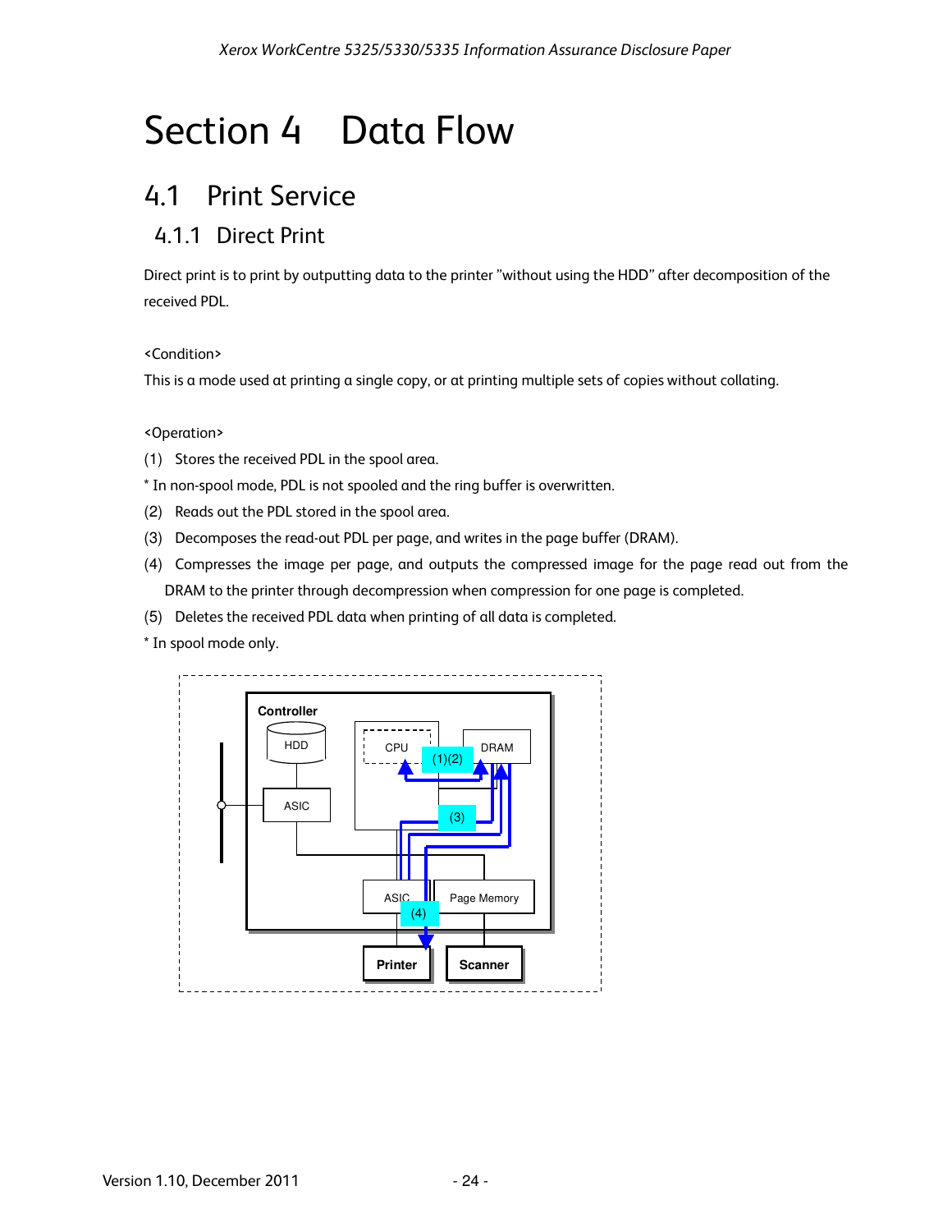# Section 4 Data Flow

## 4.1 Print Service

### 4.1.1 Direct Print

Direct print is to print by outputting data to the printer "without using the HDD" after decomposition of the received PDL.

<Condition>

This is a mode used at printing a single copy, or at printing multiple sets of copies without collating.

<Operation>

(1) Stores the received PDL in the spool area.

* In non-spool mode, PDL is not spooled and the ring buffer is overwritten.

(2) Reads out the PDL stored in the spool area.

(3) Decomposes the read-out PDL per page, and writes in the page buffer (DRAM).

(4) Compresses the image per page, and outputs the compressed image for the page read out from the DRAM to the printer through decompression when compression for one page is completed.

(5) Deletes the received PDL data when printing of all data is completed.

* In spool mode only.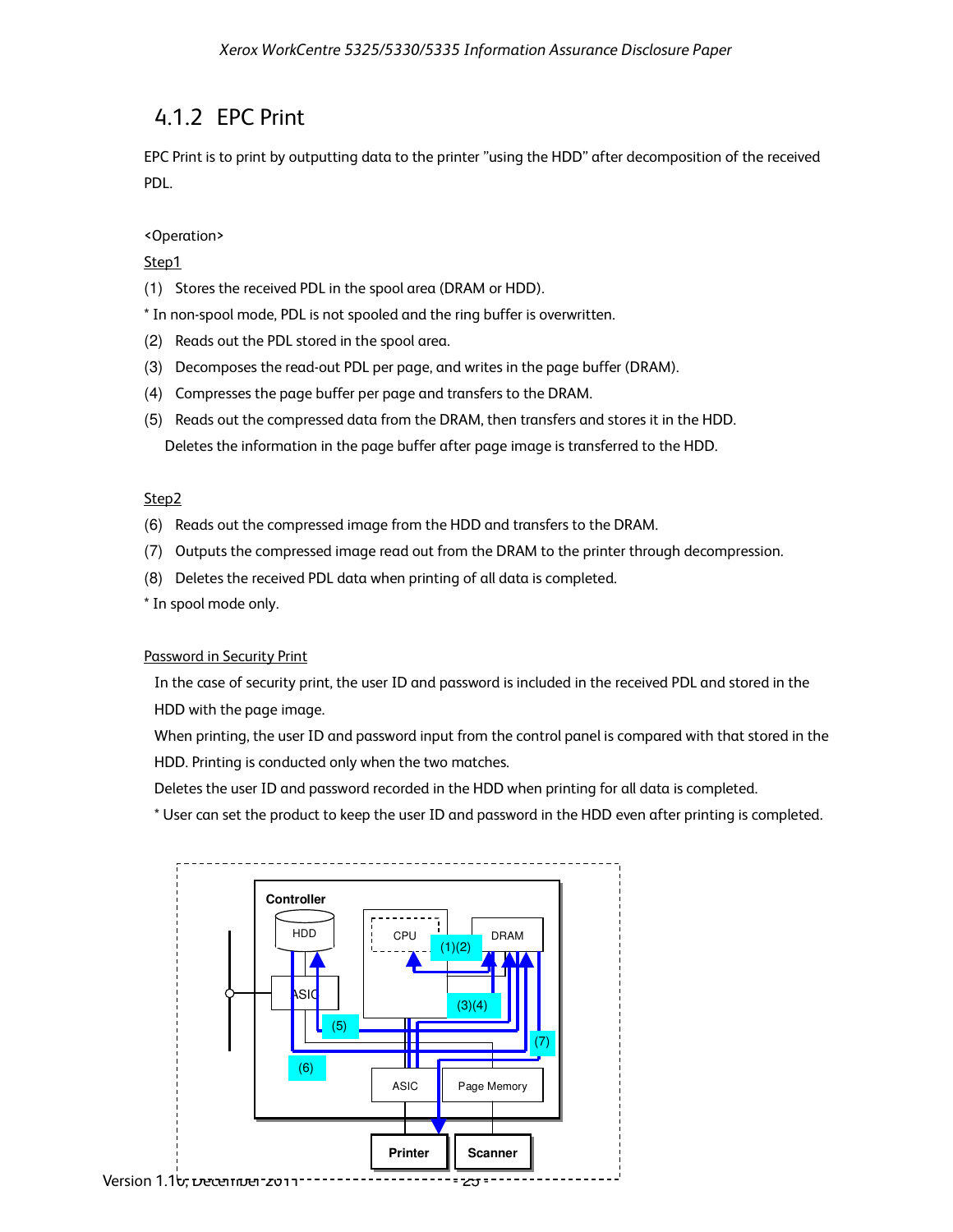## 4.1.2 EPC Print

EPC Print is to print by outputting data to the printer "using the HDD" after decomposition of the received PDL.

<Operation>

Step1

(1) Stores the received PDL in the spool area (DRAM or HDD).

* In non-spool mode, PDL is not spooled and the ring buffer is overwritten.

(2) Reads out the PDL stored in the spool area.

(3) Decomposes the read-out PDL per page, and writes in the page buffer (DRAM).

(4) Compresses the page buffer per page and transfers to the DRAM.

(5) Reads out the compressed data from the DRAM, then transfers and stores it in the HDD.
Deletes the information in the page buffer after page image is transferred to the HDD.

Step2

(6) Reads out the compressed image from the HDD and transfers to the DRAM.

(7) Outputs the compressed image read out from the DRAM to the printer through decompression.

(8) Deletes the received PDL data when printing of all data is completed.

* In spool mode only.

Password in Security Print

In the case of security print, the user ID and password is included in the received PDL and stored in the HDD with the page image.

When printing, the user ID and password input from the control panel is compared with that stored in the HDD. Printing is conducted only when the two matches.

Deletes the user ID and password recorded in the HDD when printing for all data is completed.

* User can set the product to keep the user ID and password in the HDD even after printing is completed.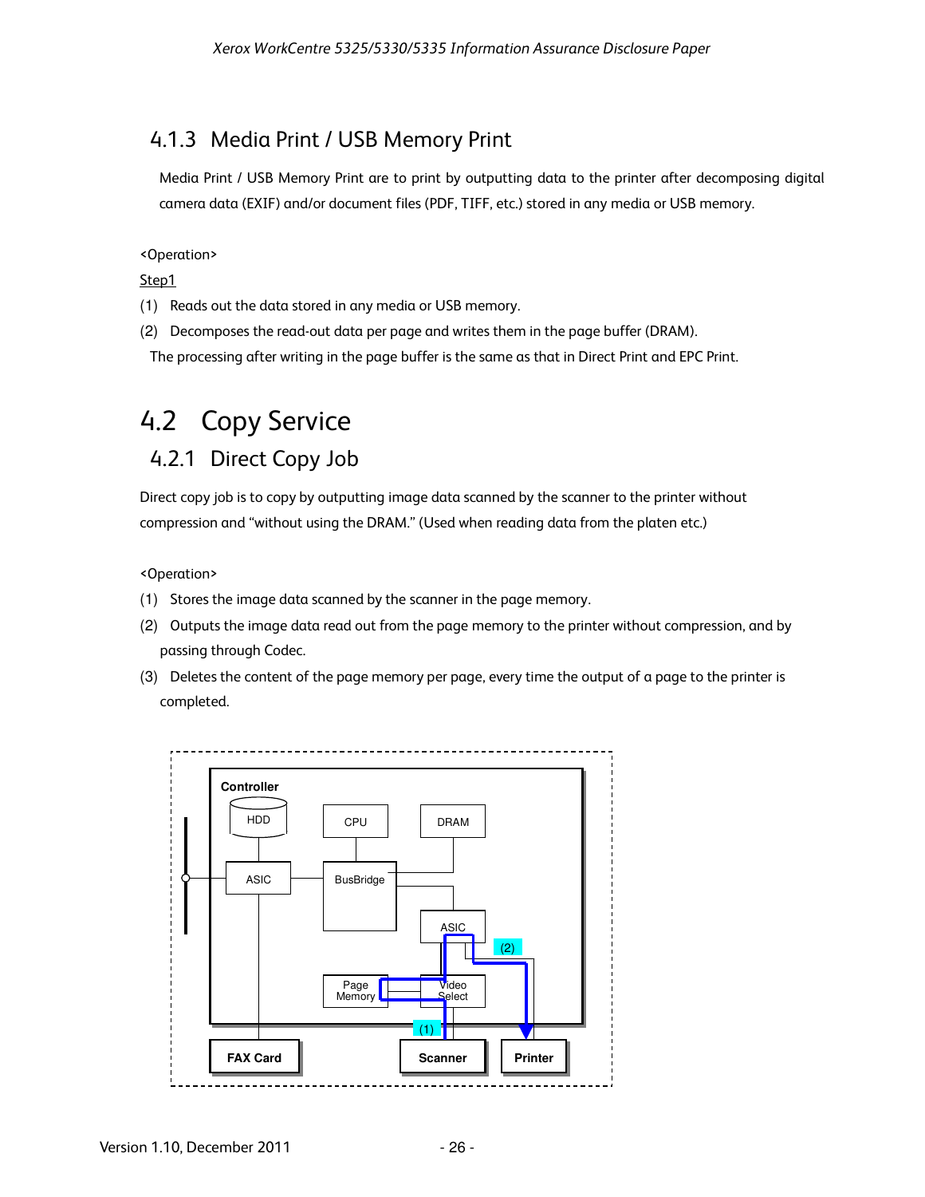### 4.1.3 Media Print / USB Memory Print

Media Print / USB Memory Print are to print by outputting data to the printer after decomposing digital camera data (EXIF) and/or document files (PDF, TIFF, etc.) stored in any media or USB memory.

<Operation>

Step1

(1) Reads out the data stored in any media or USB memory.

(2) Decomposes the read-out data per page and writes them in the page buffer (DRAM).

The processing after writing in the page buffer is the same as that in Direct Print and EPC Print.

## 4.2 Copy Service

### 4.2.1 Direct Copy Job

Direct copy job is to copy by outputting image data scanned by the scanner to the printer without compression and "without using the DRAM." (Used when reading data from the platen etc.)

<Operation>

(1) Stores the image data scanned by the scanner in the page memory.

(2) Outputs the image data read out from the page memory to the printer without compression, and by passing through Codec.

(3) Deletes the content of the page memory per page, every time the output of a page to the printer is completed.

Controller

HDD CPU DRAM

ASIC BusBridge

ASIC

(2)

Page Memory Video Select

(1)

FAX Card Scanner Printer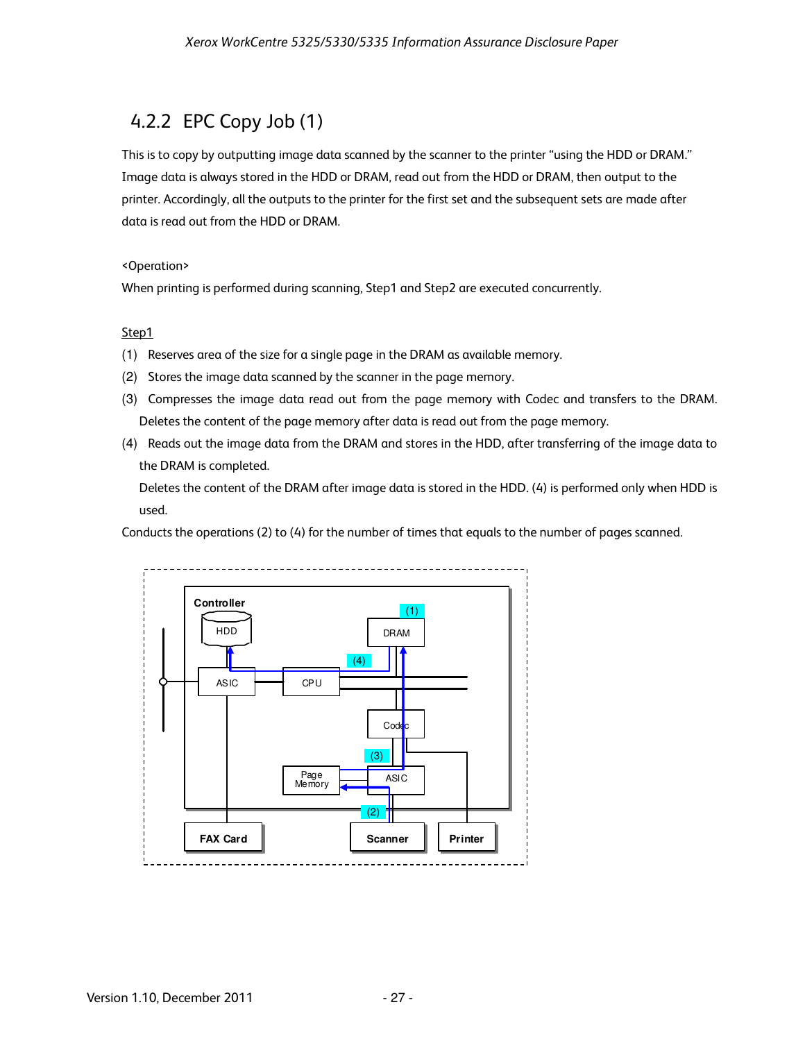## 4.2.2 EPC Copy Job (1)

This is to copy by outputting image data scanned by the scanner to the printer "using the HDD or DRAM." Image data is always stored in the HDD or DRAM, read out from the HDD or DRAM, then output to the printer. Accordingly, all the outputs to the printer for the first set and the subsequent sets are made after data is read out from the HDD or DRAM.

<Operation>

When printing is performed during scanning, Step1 and Step2 are executed concurrently.

Step1

(1) Reserves area of the size for a single page in the DRAM as available memory.

(2) Stores the image data scanned by the scanner in the page memory.

(3) Compresses the image data read out from the page memory with Codec and transfers to the DRAM. Deletes the content of the page memory after data is read out from the page memory.

(4) Reads out the image data from the DRAM and stores in the HDD, after transferring of the image data to the DRAM is completed.
Deletes the content of the DRAM after image data is stored in the HDD. (4) is performed only when HDD is used.

Conducts the operations (2) to (4) for the number of times that equals to the number of pages scanned.

Controller

HDD | DRAM | ASIC | CPU | Codec | Page Memory | ASIC

FAX Card | Scanner | Printer

(1) (2) (3) (4)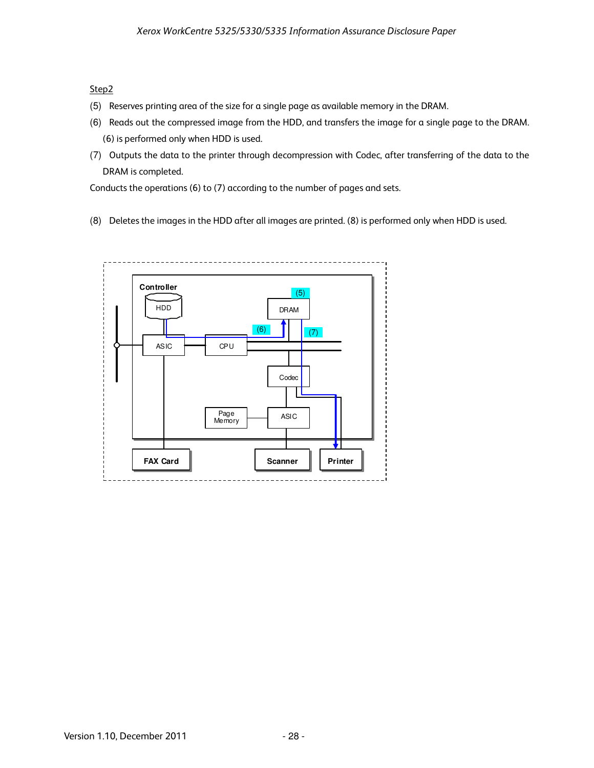Step2

(5) Reserves printing area of the size for a single page as available memory in the DRAM.

(6) Reads out the compressed image from the HDD, and transfers the image for a single page to the DRAM. (6) is performed only when HDD is used.

(7) Outputs the data to the printer through decompression with Codec, after transferring of the data to the DRAM is completed.

Conducts the operations (6) to (7) according to the number of pages and sets.

(8) Deletes the images in the HDD after all images are printed. (8) is performed only when HDD is used.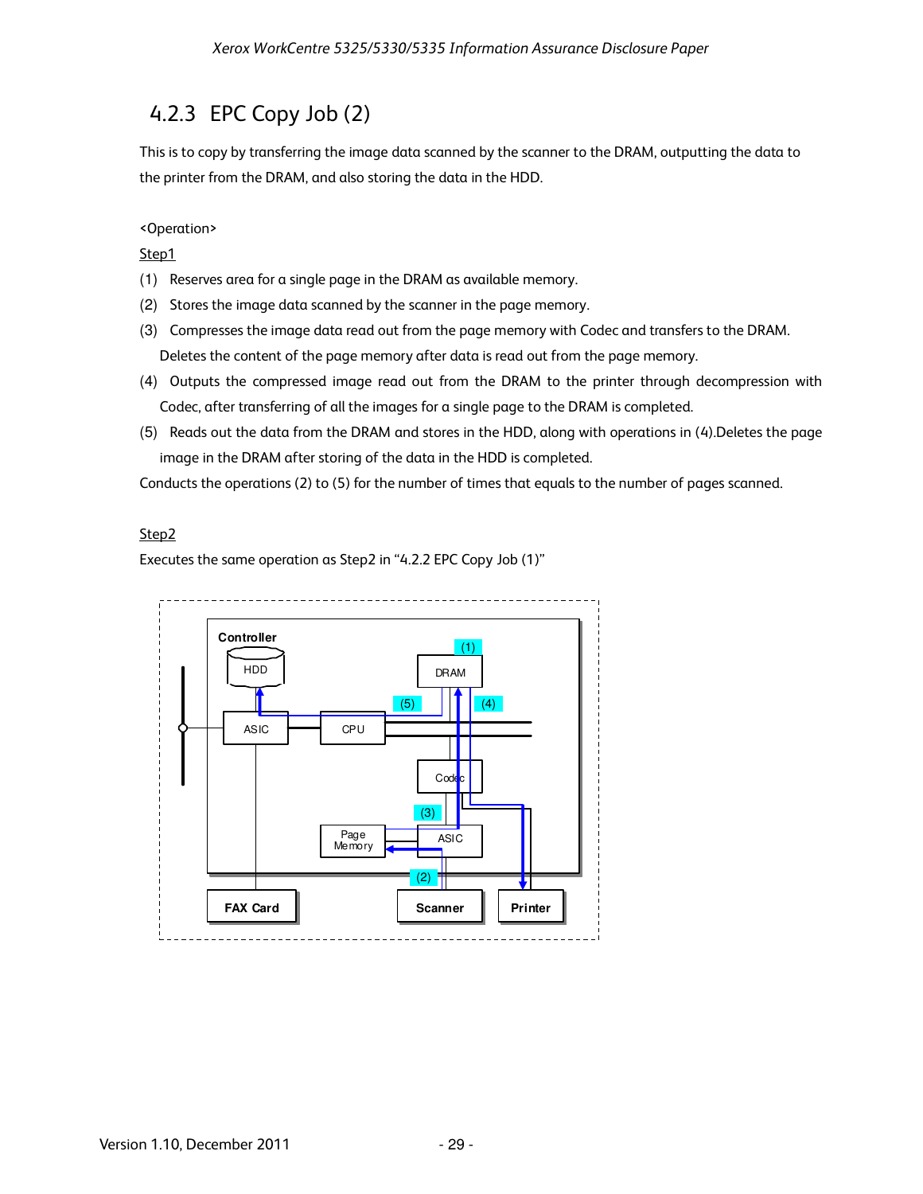### 4.2.3 EPC Copy Job (2)

This is to copy by transferring the image data scanned by the scanner to the DRAM, outputting the data to the printer from the DRAM, and also storing the data in the HDD.

<Operation>

Step1

(1) Reserves area for a single page in the DRAM as available memory.

(2) Stores the image data scanned by the scanner in the page memory.

(3) Compresses the image data read out from the page memory with Codec and transfers to the DRAM. Deletes the content of the page memory after data is read out from the page memory.

(4) Outputs the compressed image read out from the DRAM to the printer through decompression with Codec, after transferring of all the images for a single page to the DRAM is completed.

(5) Reads out the data from the DRAM and stores in the HDD, along with operations in (4).Deletes the page image in the DRAM after storing of the data in the HDD is completed.

Conducts the operations (2) to (5) for the number of times that equals to the number of pages scanned.

Step2

Executes the same operation as Step2 in "4.2.2 EPC Copy Job (1)"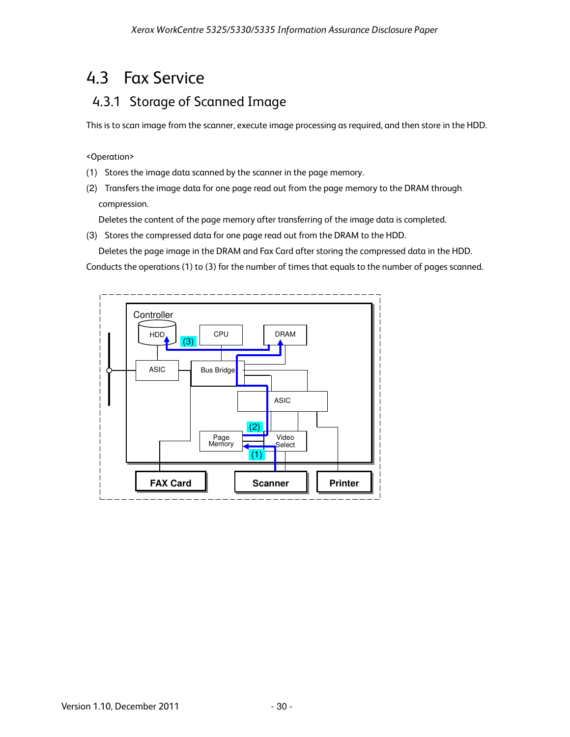## 4.3 Fax Service

### 4.3.1 Storage of Scanned Image

This is to scan image from the scanner, execute image processing as required, and then store in the HDD.

<Operation>

(1) Stores the image data scanned by the scanner in the page memory.

(2) Transfers the image data for one page read out from the page memory to the DRAM through compression.

Deletes the content of the page memory after transferring of the image data is completed.

(3) Stores the compressed data for one page read out from the DRAM to the HDD.

Deletes the page image in the DRAM and Fax Card after storing the compressed data in the HDD.

Conducts the operations (1) to (3) for the number of times that equals to the number of pages scanned.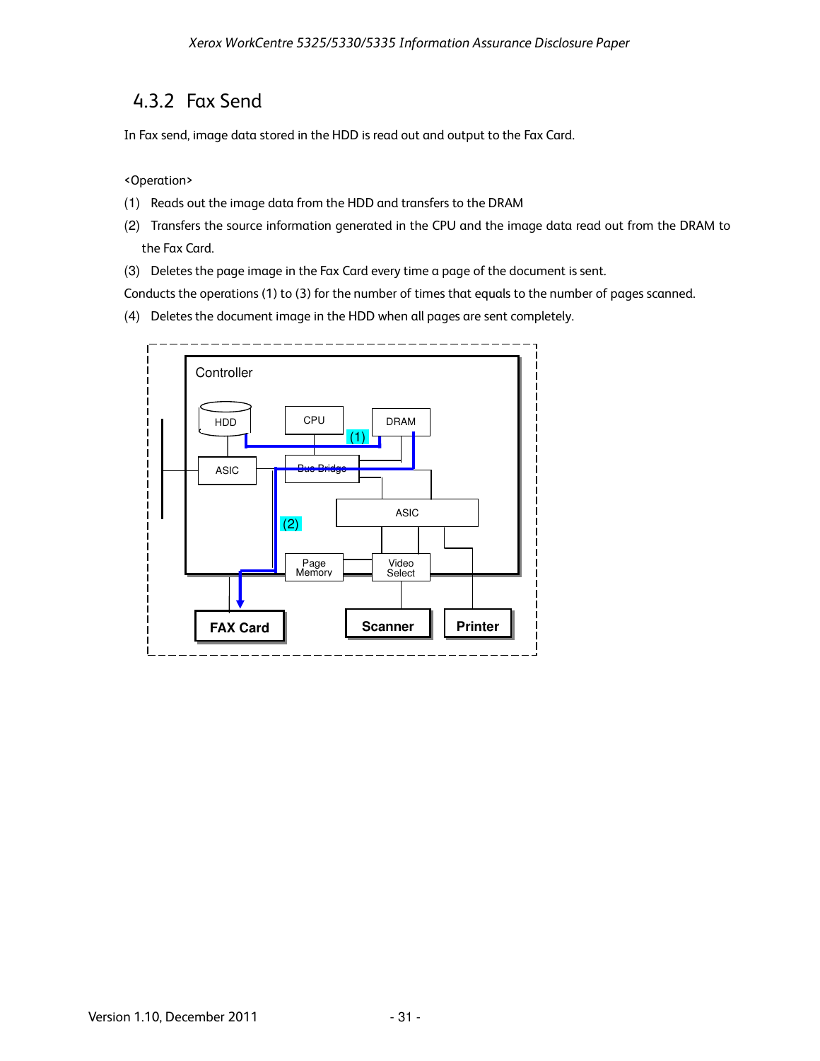## 4.3.2 Fax Send

In Fax send, image data stored in the HDD is read out and output to the Fax Card.

<Operation>

(1) Reads out the image data from the HDD and transfers to the DRAM

(2) Transfers the source information generated in the CPU and the image data read out from the DRAM to the Fax Card.

(3) Deletes the page image in the Fax Card every time a page of the document is sent.

Conducts the operations (1) to (3) for the number of times that equals to the number of pages scanned.

(4) Deletes the document image in the HDD when all pages are sent completely.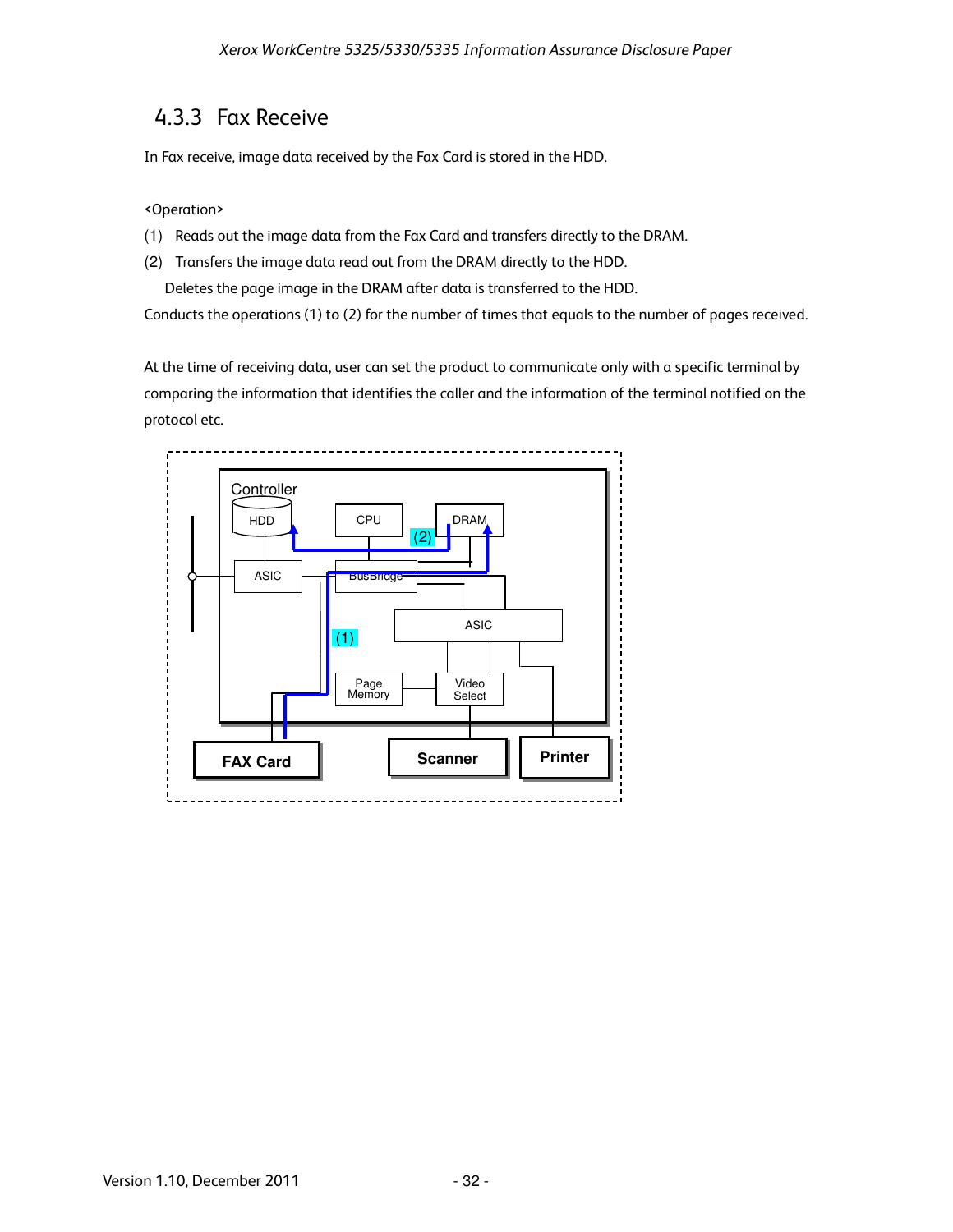### 4.3.3 Fax Receive

In Fax receive, image data received by the Fax Card is stored in the HDD.

<Operation>

(1) Reads out the image data from the Fax Card and transfers directly to the DRAM.

(2) Transfers the image data read out from the DRAM directly to the HDD.

Deletes the page image in the DRAM after data is transferred to the HDD.

Conducts the operations (1) to (2) for the number of times that equals to the number of pages received.

At the time of receiving data, user can set the product to communicate only with a specific terminal by comparing the information that identifies the caller and the information of the terminal notified on the protocol etc.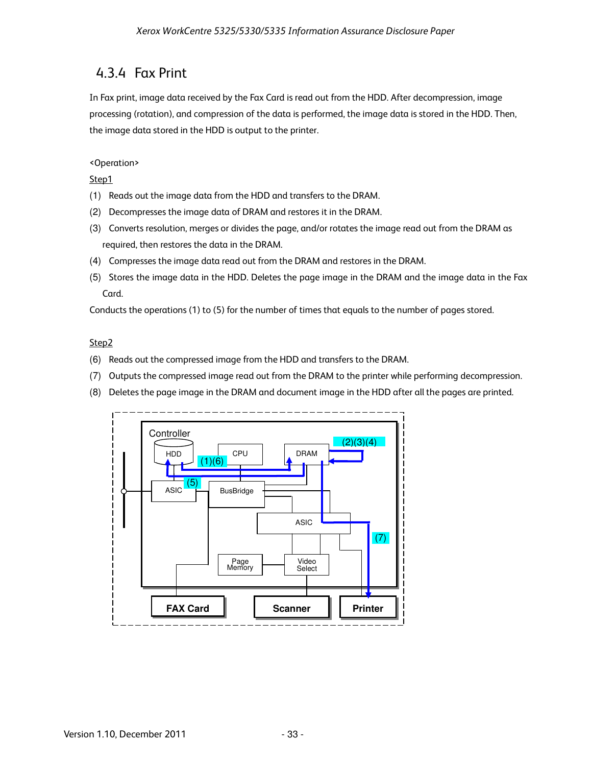### 4.3.4 Fax Print

In Fax print, image data received by the Fax Card is read out from the HDD. After decompression, image processing (rotation), and compression of the data is performed, the image data is stored in the HDD. Then, the image data stored in the HDD is output to the printer.

<Operation>

Step1

(1) Reads out the image data from the HDD and transfers to the DRAM.

(2) Decompresses the image data of DRAM and restores it in the DRAM.

(3) Converts resolution, merges or divides the page, and/or rotates the image read out from the DRAM as required, then restores the data in the DRAM.

(4) Compresses the image data read out from the DRAM and restores in the DRAM.

(5) Stores the image data in the HDD. Deletes the page image in the DRAM and the image data in the Fax Card.

Conducts the operations (1) to (5) for the number of times that equals to the number of pages stored.

Step2

(6) Reads out the compressed image from the HDD and transfers to the DRAM.

(7) Outputs the compressed image read out from the DRAM to the printer while performing decompression.

(8) Deletes the page image in the DRAM and document image in the HDD after all the pages are printed.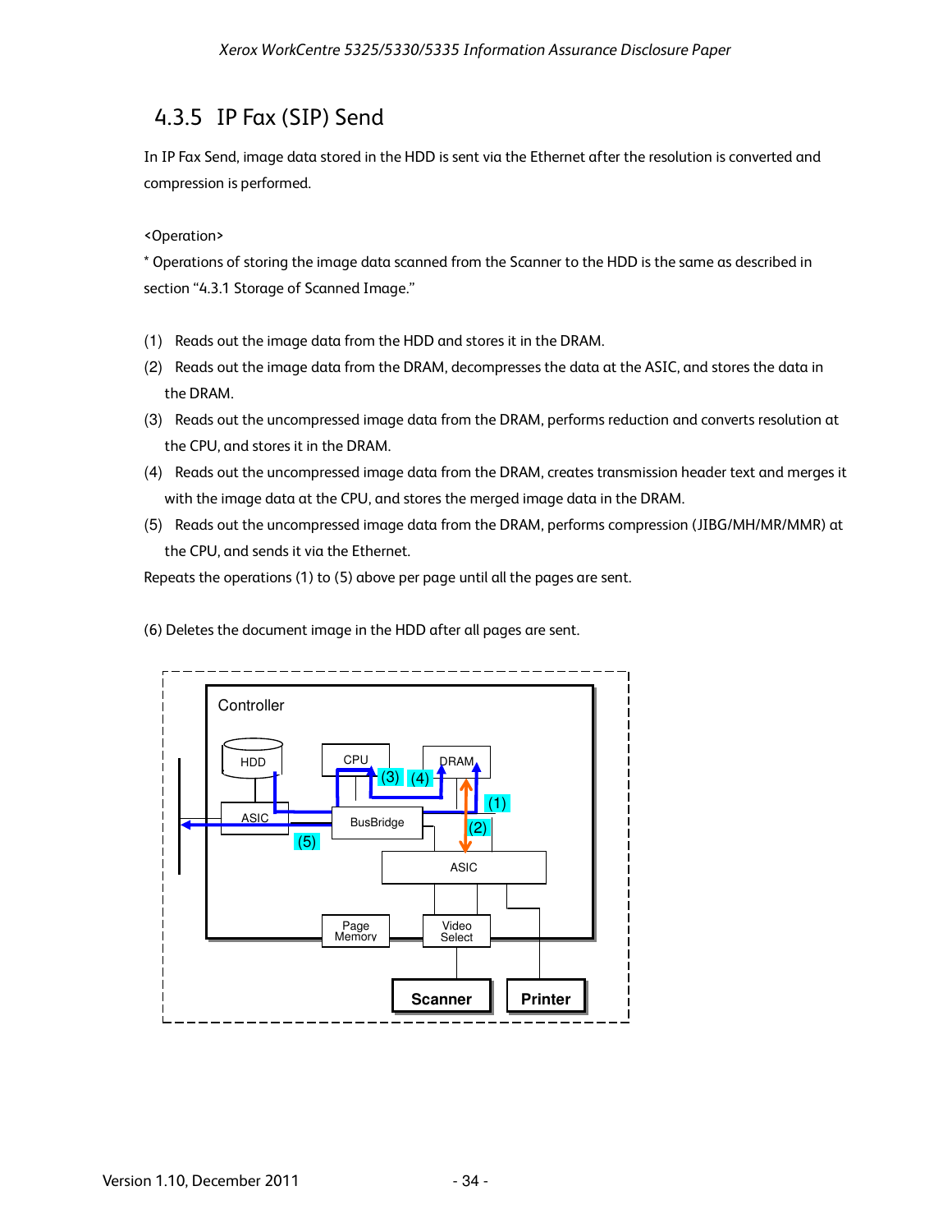### 4.3.5 IP Fax (SIP) Send

In IP Fax Send, image data stored in the HDD is sent via the Ethernet after the resolution is converted and compression is performed.

<Operation>

* Operations of storing the image data scanned from the Scanner to the HDD is the same as described in section "4.3.1 Storage of Scanned Image."

(1) Reads out the image data from the HDD and stores it in the DRAM.

(2) Reads out the image data from the DRAM, decompresses the data at the ASIC, and stores the data in the DRAM.

(3) Reads out the uncompressed image data from the DRAM, performs reduction and converts resolution at the CPU, and stores it in the DRAM.

(4) Reads out the uncompressed image data from the DRAM, creates transmission header text and merges it with the image data at the CPU, and stores the merged image data in the DRAM.

(5) Reads out the uncompressed image data from the DRAM, performs compression (JIBG/MH/MR/MMR) at the CPU, and sends it via the Ethernet.

Repeats the operations (1) to (5) above per page until all the pages are sent.

(6) Deletes the document image in the HDD after all pages are sent.

Controller

HDD · CPU · DRAM · ASIC · BusBridge · ASIC · Page Memory · Video Select · Scanner · Printer

(1) (2) (3) (4) (5)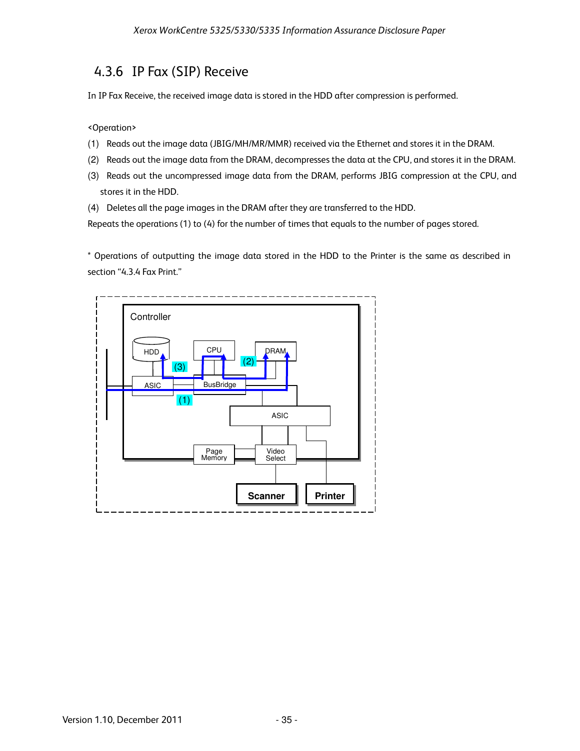### 4.3.6 IP Fax (SIP) Receive

In IP Fax Receive, the received image data is stored in the HDD after compression is performed.

<Operation>

(1) Reads out the image data (JBIG/MH/MR/MMR) received via the Ethernet and stores it in the DRAM.

(2) Reads out the image data from the DRAM, decompresses the data at the CPU, and stores it in the DRAM.

(3) Reads out the uncompressed image data from the DRAM, performs JBIG compression at the CPU, and stores it in the HDD.

(4) Deletes all the page images in the DRAM after they are transferred to the HDD.

Repeats the operations (1) to (4) for the number of times that equals to the number of pages stored.

* Operations of outputting the image data stored in the HDD to the Printer is the same as described in section "4.3.4 Fax Print."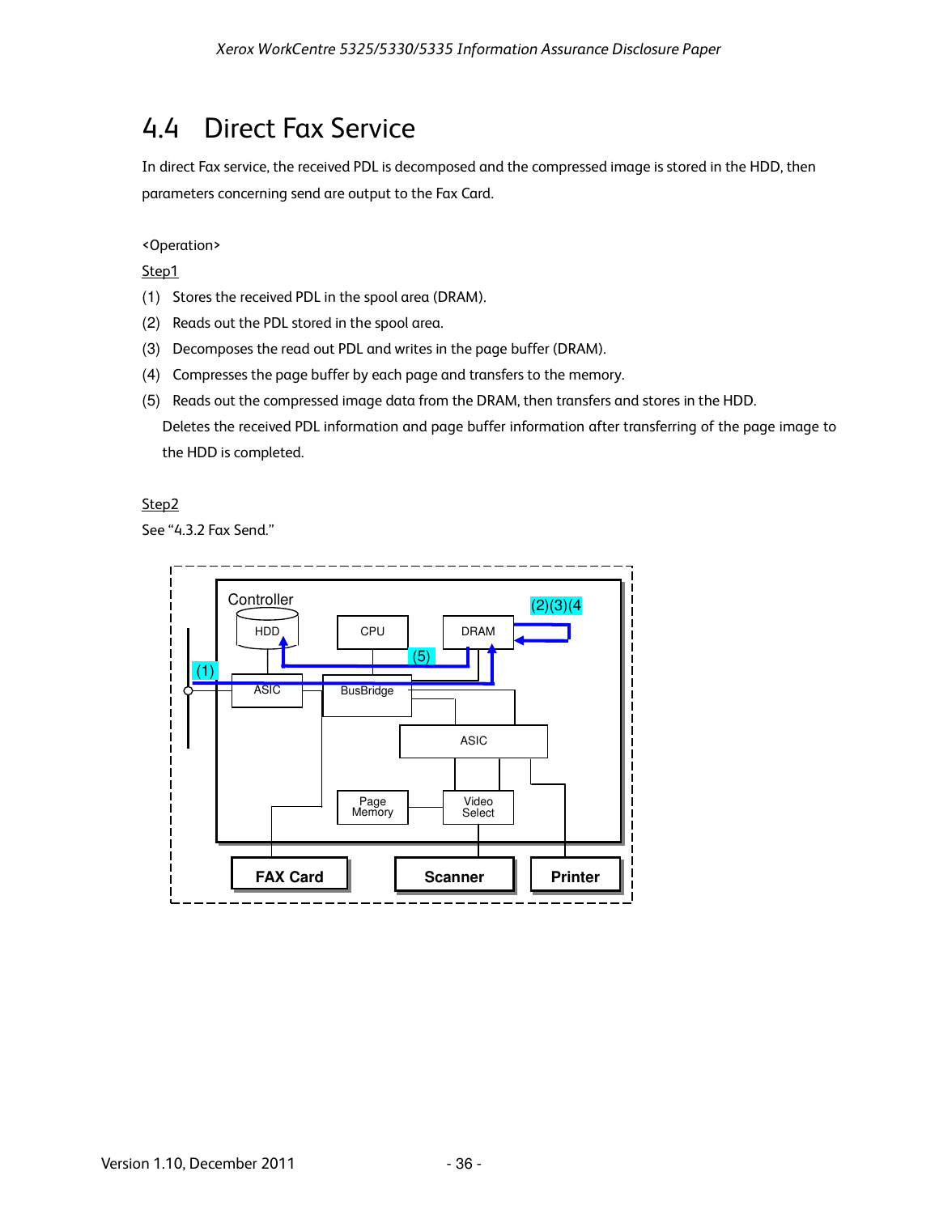## 4.4 Direct Fax Service

In direct Fax service, the received PDL is decomposed and the compressed image is stored in the HDD, then parameters concerning send are output to the Fax Card.

<Operation>

Step1

(1) Stores the received PDL in the spool area (DRAM).

(2) Reads out the PDL stored in the spool area.

(3) Decomposes the read out PDL and writes in the page buffer (DRAM).

(4) Compresses the page buffer by each page and transfers to the memory.

(5) Reads out the compressed image data from the DRAM, then transfers and stores in the HDD.

Deletes the received PDL information and page buffer information after transferring of the page image to the HDD is completed.

Step2

See "4.3.2 Fax Send."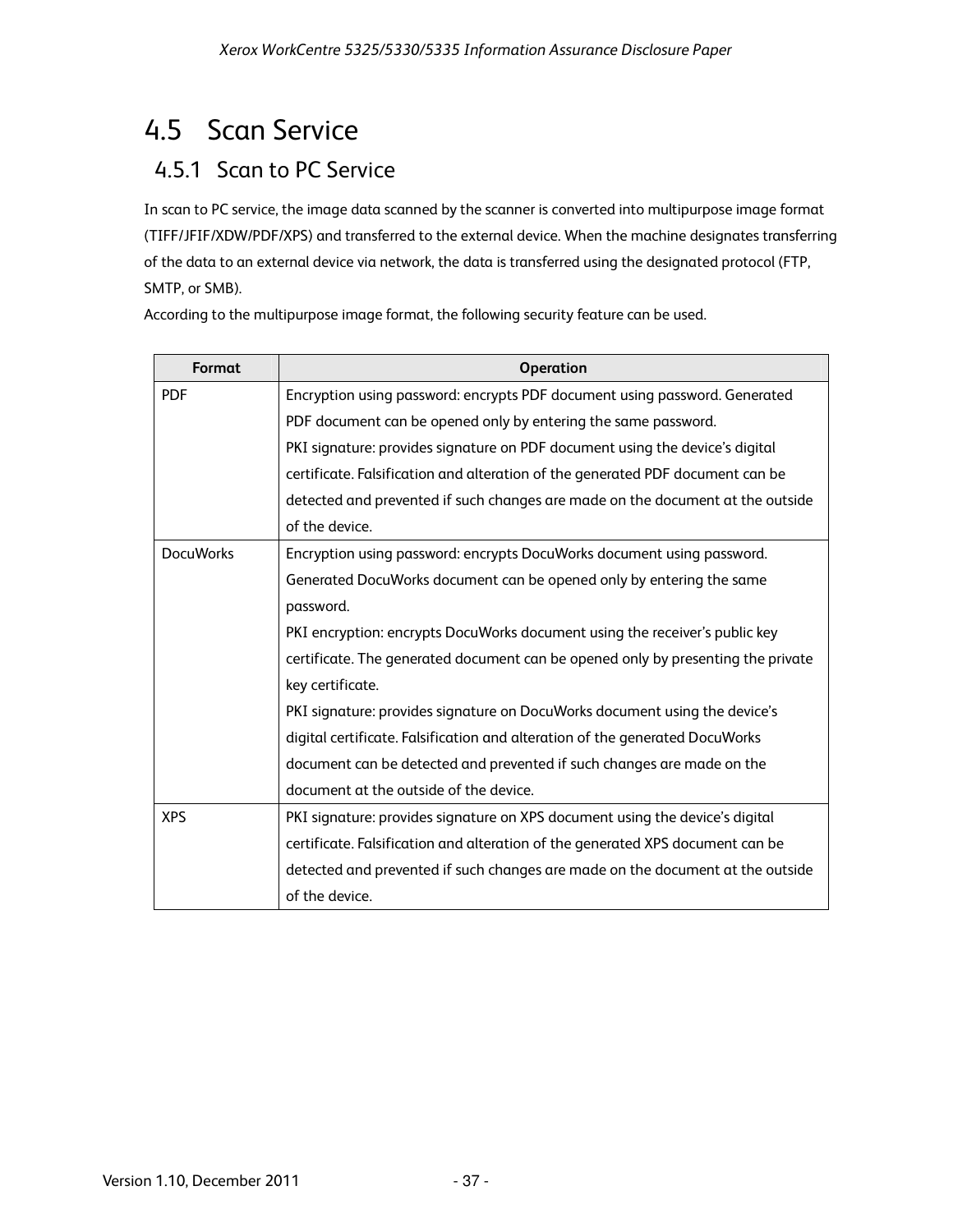## 4.5 Scan Service

### 4.5.1 Scan to PC Service

In scan to PC service, the image data scanned by the scanner is converted into multipurpose image format (TIFF/JFIF/XDW/PDF/XPS) and transferred to the external device. When the machine designates transferring of the data to an external device via network, the data is transferred using the designated protocol (FTP, SMTP, or SMB).

According to the multipurpose image format, the following security feature can be used.

| Format | Operation |
| --- | --- |
| PDF | Encryption using password: encrypts PDF document using password. Generated PDF document can be opened only by entering the same password.<br>PKI signature: provides signature on PDF document using the device's digital certificate. Falsification and alteration of the generated PDF document can be detected and prevented if such changes are made on the document at the outside of the device. |
| DocuWorks | Encryption using password: encrypts DocuWorks document using password. Generated DocuWorks document can be opened only by entering the same password.<br>PKI encryption: encrypts DocuWorks document using the receiver's public key certificate. The generated document can be opened only by presenting the private key certificate.<br>PKI signature: provides signature on DocuWorks document using the device's digital certificate. Falsification and alteration of the generated DocuWorks document can be detected and prevented if such changes are made on the document at the outside of the device. |
| XPS | PKI signature: provides signature on XPS document using the device's digital certificate. Falsification and alteration of the generated XPS document can be detected and prevented if such changes are made on the document at the outside of the device. |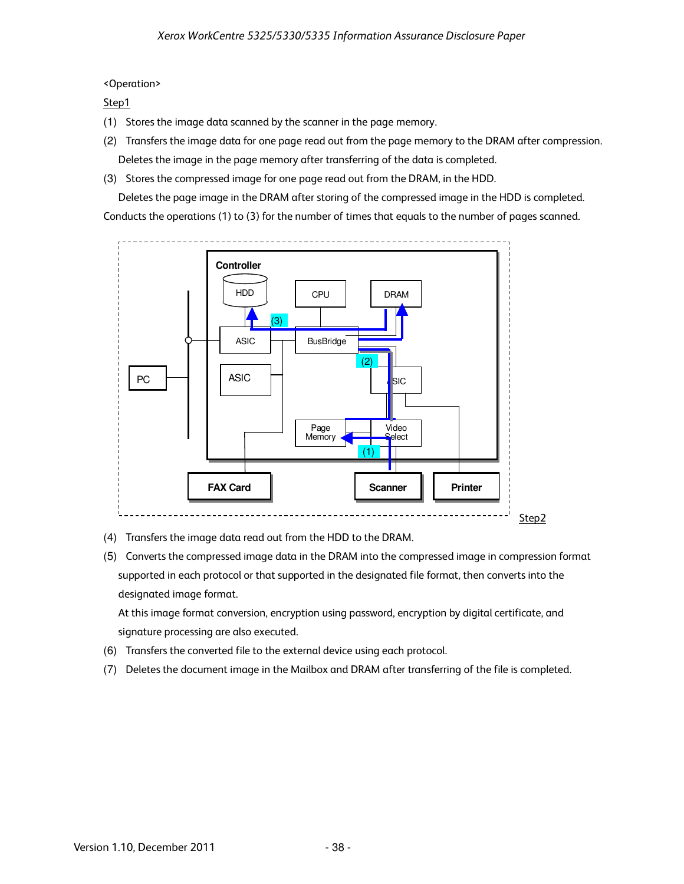<Operation>

Step1

(1) Stores the image data scanned by the scanner in the page memory.

(2) Transfers the image data for one page read out from the page memory to the DRAM after compression.
Deletes the image in the page memory after transferring of the data is completed.

(3) Stores the compressed image for one page read out from the DRAM, in the HDD.
Deletes the page image in the DRAM after storing of the compressed image in the HDD is completed.

Conducts the operations (1) to (3) for the number of times that equals to the number of pages scanned.

Step2

(4) Transfers the image data read out from the HDD to the DRAM.

(5) Converts the compressed image data in the DRAM into the compressed image in compression format supported in each protocol or that supported in the designated file format, then converts into the designated image format.
At this image format conversion, encryption using password, encryption by digital certificate, and signature processing are also executed.

(6) Transfers the converted file to the external device using each protocol.

(7) Deletes the document image in the Mailbox and DRAM after transferring of the file is completed.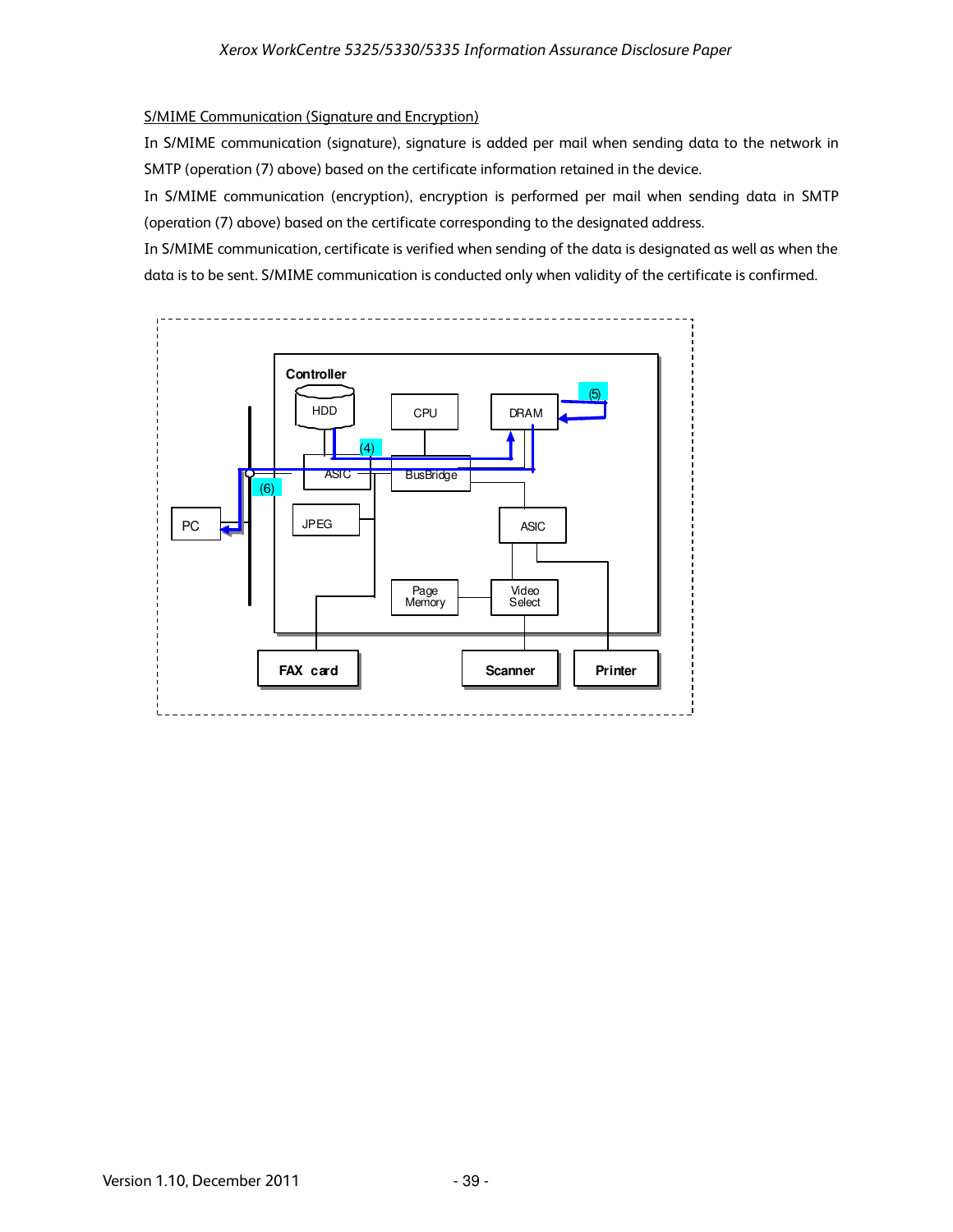S/MIME Communication (Signature and Encryption)

In S/MIME communication (signature), signature is added per mail when sending data to the network in SMTP (operation (7) above) based on the certificate information retained in the device.

In S/MIME communication (encryption), encryption is performed per mail when sending data in SMTP (operation (7) above) based on the certificate corresponding to the designated address.

In S/MIME communication, certificate is verified when sending of the data is designated as well as when the data is to be sent. S/MIME communication is conducted only when validity of the certificate is confirmed.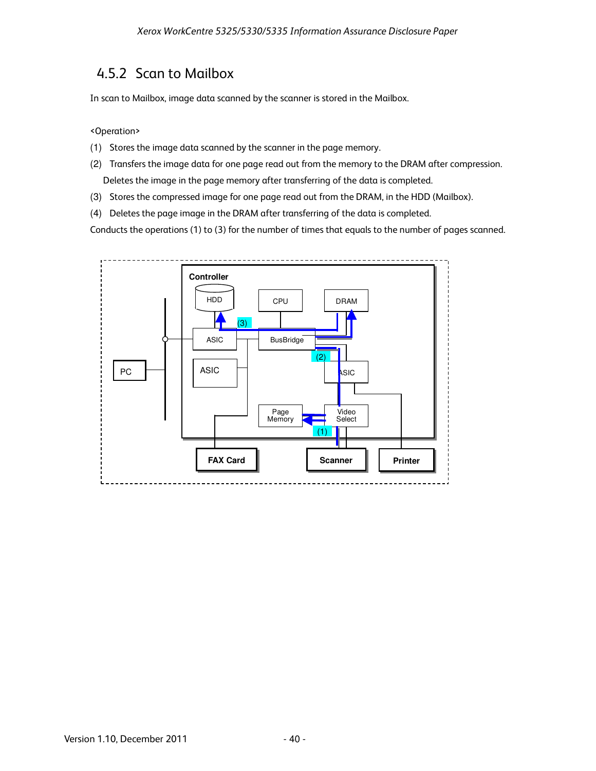### 4.5.2 Scan to Mailbox

In scan to Mailbox, image data scanned by the scanner is stored in the Mailbox.

<Operation>

(1) Stores the image data scanned by the scanner in the page memory.

(2) Transfers the image data for one page read out from the memory to the DRAM after compression.
Deletes the image in the page memory after transferring of the data is completed.

(3) Stores the compressed image for one page read out from the DRAM, in the HDD (Mailbox).

(4) Deletes the page image in the DRAM after transferring of the data is completed.

Conducts the operations (1) to (3) for the number of times that equals to the number of pages scanned.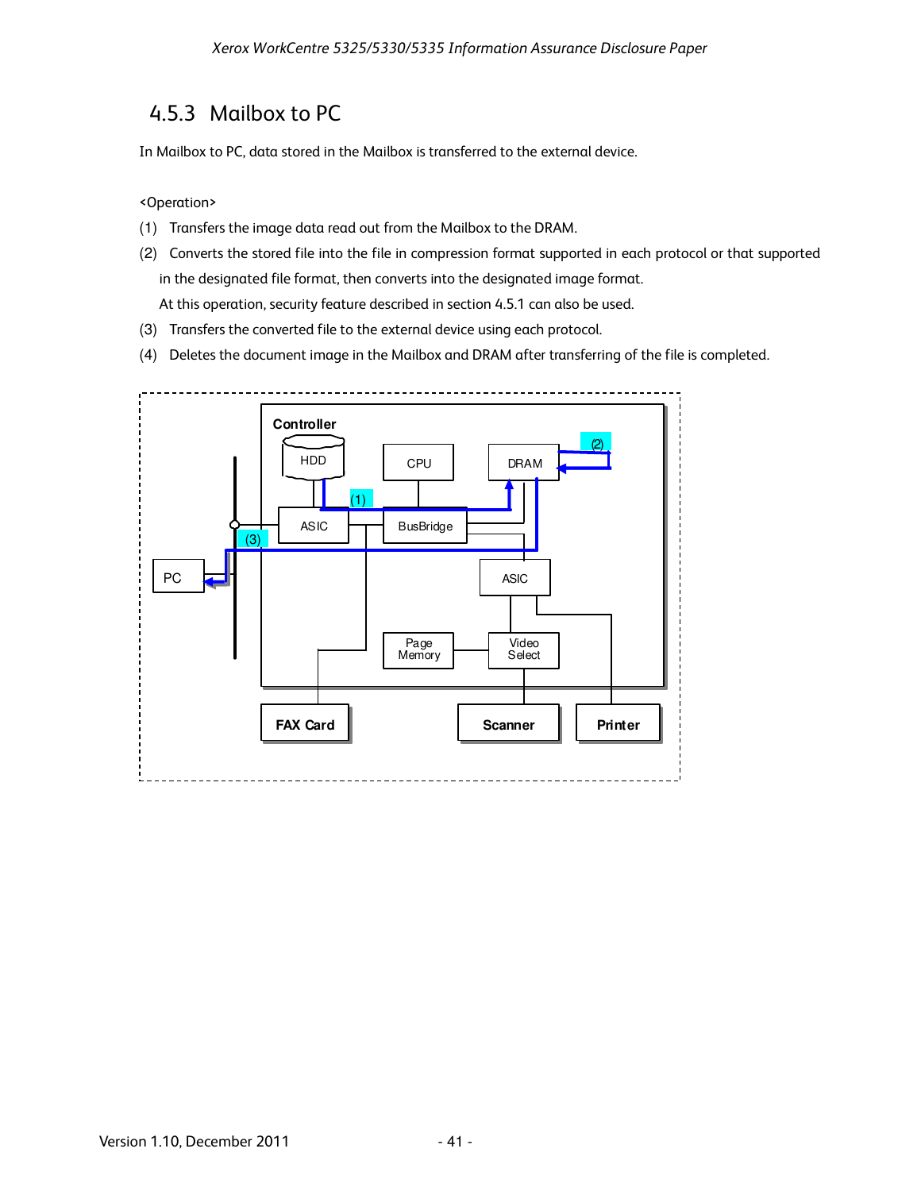## 4.5.3 Mailbox to PC

In Mailbox to PC, data stored in the Mailbox is transferred to the external device.

<Operation>

(1) Transfers the image data read out from the Mailbox to the DRAM.

(2) Converts the stored file into the file in compression format supported in each protocol or that supported in the designated file format, then converts into the designated image format.
At this operation, security feature described in section 4.5.1 can also be used.

(3) Transfers the converted file to the external device using each protocol.

(4) Deletes the document image in the Mailbox and DRAM after transferring of the file is completed.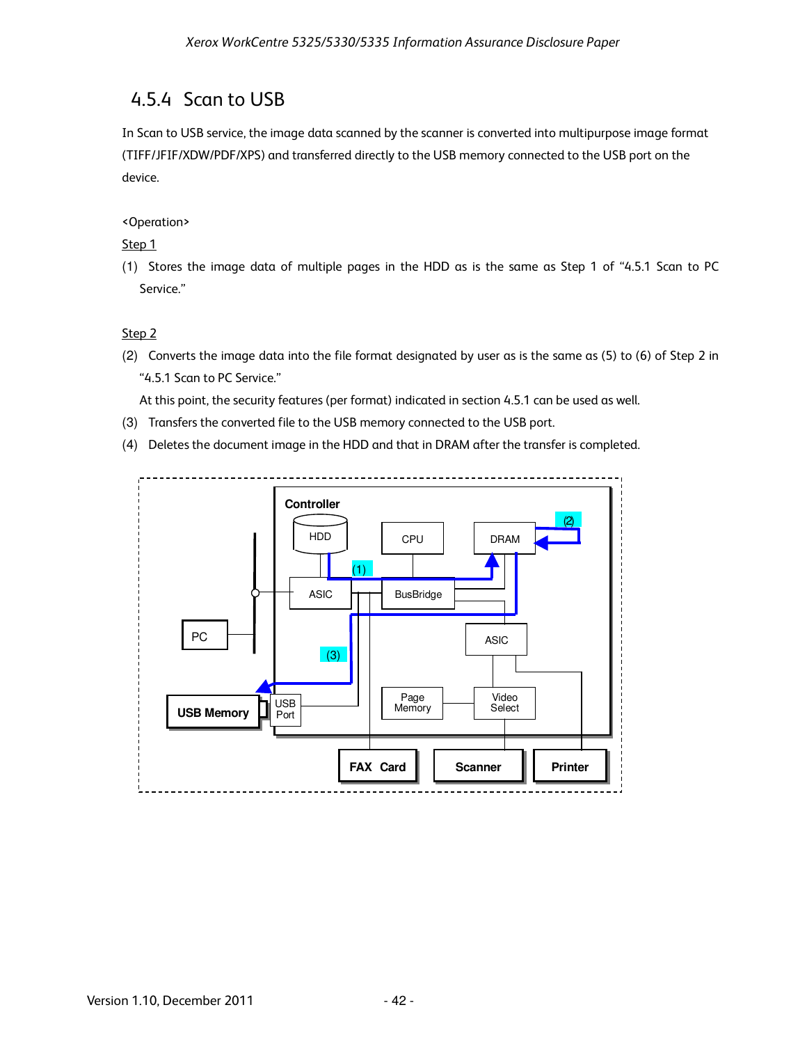### 4.5.4 Scan to USB

In Scan to USB service, the image data scanned by the scanner is converted into multipurpose image format (TIFF/JFIF/XDW/PDF/XPS) and transferred directly to the USB memory connected to the USB port on the device.

<Operation>

Step 1

(1) Stores the image data of multiple pages in the HDD as is the same as Step 1 of "4.5.1 Scan to PC Service."

Step 2

(2) Converts the image data into the file format designated by user as is the same as (5) to (6) of Step 2 in "4.5.1 Scan to PC Service."

At this point, the security features (per format) indicated in section 4.5.1 can be used as well.

(3) Transfers the converted file to the USB memory connected to the USB port.

(4) Deletes the document image in the HDD and that in DRAM after the transfer is completed.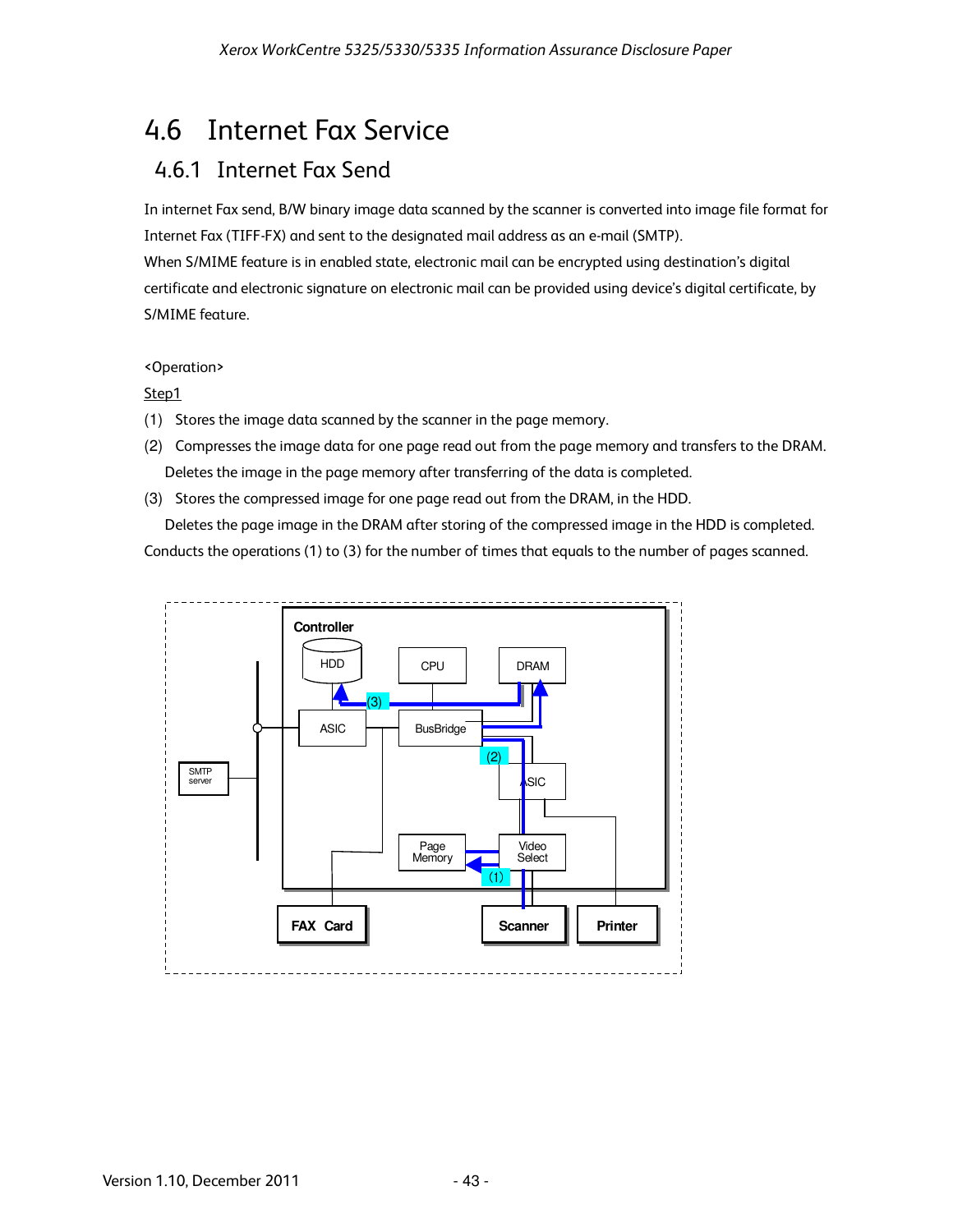## 4.6 Internet Fax Service

### 4.6.1 Internet Fax Send

In internet Fax send, B/W binary image data scanned by the scanner is converted into image file format for Internet Fax (TIFF-FX) and sent to the designated mail address as an e-mail (SMTP).
When S/MIME feature is in enabled state, electronic mail can be encrypted using destination's digital certificate and electronic signature on electronic mail can be provided using device's digital certificate, by S/MIME feature.

<Operation>

Step1

(1) Stores the image data scanned by the scanner in the page memory.

(2) Compresses the image data for one page read out from the page memory and transfers to the DRAM.
Deletes the image in the page memory after transferring of the data is completed.

(3) Stores the compressed image for one page read out from the DRAM, in the HDD.
Deletes the page image in the DRAM after storing of the compressed image in the HDD is completed.

Conducts the operations (1) to (3) for the number of times that equals to the number of pages scanned.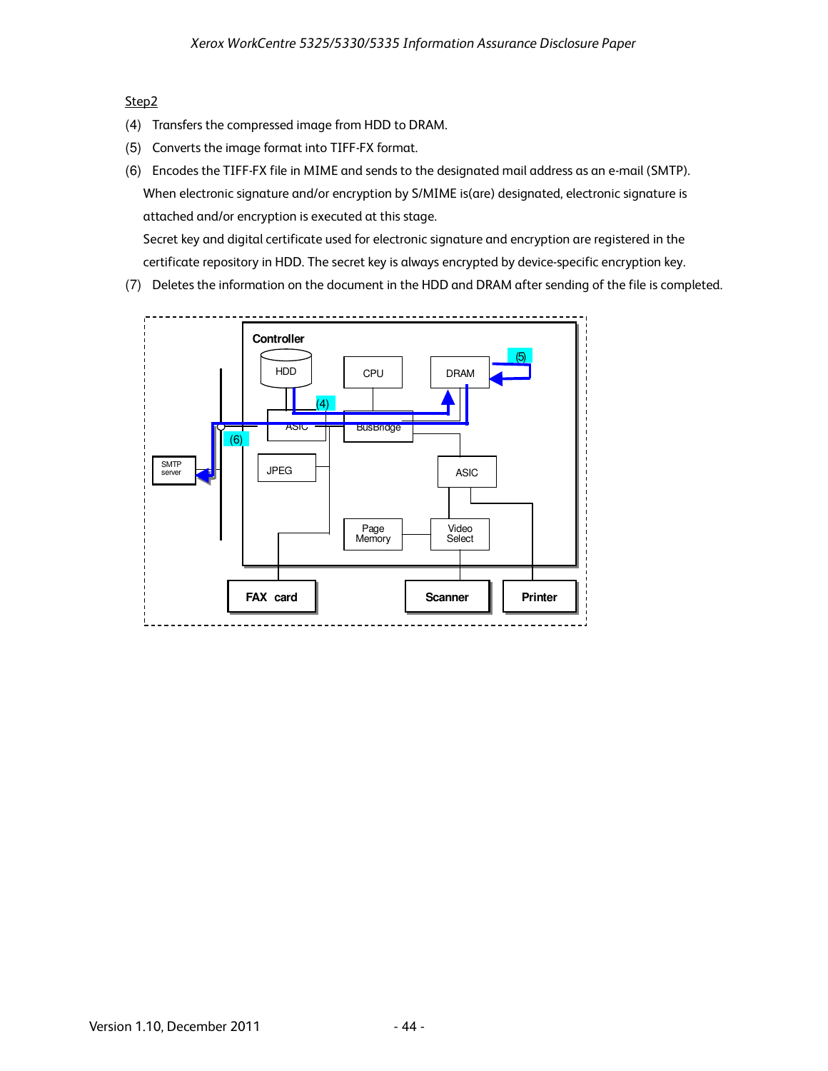Step2

(4) Transfers the compressed image from HDD to DRAM.

(5) Converts the image format into TIFF-FX format.

(6) Encodes the TIFF-FX file in MIME and sends to the designated mail address as an e-mail (SMTP).
When electronic signature and/or encryption by S/MIME is(are) designated, electronic signature is attached and/or encryption is executed at this stage.
Secret key and digital certificate used for electronic signature and encryption are registered in the certificate repository in HDD. The secret key is always encrypted by device-specific encryption key.

(7) Deletes the information on the document in the HDD and DRAM after sending of the file is completed.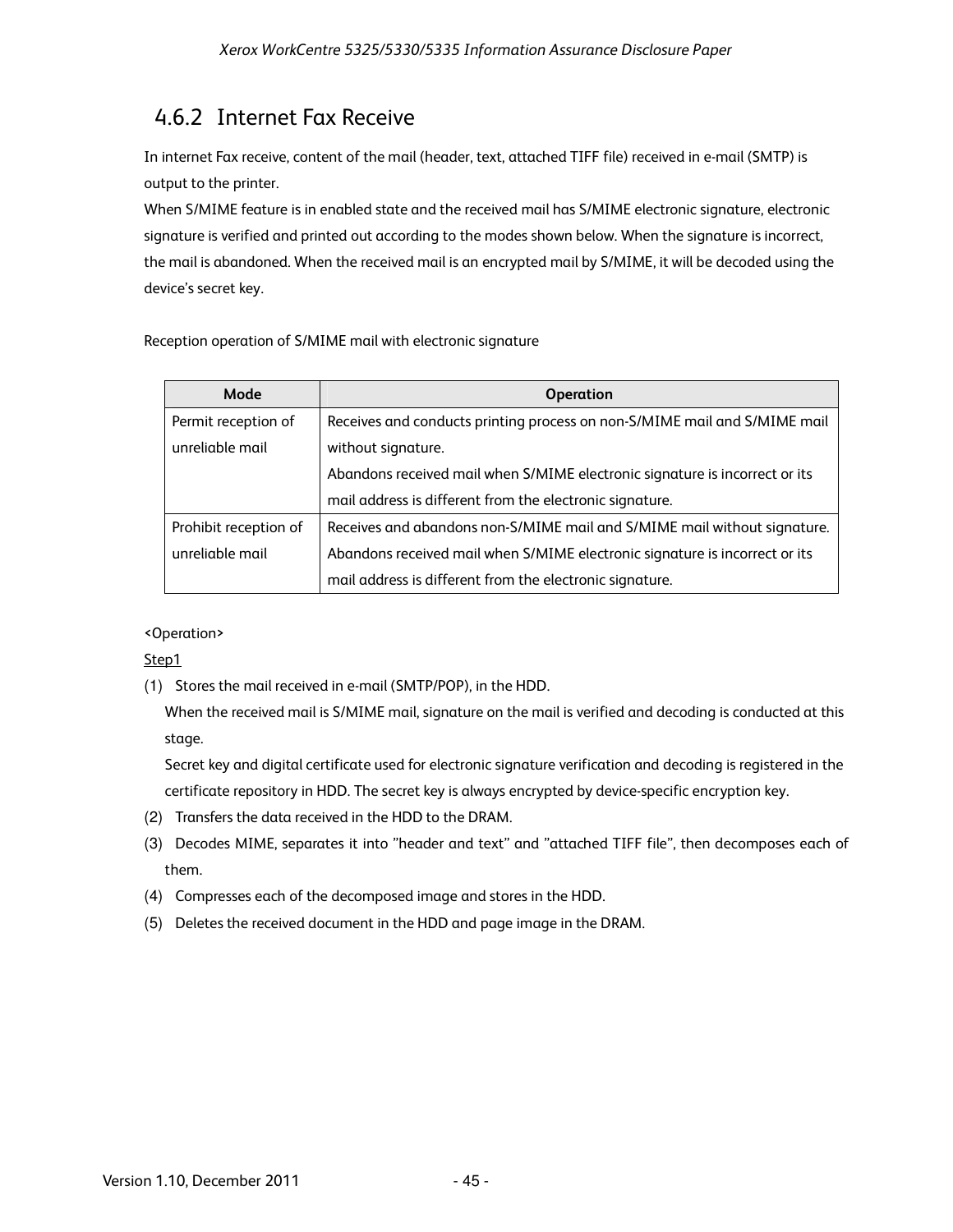## 4.6.2 Internet Fax Receive

In internet Fax receive, content of the mail (header, text, attached TIFF file) received in e-mail (SMTP) is output to the printer.
When S/MIME feature is in enabled state and the received mail has S/MIME electronic signature, electronic signature is verified and printed out according to the modes shown below. When the signature is incorrect, the mail is abandoned. When the received mail is an encrypted mail by S/MIME, it will be decoded using the device's secret key.

Reception operation of S/MIME mail with electronic signature

| Mode | Operation |
|---|---|
| Permit reception of unreliable mail | Receives and conducts printing process on non-S/MIME mail and S/MIME mail without signature.<br>Abandons received mail when S/MIME electronic signature is incorrect or its mail address is different from the electronic signature. |
| Prohibit reception of unreliable mail | Receives and abandons non-S/MIME mail and S/MIME mail without signature.<br>Abandons received mail when S/MIME electronic signature is incorrect or its mail address is different from the electronic signature. |

<Operation>

Step1

(1) Stores the mail received in e-mail (SMTP/POP), in the HDD.
When the received mail is S/MIME mail, signature on the mail is verified and decoding is conducted at this stage.
Secret key and digital certificate used for electronic signature verification and decoding is registered in the certificate repository in HDD. The secret key is always encrypted by device-specific encryption key.

(2) Transfers the data received in the HDD to the DRAM.

(3) Decodes MIME, separates it into "header and text" and "attached TIFF file", then decomposes each of them.

(4) Compresses each of the decomposed image and stores in the HDD.

(5) Deletes the received document in the HDD and page image in the DRAM.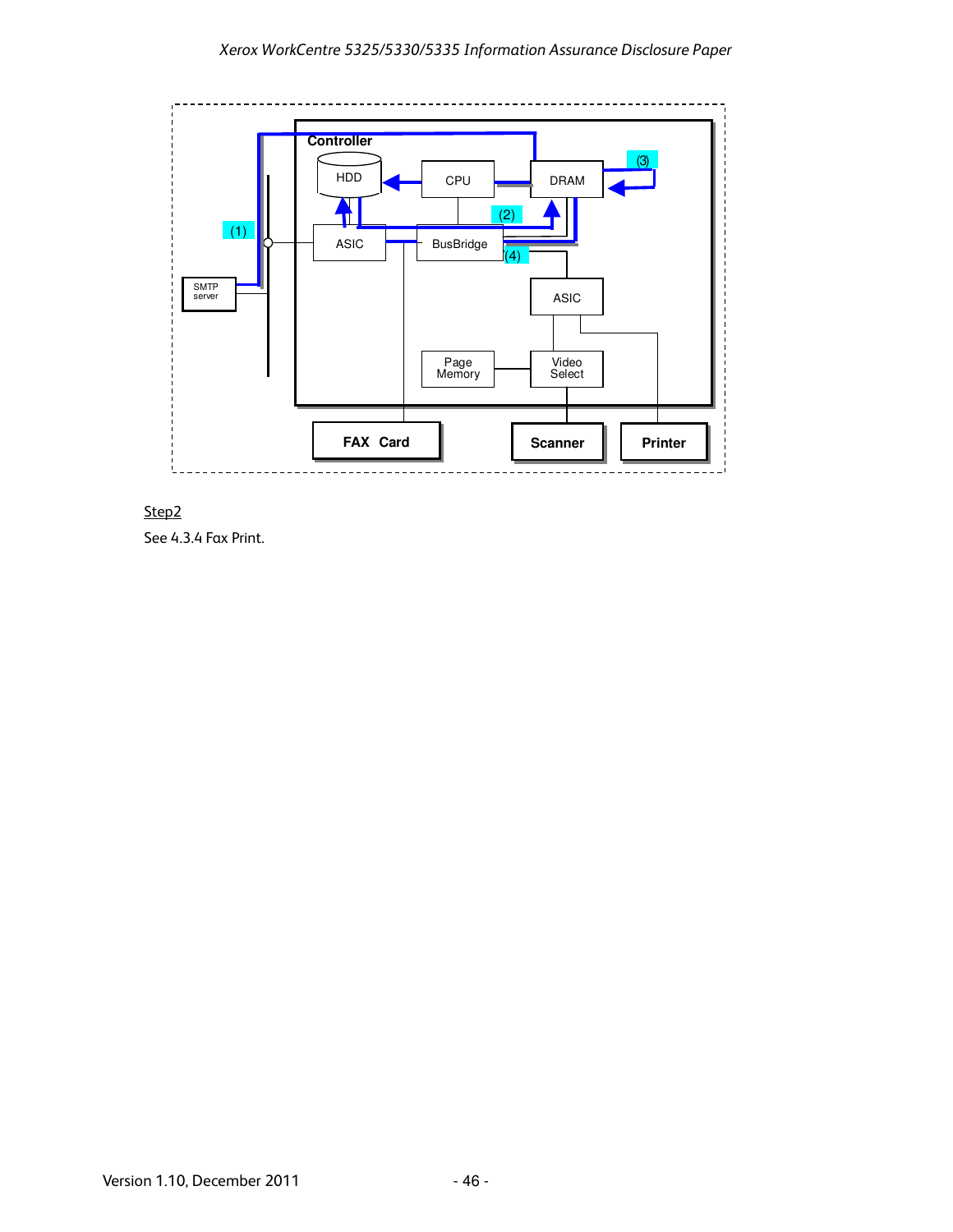Step2

See 4.3.4 Fax Print.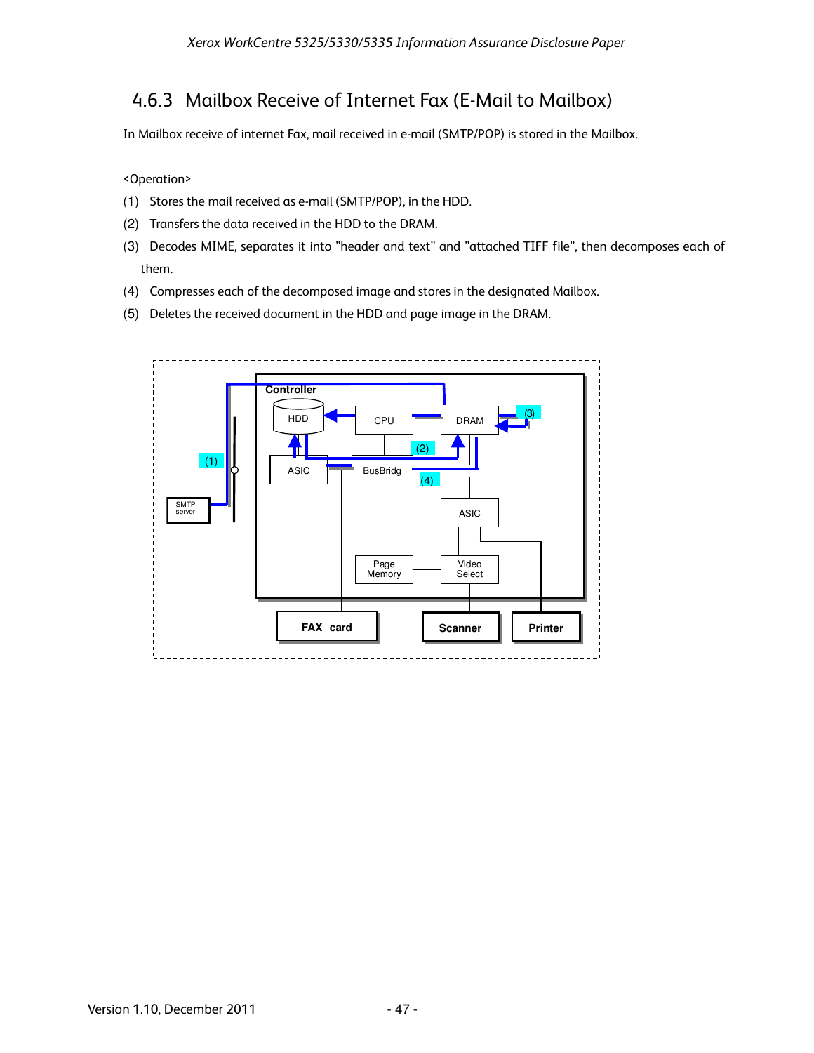## 4.6.3 Mailbox Receive of Internet Fax (E-Mail to Mailbox)

In Mailbox receive of internet Fax, mail received in e-mail (SMTP/POP) is stored in the Mailbox.

<Operation>

(1) Stores the mail received as e-mail (SMTP/POP), in the HDD.

(2) Transfers the data received in the HDD to the DRAM.

(3) Decodes MIME, separates it into "header and text" and "attached TIFF file", then decomposes each of them.

(4) Compresses each of the decomposed image and stores in the designated Mailbox.

(5) Deletes the received document in the HDD and page image in the DRAM.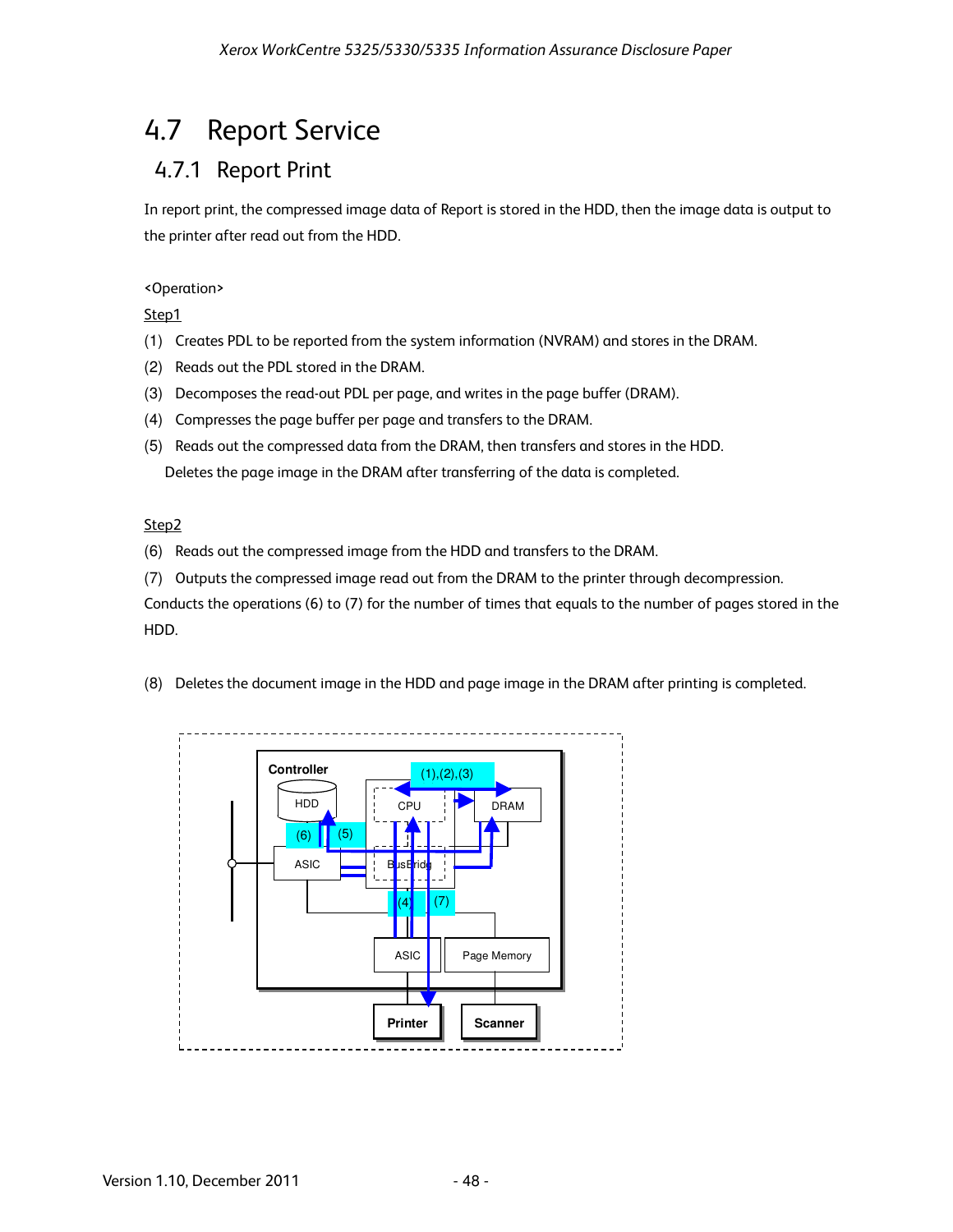## 4.7 Report Service

### 4.7.1 Report Print

In report print, the compressed image data of Report is stored in the HDD, then the image data is output to the printer after read out from the HDD.

<Operation>

Step1

(1) Creates PDL to be reported from the system information (NVRAM) and stores in the DRAM.

(2) Reads out the PDL stored in the DRAM.

(3) Decomposes the read-out PDL per page, and writes in the page buffer (DRAM).

(4) Compresses the page buffer per page and transfers to the DRAM.

(5) Reads out the compressed data from the DRAM, then transfers and stores in the HDD.
  Deletes the page image in the DRAM after transferring of the data is completed.

Step2

(6) Reads out the compressed image from the HDD and transfers to the DRAM.

(7) Outputs the compressed image read out from the DRAM to the printer through decompression.

Conducts the operations (6) to (7) for the number of times that equals to the number of pages stored in the HDD.

(8) Deletes the document image in the HDD and page image in the DRAM after printing is completed.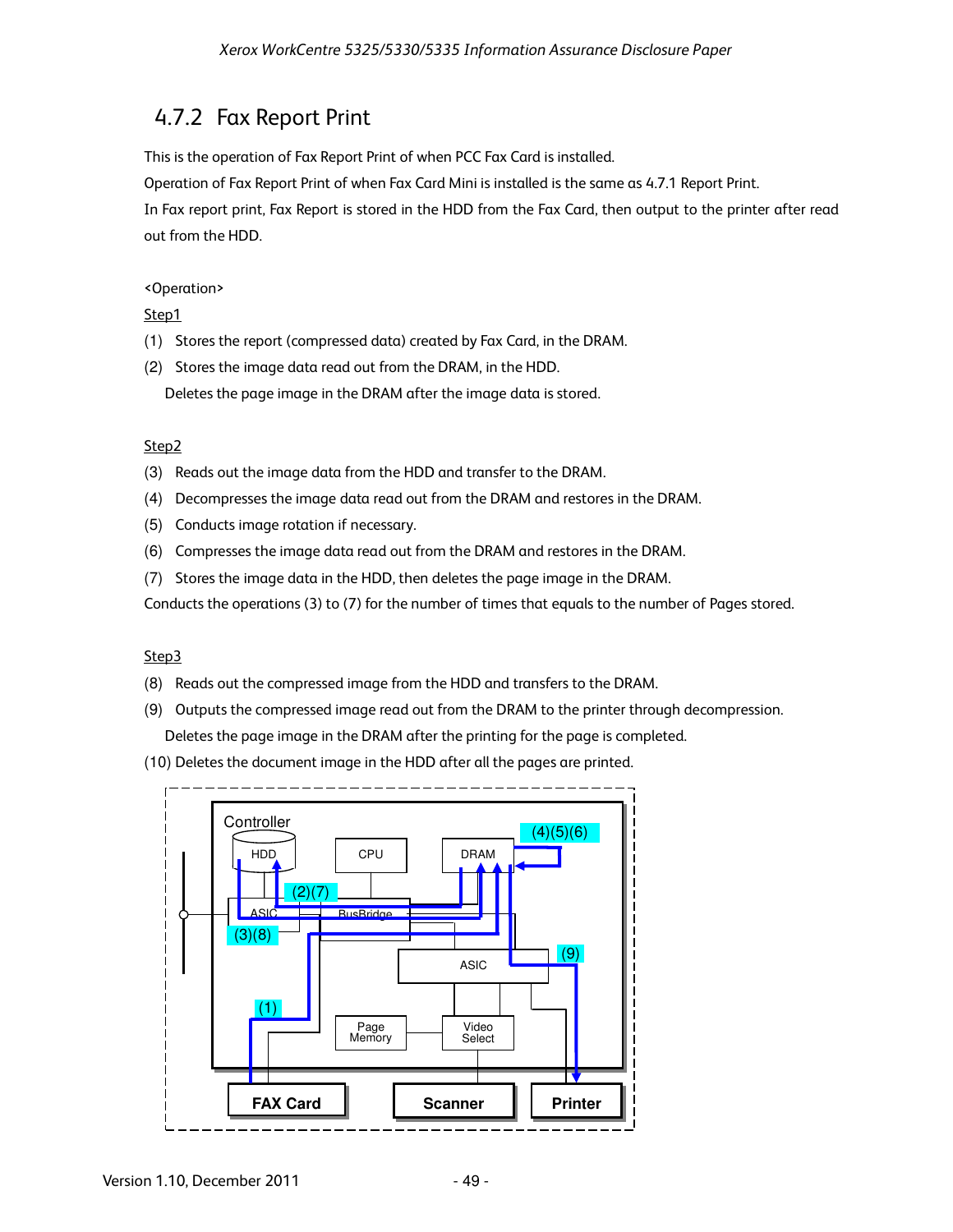## 4.7.2 Fax Report Print

This is the operation of Fax Report Print of when PCC Fax Card is installed.

Operation of Fax Report Print of when Fax Card Mini is installed is the same as 4.7.1 Report Print.

In Fax report print, Fax Report is stored in the HDD from the Fax Card, then output to the printer after read out from the HDD.

<Operation>

Step1

(1) Stores the report (compressed data) created by Fax Card, in the DRAM.

(2) Stores the image data read out from the DRAM, in the HDD.
    Deletes the page image in the DRAM after the image data is stored.

Step2

(3) Reads out the image data from the HDD and transfer to the DRAM.

(4) Decompresses the image data read out from the DRAM and restores in the DRAM.

(5) Conducts image rotation if necessary.

(6) Compresses the image data read out from the DRAM and restores in the DRAM.

(7) Stores the image data in the HDD, then deletes the page image in the DRAM.

Conducts the operations (3) to (7) for the number of times that equals to the number of Pages stored.

Step3

(8) Reads out the compressed image from the HDD and transfers to the DRAM.

(9) Outputs the compressed image read out from the DRAM to the printer through decompression.
    Deletes the page image in the DRAM after the printing for the page is completed.

(10) Deletes the document image in the HDD after all the pages are printed.

Controller

HDD | CPU | DRAM | (4)(5)(6) | (2)(7) | ASIC | BusBridge | (3)(8) | ASIC | (9) | (1) | Page Memory | Video Select

FAX Card | Scanner | Printer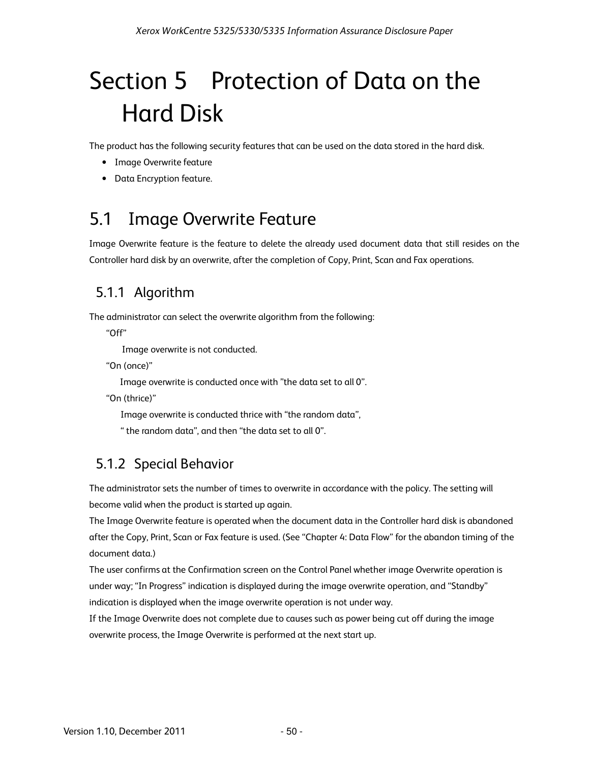# Section 5 Protection of Data on the Hard Disk

The product has the following security features that can be used on the data stored in the hard disk.

- Image Overwrite feature
- Data Encryption feature.

## 5.1 Image Overwrite Feature

Image Overwrite feature is the feature to delete the already used document data that still resides on the Controller hard disk by an overwrite, after the completion of Copy, Print, Scan and Fax operations.

### 5.1.1 Algorithm

The administrator can select the overwrite algorithm from the following:

"Off"

Image overwrite is not conducted.

"On (once)"

Image overwrite is conducted once with "the data set to all 0".

"On (thrice)"

Image overwrite is conducted thrice with "the random data", " the random data", and then "the data set to all 0".

### 5.1.2 Special Behavior

The administrator sets the number of times to overwrite in accordance with the policy. The setting will become valid when the product is started up again.

The Image Overwrite feature is operated when the document data in the Controller hard disk is abandoned after the Copy, Print, Scan or Fax feature is used. (See "Chapter 4: Data Flow" for the abandon timing of the document data.)

The user confirms at the Confirmation screen on the Control Panel whether image Overwrite operation is under way; "In Progress" indication is displayed during the image overwrite operation, and "Standby" indication is displayed when the image overwrite operation is not under way.

If the Image Overwrite does not complete due to causes such as power being cut off during the image overwrite process, the Image Overwrite is performed at the next start up.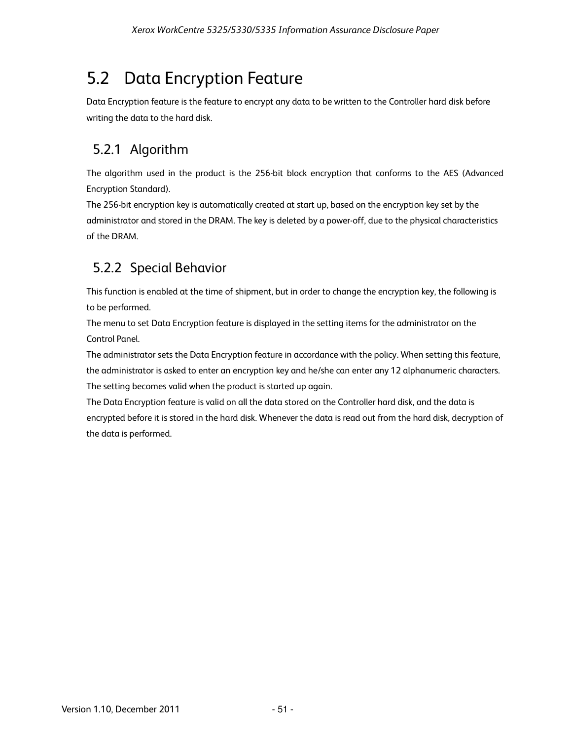## 5.2 Data Encryption Feature

Data Encryption feature is the feature to encrypt any data to be written to the Controller hard disk before writing the data to the hard disk.

### 5.2.1 Algorithm

The algorithm used in the product is the 256-bit block encryption that conforms to the AES (Advanced Encryption Standard).

The 256-bit encryption key is automatically created at start up, based on the encryption key set by the administrator and stored in the DRAM. The key is deleted by a power-off, due to the physical characteristics of the DRAM.

### 5.2.2 Special Behavior

This function is enabled at the time of shipment, but in order to change the encryption key, the following is to be performed.

The menu to set Data Encryption feature is displayed in the setting items for the administrator on the Control Panel.

The administrator sets the Data Encryption feature in accordance with the policy. When setting this feature, the administrator is asked to enter an encryption key and he/she can enter any 12 alphanumeric characters. The setting becomes valid when the product is started up again.

The Data Encryption feature is valid on all the data stored on the Controller hard disk, and the data is encrypted before it is stored in the hard disk. Whenever the data is read out from the hard disk, decryption of the data is performed.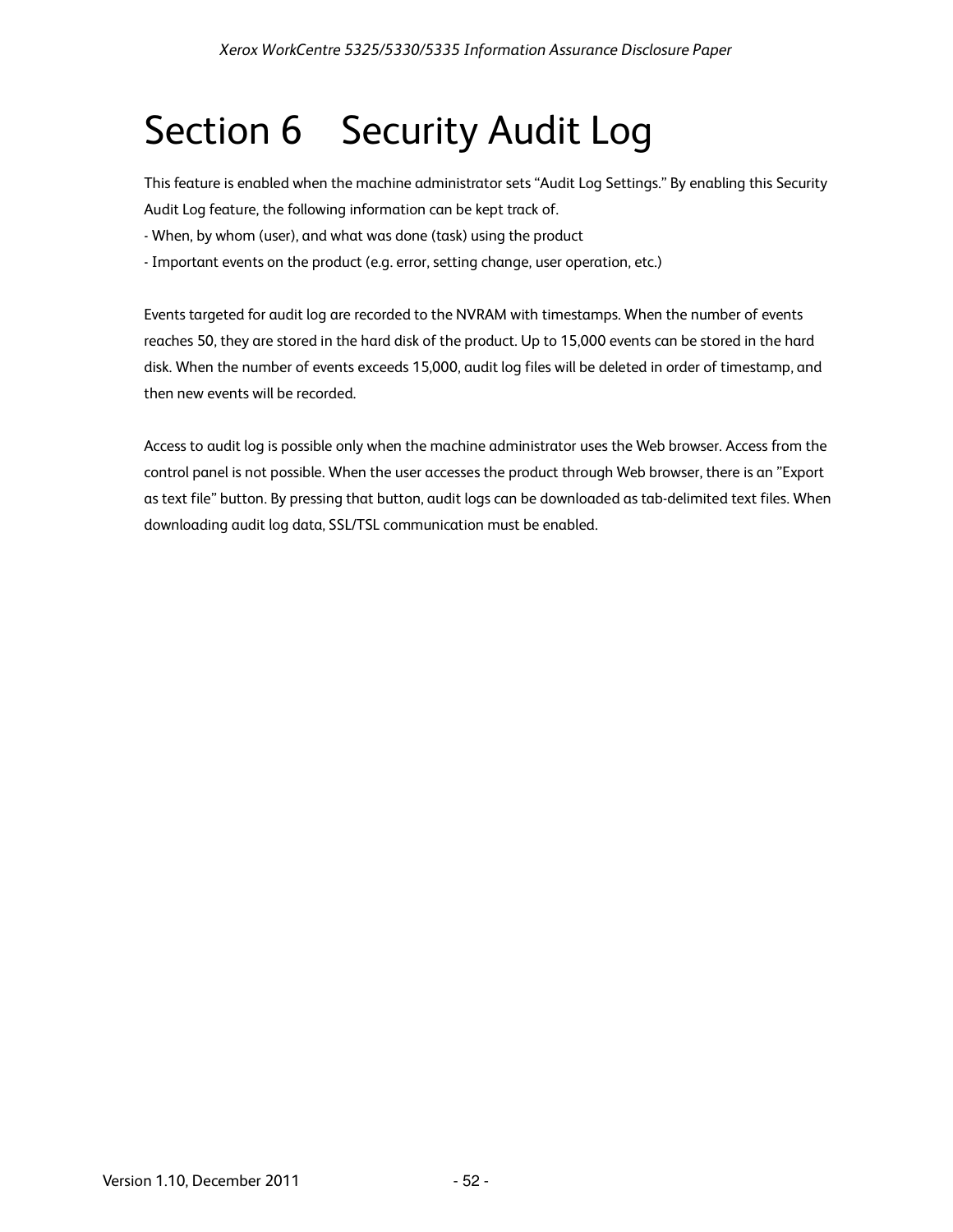# Section 6 Security Audit Log

This feature is enabled when the machine administrator sets “Audit Log Settings.” By enabling this Security Audit Log feature, the following information can be kept track of.

- When, by whom (user), and what was done (task) using the product
- Important events on the product (e.g. error, setting change, user operation, etc.)

Events targeted for audit log are recorded to the NVRAM with timestamps. When the number of events reaches 50, they are stored in the hard disk of the product. Up to 15,000 events can be stored in the hard disk. When the number of events exceeds 15,000, audit log files will be deleted in order of timestamp, and then new events will be recorded.

Access to audit log is possible only when the machine administrator uses the Web browser. Access from the control panel is not possible. When the user accesses the product through Web browser, there is an ”Export as text file” button. By pressing that button, audit logs can be downloaded as tab-delimited text files. When downloading audit log data, SSL/TSL communication must be enabled.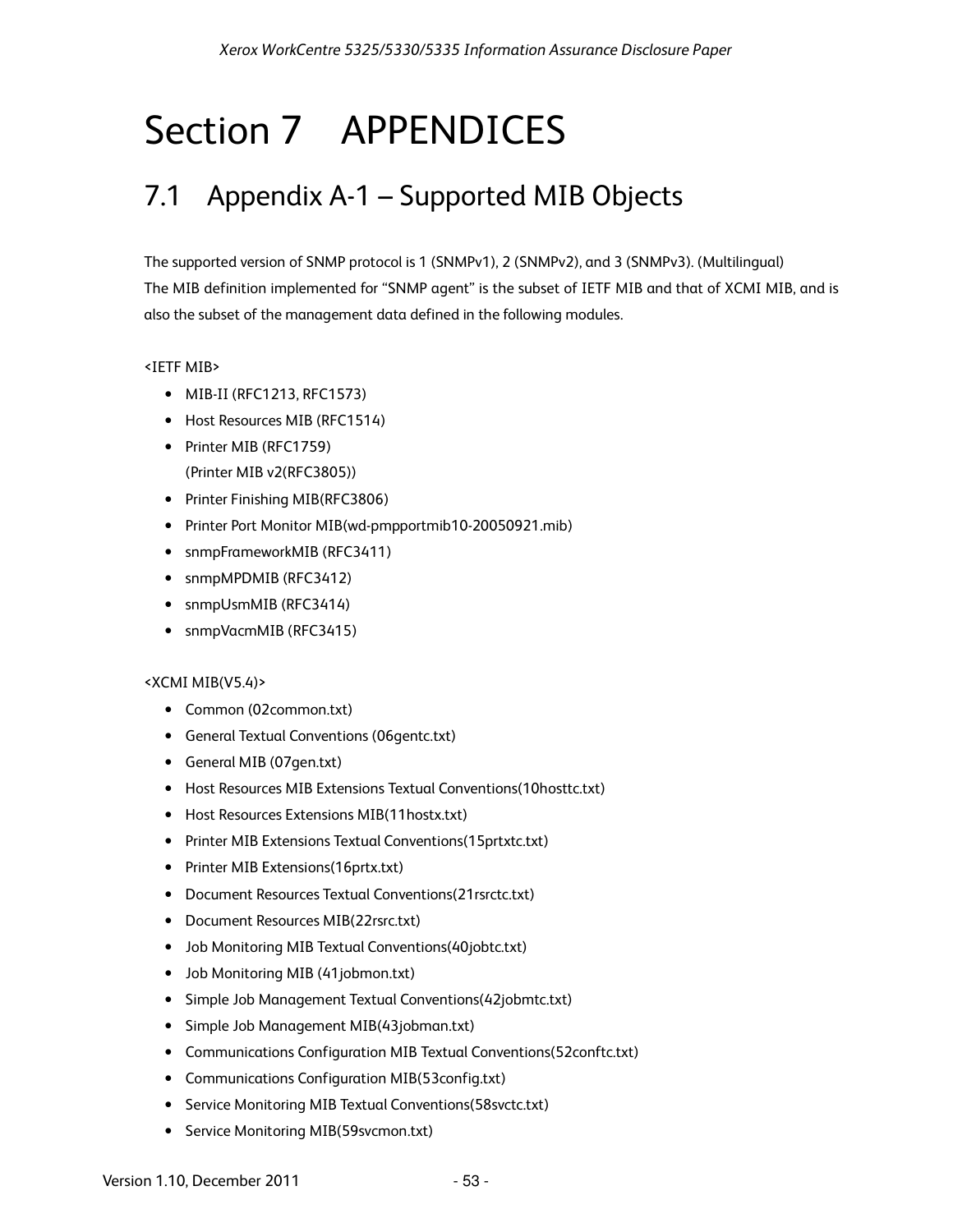# Section 7 APPENDICES

## 7.1 Appendix A-1 – Supported MIB Objects

The supported version of SNMP protocol is 1 (SNMPv1), 2 (SNMPv2), and 3 (SNMPv3). (Multilingual)
The MIB definition implemented for "SNMP agent" is the subset of IETF MIB and that of XCMI MIB, and is also the subset of the management data defined in the following modules.

<IETF MIB>

- MIB-II (RFC1213, RFC1573)
- Host Resources MIB (RFC1514)
- Printer MIB (RFC1759)
  (Printer MIB v2(RFC3805))
- Printer Finishing MIB(RFC3806)
- Printer Port Monitor MIB(wd-pmpportmib10-20050921.mib)
- snmpFrameworkMIB (RFC3411)
- snmpMPDMIB (RFC3412)
- snmpUsmMIB (RFC3414)
- snmpVacmMIB (RFC3415)

<XCMI MIB(V5.4)>

- Common (02common.txt)
- General Textual Conventions (06gentc.txt)
- General MIB (07gen.txt)
- Host Resources MIB Extensions Textual Conventions(10hosttc.txt)
- Host Resources Extensions MIB(11hostx.txt)
- Printer MIB Extensions Textual Conventions(15prtxtc.txt)
- Printer MIB Extensions(16prtx.txt)
- Document Resources Textual Conventions(21rsrctc.txt)
- Document Resources MIB(22rsrc.txt)
- Job Monitoring MIB Textual Conventions(40jobtc.txt)
- Job Monitoring MIB (41jobmon.txt)
- Simple Job Management Textual Conventions(42jobmtc.txt)
- Simple Job Management MIB(43jobman.txt)
- Communications Configuration MIB Textual Conventions(52conftc.txt)
- Communications Configuration MIB(53config.txt)
- Service Monitoring MIB Textual Conventions(58svctc.txt)
- Service Monitoring MIB(59svcmon.txt)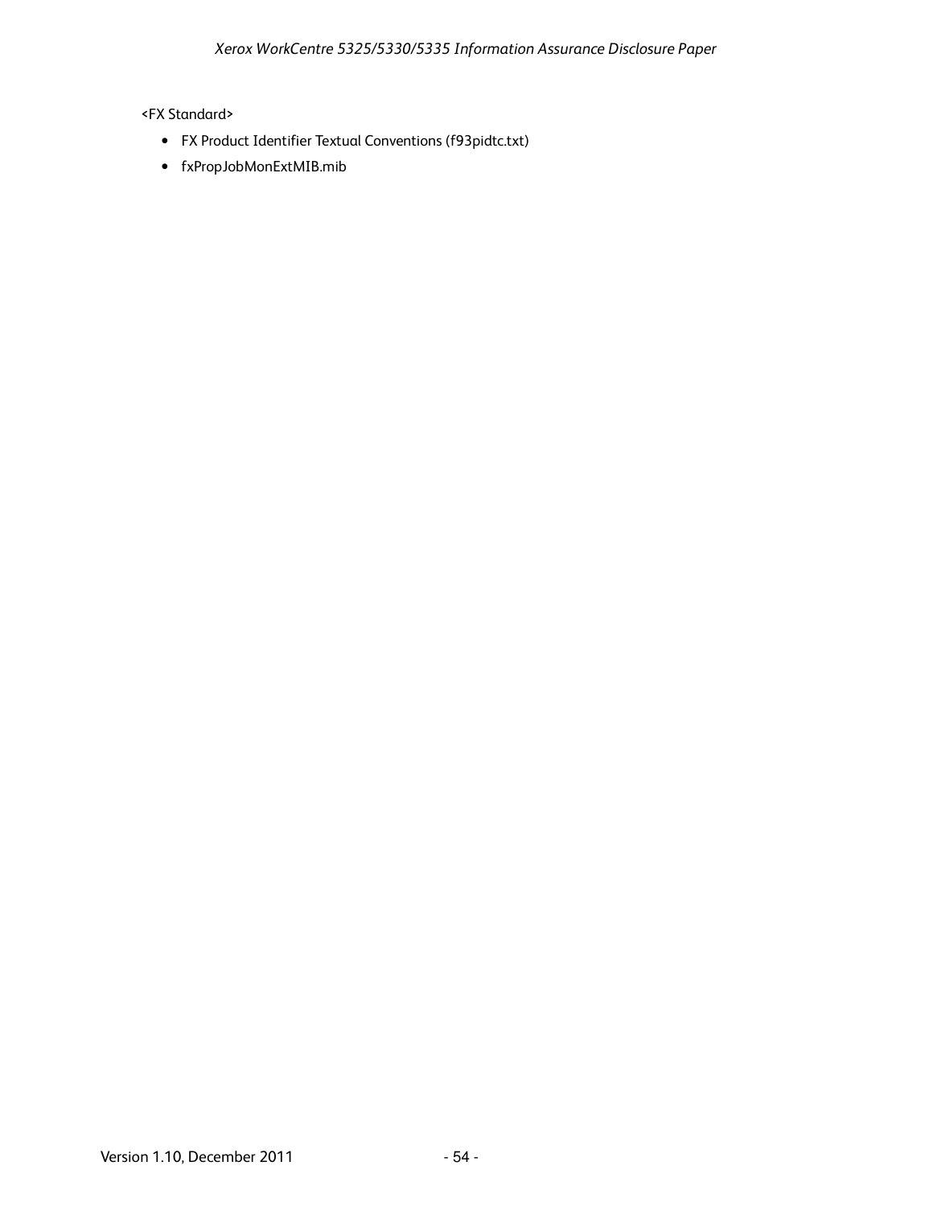<FX Standard>

- FX Product Identifier Textual Conventions (f93pidtc.txt)
- fxPropJobMonExtMIB.mib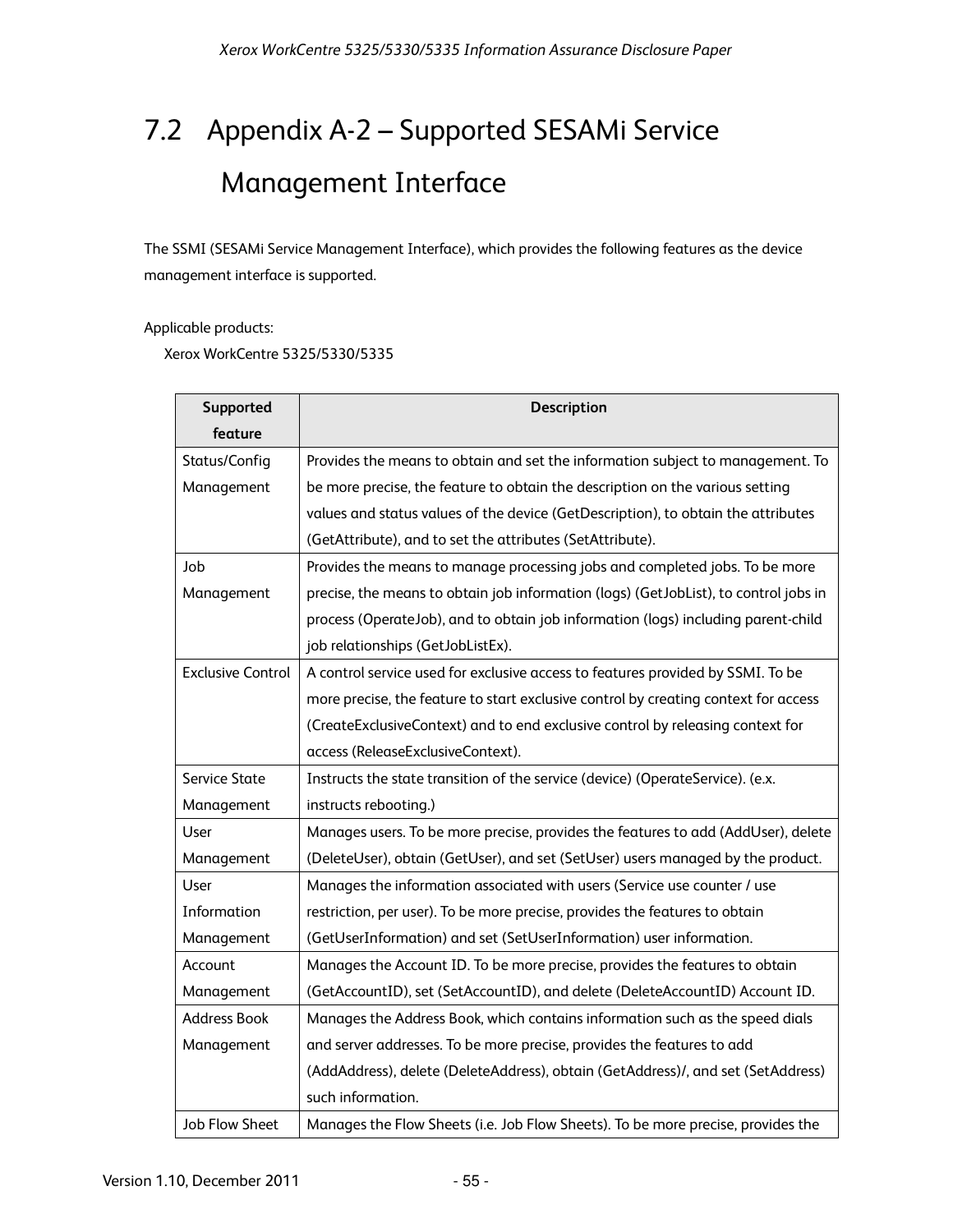## 7.2 Appendix A-2 – Supported SESAMi Service Management Interface

The SSMI (SESAMi Service Management Interface), which provides the following features as the device management interface is supported.

Applicable products:

Xerox WorkCentre 5325/5330/5335

| Supported feature | Description |
|---|---|
| Status/Config Management | Provides the means to obtain and set the information subject to management. To be more precise, the feature to obtain the description on the various setting values and status values of the device (GetDescription), to obtain the attributes (GetAttribute), and to set the attributes (SetAttribute). |
| Job Management | Provides the means to manage processing jobs and completed jobs. To be more precise, the means to obtain job information (logs) (GetJobList), to control jobs in process (OperateJob), and to obtain job information (logs) including parent-child job relationships (GetJobListEx). |
| Exclusive Control | A control service used for exclusive access to features provided by SSMI. To be more precise, the feature to start exclusive control by creating context for access (CreateExclusiveContext) and to end exclusive control by releasing context for access (ReleaseExclusiveContext). |
| Service State Management | Instructs the state transition of the service (device) (OperateService). (e.x. instructs rebooting.) |
| User Management | Manages users. To be more precise, provides the features to add (AddUser), delete (DeleteUser), obtain (GetUser), and set (SetUser) users managed by the product. |
| User Information Management | Manages the information associated with users (Service use counter / use restriction, per user). To be more precise, provides the features to obtain (GetUserInformation) and set (SetUserInformation) user information. |
| Account Management | Manages the Account ID. To be more precise, provides the features to obtain (GetAccountID), set (SetAccountID), and delete (DeleteAccountID) Account ID. |
| Address Book Management | Manages the Address Book, which contains information such as the speed dials and server addresses. To be more precise, provides the features to add (AddAddress), delete (DeleteAddress), obtain (GetAddress)/, and set (SetAddress) such information. |
| Job Flow Sheet | Manages the Flow Sheets (i.e. Job Flow Sheets). To be more precise, provides the |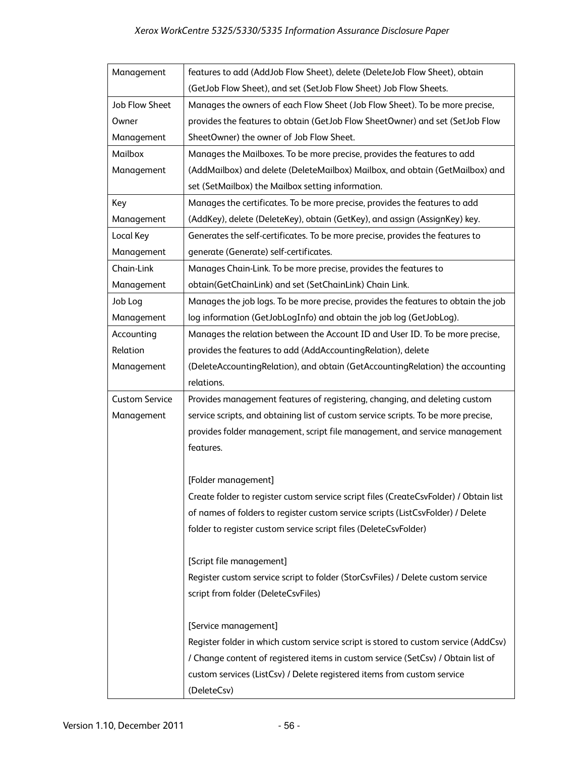| | |
|---|---|
| Management | features to add (AddJob Flow Sheet), delete (DeleteJob Flow Sheet), obtain (GetJob Flow Sheet), and set (SetJob Flow Sheet) Job Flow Sheets. |
| Job Flow Sheet Owner Management | Manages the owners of each Flow Sheet (Job Flow Sheet). To be more precise, provides the features to obtain (GetJob Flow SheetOwner) and set (SetJob Flow SheetOwner) the owner of Job Flow Sheet. |
| Mailbox Management | Manages the Mailboxes. To be more precise, provides the features to add (AddMailbox) and delete (DeleteMailbox) Mailbox, and obtain (GetMailbox) and set (SetMailbox) the Mailbox setting information. |
| Key Management | Manages the certificates. To be more precise, provides the features to add (AddKey), delete (DeleteKey), obtain (GetKey), and assign (AssignKey) key. |
| Local Key Management | Generates the self-certificates. To be more precise, provides the features to generate (Generate) self-certificates. |
| Chain-Link Management | Manages Chain-Link. To be more precise, provides the features to obtain(GetChainLink) and set (SetChainLink) Chain Link. |
| Job Log Management | Manages the job logs. To be more precise, provides the features to obtain the job log information (GetJobLogInfo) and obtain the job log (GetJobLog). |
| Accounting Relation Management | Manages the relation between the Account ID and User ID. To be more precise, provides the features to add (AddAccountingRelation), delete (DeleteAccountingRelation), and obtain (GetAccountingRelation) the accounting relations. |
| Custom Service Management | Provides management features of registering, changing, and deleting custom service scripts, and obtaining list of custom service scripts. To be more precise, provides folder management, script file management, and service management features.<br><br>[Folder management]<br>Create folder to register custom service script files (CreateCsvFolder) / Obtain list of names of folders to register custom service scripts (ListCsvFolder) / Delete folder to register custom service script files (DeleteCsvFolder)<br><br>[Script file management]<br>Register custom service script to folder (StorCsvFiles) / Delete custom service script from folder (DeleteCsvFiles)<br><br>[Service management]<br>Register folder in which custom service script is stored to custom service (AddCsv) / Change content of registered items in custom service (SetCsv) / Obtain list of custom services (ListCsv) / Delete registered items from custom service (DeleteCsv) |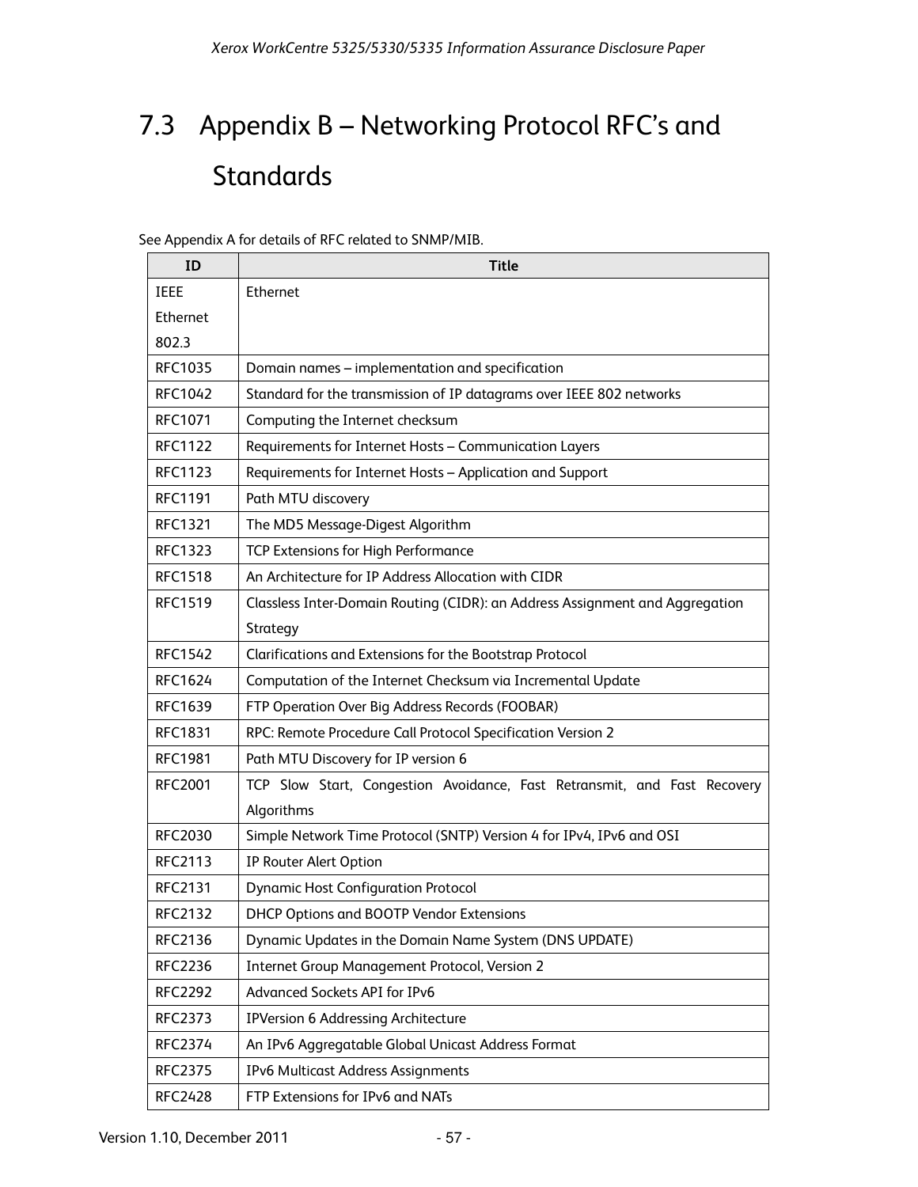## 7.3 Appendix B – Networking Protocol RFC's and Standards

See Appendix A for details of RFC related to SNMP/MIB.

| ID | Title |
|---|---|
| IEEE Ethernet 802.3 | Ethernet |
| RFC1035 | Domain names – implementation and specification |
| RFC1042 | Standard for the transmission of IP datagrams over IEEE 802 networks |
| RFC1071 | Computing the Internet checksum |
| RFC1122 | Requirements for Internet Hosts – Communication Layers |
| RFC1123 | Requirements for Internet Hosts – Application and Support |
| RFC1191 | Path MTU discovery |
| RFC1321 | The MD5 Message-Digest Algorithm |
| RFC1323 | TCP Extensions for High Performance |
| RFC1518 | An Architecture for IP Address Allocation with CIDR |
| RFC1519 | Classless Inter-Domain Routing (CIDR): an Address Assignment and Aggregation Strategy |
| RFC1542 | Clarifications and Extensions for the Bootstrap Protocol |
| RFC1624 | Computation of the Internet Checksum via Incremental Update |
| RFC1639 | FTP Operation Over Big Address Records (FOOBAR) |
| RFC1831 | RPC: Remote Procedure Call Protocol Specification Version 2 |
| RFC1981 | Path MTU Discovery for IP version 6 |
| RFC2001 | TCP Slow Start, Congestion Avoidance, Fast Retransmit, and Fast Recovery Algorithms |
| RFC2030 | Simple Network Time Protocol (SNTP) Version 4 for IPv4, IPv6 and OSI |
| RFC2113 | IP Router Alert Option |
| RFC2131 | Dynamic Host Configuration Protocol |
| RFC2132 | DHCP Options and BOOTP Vendor Extensions |
| RFC2136 | Dynamic Updates in the Domain Name System (DNS UPDATE) |
| RFC2236 | Internet Group Management Protocol, Version 2 |
| RFC2292 | Advanced Sockets API for IPv6 |
| RFC2373 | IPVersion 6 Addressing Architecture |
| RFC2374 | An IPv6 Aggregatable Global Unicast Address Format |
| RFC2375 | IPv6 Multicast Address Assignments |
| RFC2428 | FTP Extensions for IPv6 and NATs |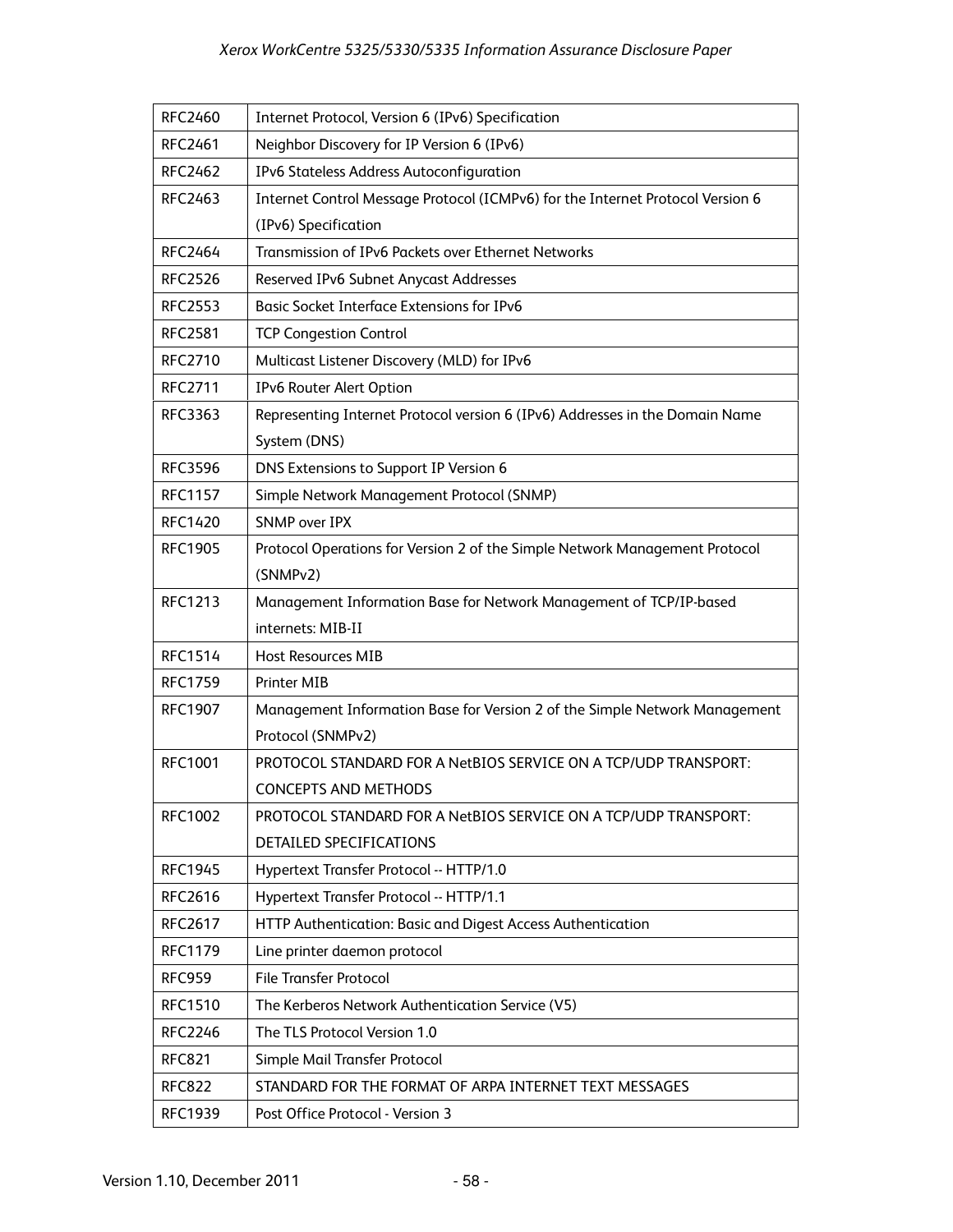| RFC2460 | Internet Protocol, Version 6 (IPv6) Specification |
|---|---|
| RFC2461 | Neighbor Discovery for IP Version 6 (IPv6) |
| RFC2462 | IPv6 Stateless Address Autoconfiguration |
| RFC2463 | Internet Control Message Protocol (ICMPv6) for the Internet Protocol Version 6 (IPv6) Specification |
| RFC2464 | Transmission of IPv6 Packets over Ethernet Networks |
| RFC2526 | Reserved IPv6 Subnet Anycast Addresses |
| RFC2553 | Basic Socket Interface Extensions for IPv6 |
| RFC2581 | TCP Congestion Control |
| RFC2710 | Multicast Listener Discovery (MLD) for IPv6 |
| RFC2711 | IPv6 Router Alert Option |
| RFC3363 | Representing Internet Protocol version 6 (IPv6) Addresses in the Domain Name System (DNS) |
| RFC3596 | DNS Extensions to Support IP Version 6 |
| RFC1157 | Simple Network Management Protocol (SNMP) |
| RFC1420 | SNMP over IPX |
| RFC1905 | Protocol Operations for Version 2 of the Simple Network Management Protocol (SNMPv2) |
| RFC1213 | Management Information Base for Network Management of TCP/IP-based internets: MIB-II |
| RFC1514 | Host Resources MIB |
| RFC1759 | Printer MIB |
| RFC1907 | Management Information Base for Version 2 of the Simple Network Management Protocol (SNMPv2) |
| RFC1001 | PROTOCOL STANDARD FOR A NetBIOS SERVICE ON A TCP/UDP TRANSPORT: CONCEPTS AND METHODS |
| RFC1002 | PROTOCOL STANDARD FOR A NetBIOS SERVICE ON A TCP/UDP TRANSPORT: DETAILED SPECIFICATIONS |
| RFC1945 | Hypertext Transfer Protocol -- HTTP/1.0 |
| RFC2616 | Hypertext Transfer Protocol -- HTTP/1.1 |
| RFC2617 | HTTP Authentication: Basic and Digest Access Authentication |
| RFC1179 | Line printer daemon protocol |
| RFC959 | File Transfer Protocol |
| RFC1510 | The Kerberos Network Authentication Service (V5) |
| RFC2246 | The TLS Protocol Version 1.0 |
| RFC821 | Simple Mail Transfer Protocol |
| RFC822 | STANDARD FOR THE FORMAT OF ARPA INTERNET TEXT MESSAGES |
| RFC1939 | Post Office Protocol - Version 3 |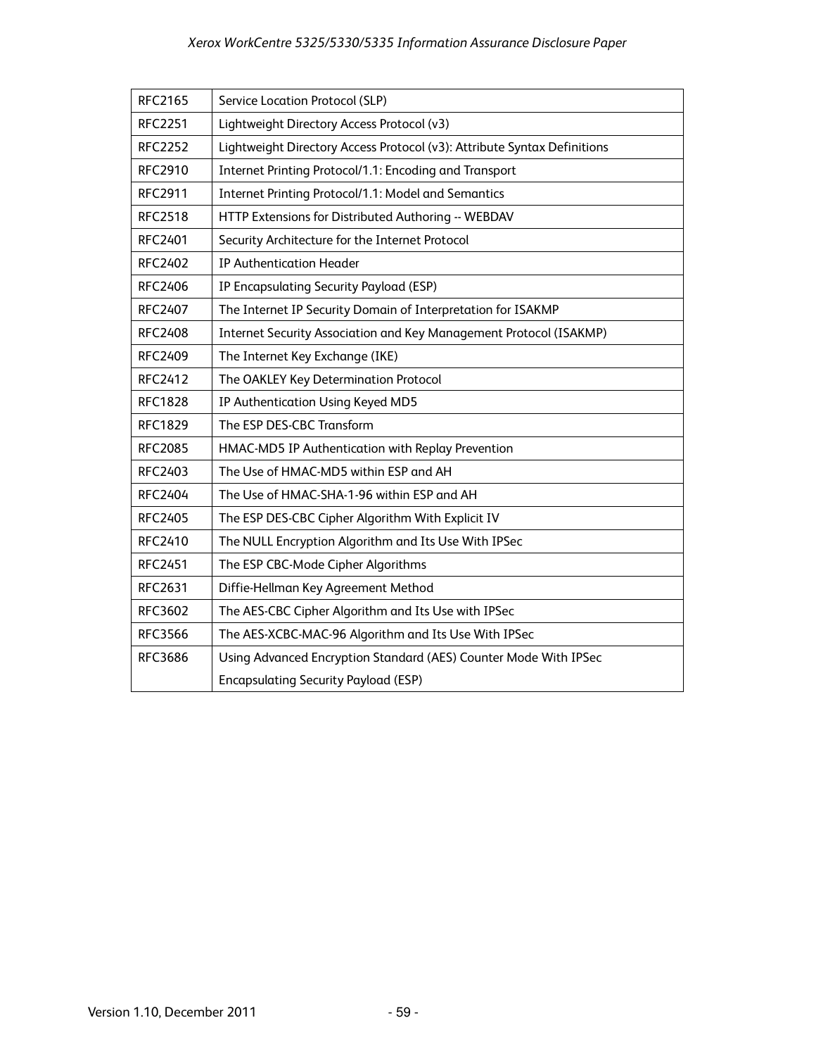| | |
|---|---|
| RFC2165 | Service Location Protocol (SLP) |
| RFC2251 | Lightweight Directory Access Protocol (v3) |
| RFC2252 | Lightweight Directory Access Protocol (v3): Attribute Syntax Definitions |
| RFC2910 | Internet Printing Protocol/1.1: Encoding and Transport |
| RFC2911 | Internet Printing Protocol/1.1: Model and Semantics |
| RFC2518 | HTTP Extensions for Distributed Authoring -- WEBDAV |
| RFC2401 | Security Architecture for the Internet Protocol |
| RFC2402 | IP Authentication Header |
| RFC2406 | IP Encapsulating Security Payload (ESP) |
| RFC2407 | The Internet IP Security Domain of Interpretation for ISAKMP |
| RFC2408 | Internet Security Association and Key Management Protocol (ISAKMP) |
| RFC2409 | The Internet Key Exchange (IKE) |
| RFC2412 | The OAKLEY Key Determination Protocol |
| RFC1828 | IP Authentication Using Keyed MD5 |
| RFC1829 | The ESP DES-CBC Transform |
| RFC2085 | HMAC-MD5 IP Authentication with Replay Prevention |
| RFC2403 | The Use of HMAC-MD5 within ESP and AH |
| RFC2404 | The Use of HMAC-SHA-1-96 within ESP and AH |
| RFC2405 | The ESP DES-CBC Cipher Algorithm With Explicit IV |
| RFC2410 | The NULL Encryption Algorithm and Its Use With IPSec |
| RFC2451 | The ESP CBC-Mode Cipher Algorithms |
| RFC2631 | Diffie-Hellman Key Agreement Method |
| RFC3602 | The AES-CBC Cipher Algorithm and Its Use with IPSec |
| RFC3566 | The AES-XCBC-MAC-96 Algorithm and Its Use With IPSec |
| RFC3686 | Using Advanced Encryption Standard (AES) Counter Mode With IPSec Encapsulating Security Payload (ESP) |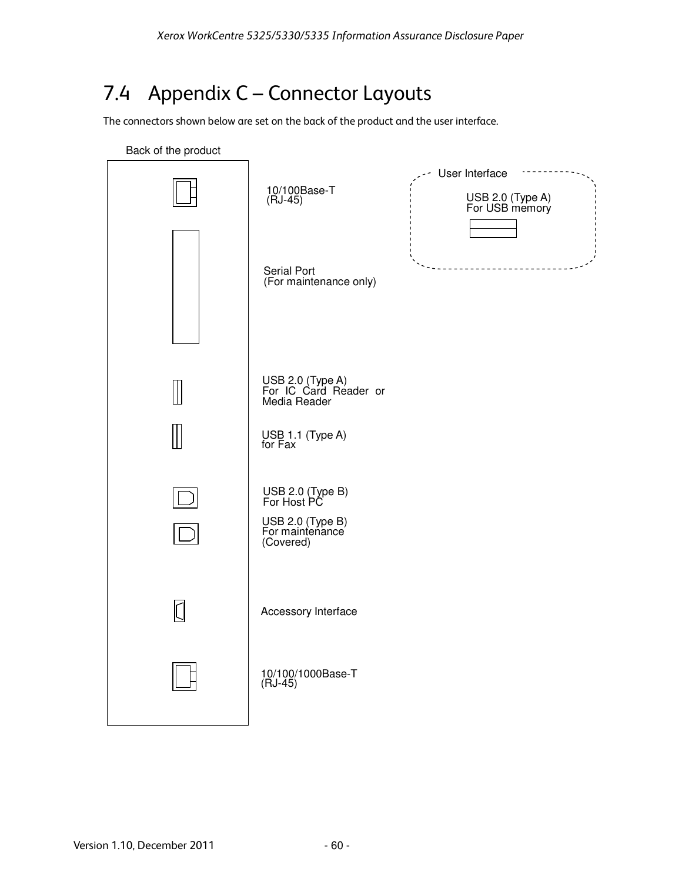# 7.4 Appendix C – Connector Layouts

The connectors shown below are set on the back of the product and the user interface.

Back of the product

10/100Base-T
(RJ-45)

Serial Port
(For maintenance only)

USB 2.0 (Type A)
For IC Card Reader or
Media Reader

USB 1.1 (Type A)
for Fax

USB 2.0 (Type B)
For Host PC

USB 2.0 (Type B)
For maintenance
(Covered)

Accessory Interface

10/100/1000Base-T
(RJ-45)

User Interface

USB 2.0 (Type A)
For USB memory